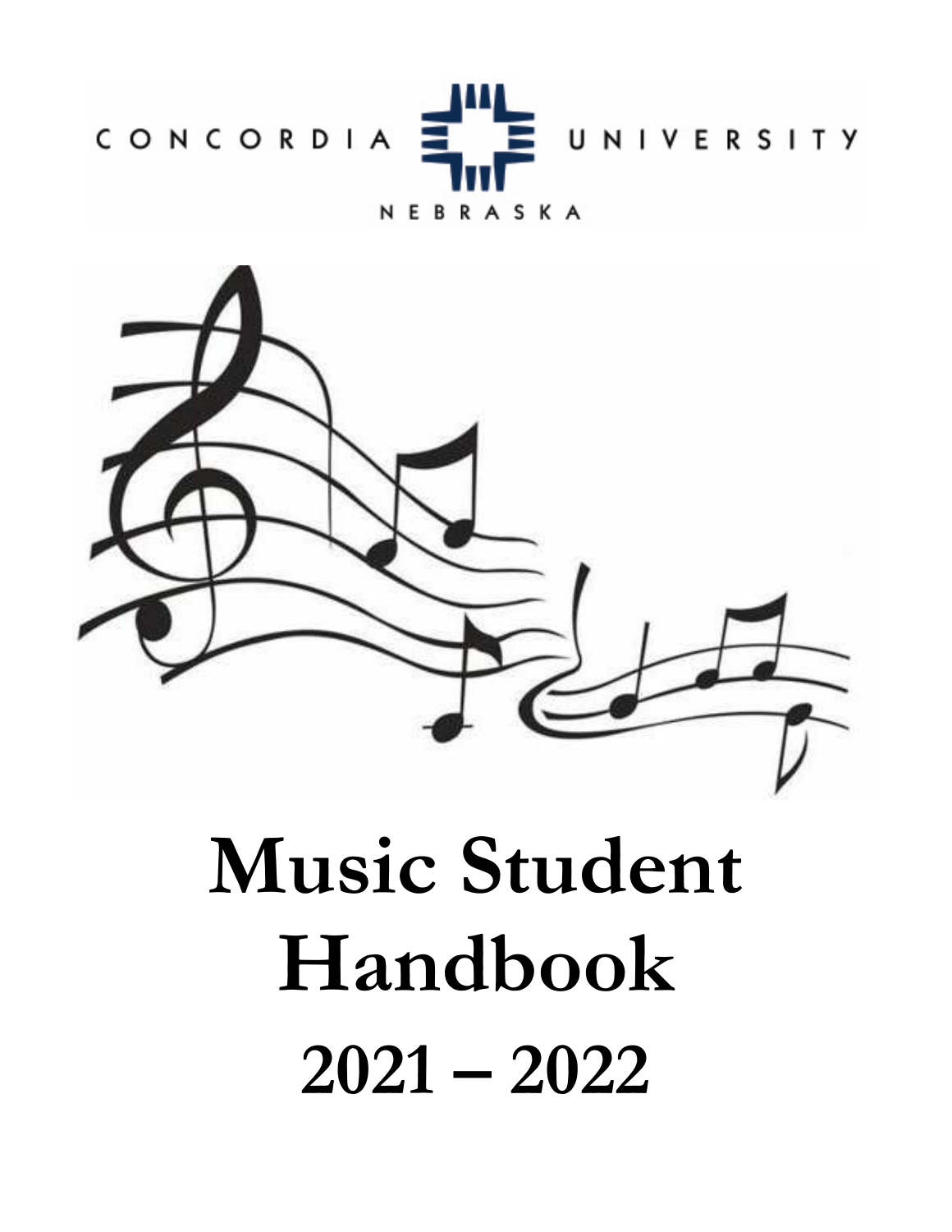CONCORDIA UNIVERSITY

NEBRASKA

# Music Student Handbook

# 2021 – 2022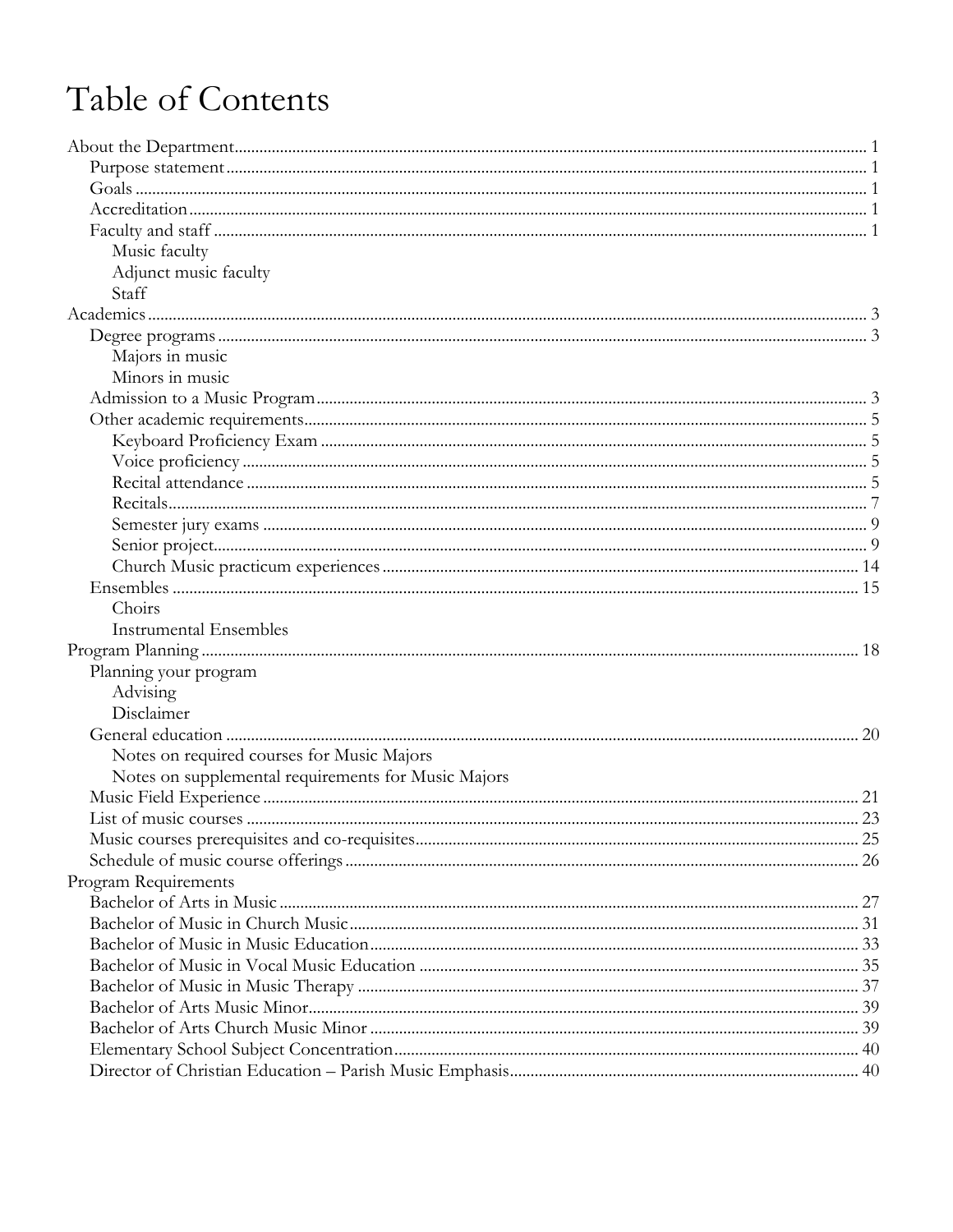# Table of Contents

- About the Department ... 1
  - Purpose statement ... 1
  - Goals ... 1
  - Accreditation ... 1
  - Faculty and staff ... 1
    - Music faculty
    - Adjunct music faculty
    - Staff
- Academics ... 3
  - Degree programs ... 3
    - Majors in music
    - Minors in music
  - Admission to a Music Program ... 3
  - Other academic requirements ... 5
    - Keyboard Proficiency Exam ... 5
    - Voice proficiency ... 5
    - Recital attendance ... 5
    - Recitals ... 7
    - Semester jury exams ... 9
    - Senior project ... 9
    - Church Music practicum experiences ... 14
  - Ensembles ... 15
    - Choirs
    - Instrumental Ensembles
- Program Planning ... 18
  - Planning your program
    - Advising
    - Disclaimer
  - General education ... 20
    - Notes on required courses for Music Majors
    - Notes on supplemental requirements for Music Majors
  - Music Field Experience ... 21
  - List of music courses ... 23
  - Music courses prerequisites and co-requisites ... 25
  - Schedule of music course offerings ... 26
- Program Requirements
  - Bachelor of Arts in Music ... 27
  - Bachelor of Music in Church Music ... 31
  - Bachelor of Music in Music Education ... 33
  - Bachelor of Music in Vocal Music Education ... 35
  - Bachelor of Music in Music Therapy ... 37
  - Bachelor of Arts Music Minor ... 39
  - Bachelor of Arts Church Music Minor ... 39
  - Elementary School Subject Concentration ... 40
  - Director of Christian Education – Parish Music Emphasis ... 40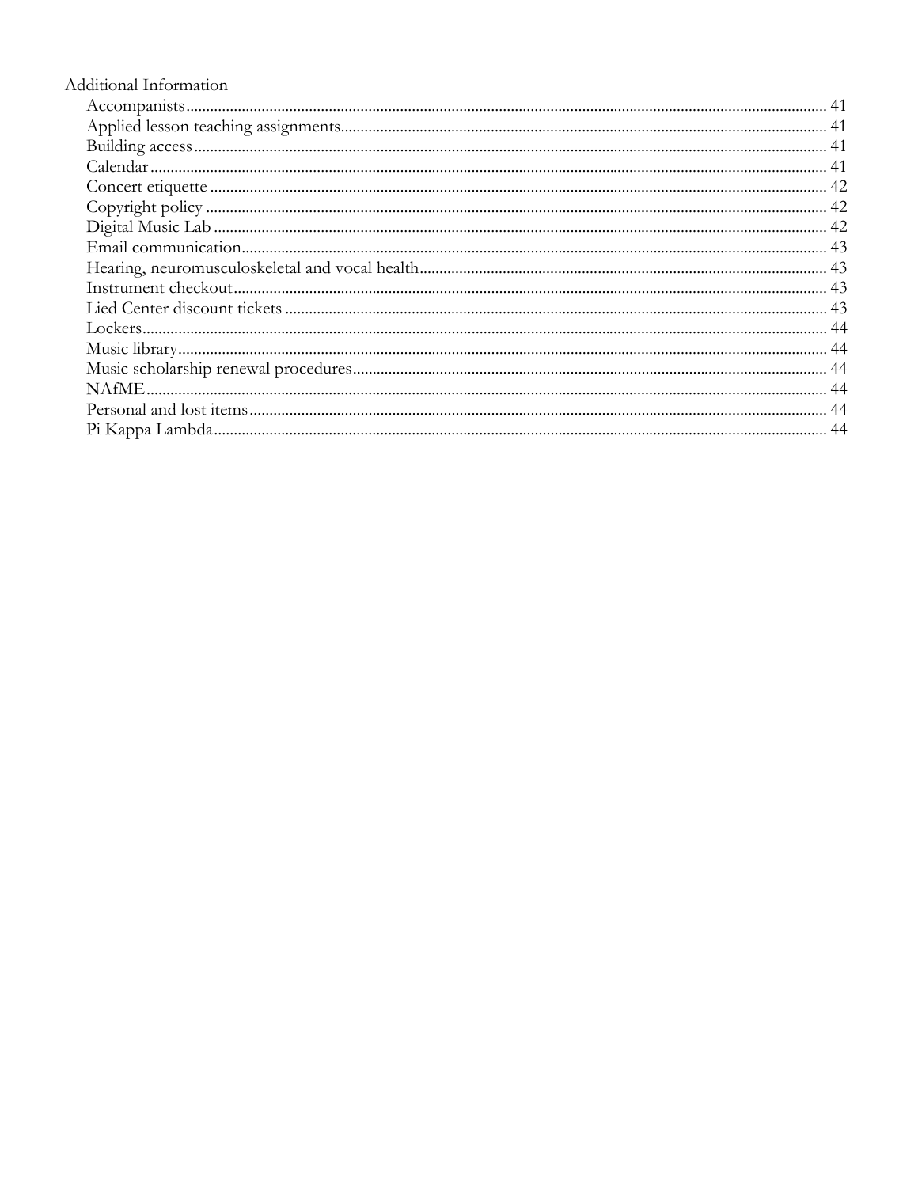Additional Information

- Accompanists ........ 41
- Applied lesson teaching assignments ........ 41
- Building access ........ 41
- Calendar ........ 41
- Concert etiquette ........ 42
- Copyright policy ........ 42
- Digital Music Lab ........ 42
- Email communication ........ 43
- Hearing, neuromusculoskeletal and vocal health ........ 43
- Instrument checkout ........ 43
- Lied Center discount tickets ........ 43
- Lockers ........ 44
- Music library ........ 44
- Music scholarship renewal procedures ........ 44
- NAfME ........ 44
- Personal and lost items ........ 44
- Pi Kappa Lambda ........ 44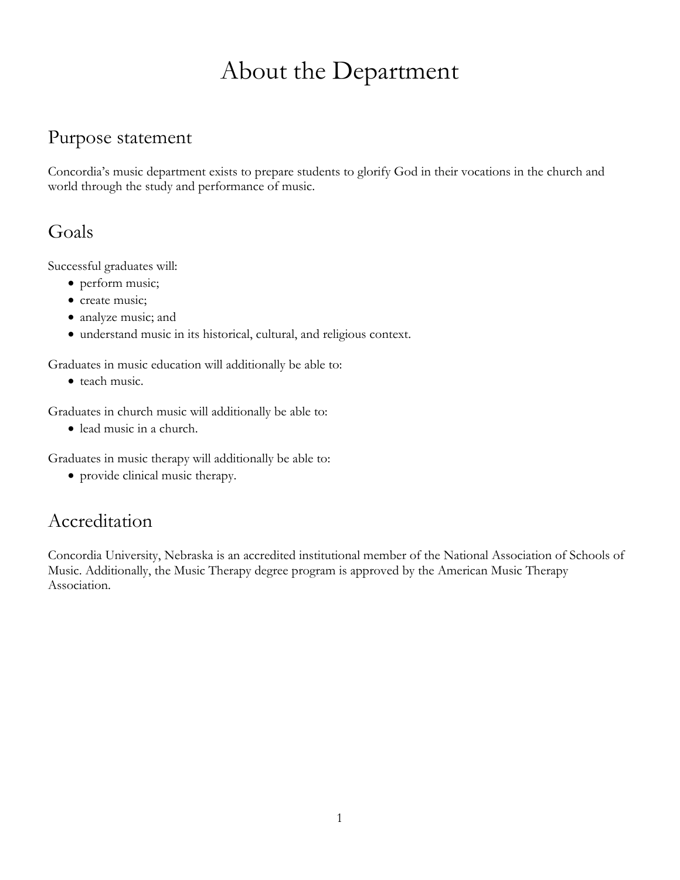# About the Department

## Purpose statement

Concordia's music department exists to prepare students to glorify God in their vocations in the church and world through the study and performance of music.

## Goals

Successful graduates will:

- perform music;
- create music;
- analyze music; and
- understand music in its historical, cultural, and religious context.

Graduates in music education will additionally be able to:

- teach music.

Graduates in church music will additionally be able to:

- lead music in a church.

Graduates in music therapy will additionally be able to:

- provide clinical music therapy.

## Accreditation

Concordia University, Nebraska is an accredited institutional member of the National Association of Schools of Music. Additionally, the Music Therapy degree program is approved by the American Music Therapy Association.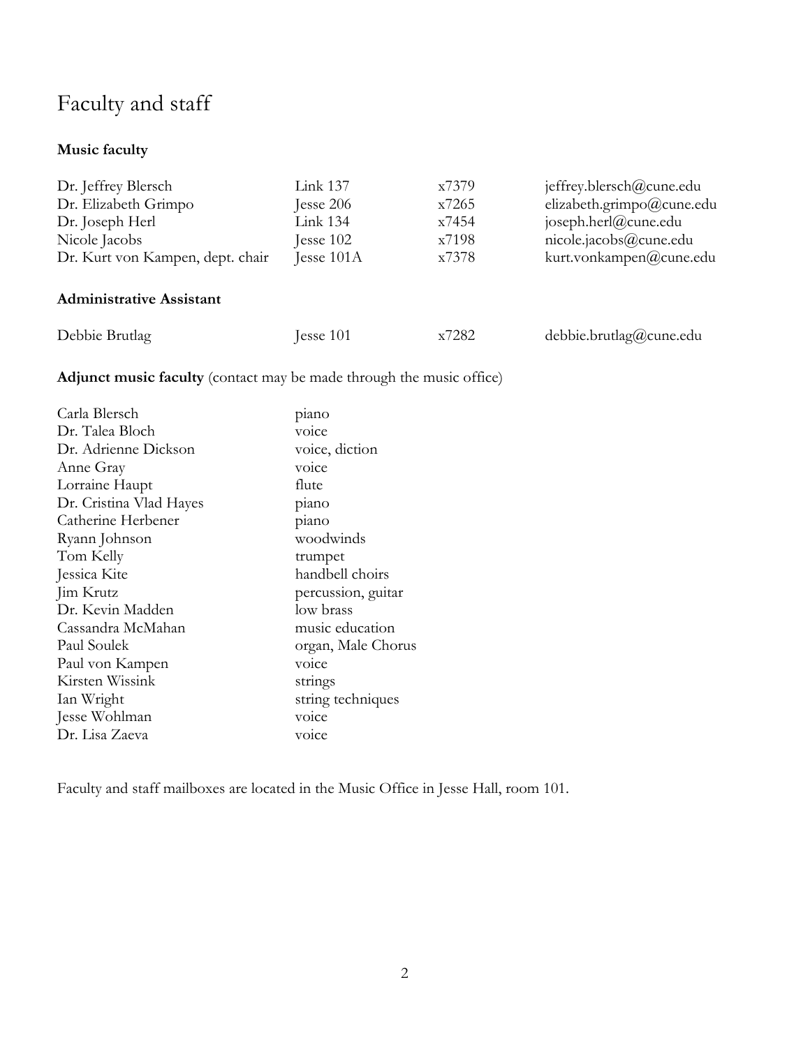# Faculty and staff

**Music faculty**

| | | | |
|---|---|---|---|
| Dr. Jeffrey Blersch | Link 137 | x7379 | jeffrey.blersch@cune.edu |
| Dr. Elizabeth Grimpo | Jesse 206 | x7265 | elizabeth.grimpo@cune.edu |
| Dr. Joseph Herl | Link 134 | x7454 | joseph.herl@cune.edu |
| Nicole Jacobs | Jesse 102 | x7198 | nicole.jacobs@cune.edu |
| Dr. Kurt von Kampen, dept. chair | Jesse 101A | x7378 | kurt.vonkampen@cune.edu |

**Administrative Assistant**

| | | | |
|---|---|---|---|
| Debbie Brutlag | Jesse 101 | x7282 | debbie.brutlag@cune.edu |

**Adjunct music faculty** (contact may be made through the music office)

| | |
|---|---|
| Carla Blersch | piano |
| Dr. Talea Bloch | voice |
| Dr. Adrienne Dickson | voice, diction |
| Anne Gray | voice |
| Lorraine Haupt | flute |
| Dr. Cristina Vlad Hayes | piano |
| Catherine Herbener | piano |
| Ryann Johnson | woodwinds |
| Tom Kelly | trumpet |
| Jessica Kite | handbell choirs |
| Jim Krutz | percussion, guitar |
| Dr. Kevin Madden | low brass |
| Cassandra McMahan | music education |
| Paul Soulek | organ, Male Chorus |
| Paul von Kampen | voice |
| Kirsten Wissink | strings |
| Ian Wright | string techniques |
| Jesse Wohlman | voice |
| Dr. Lisa Zaeva | voice |

Faculty and staff mailboxes are located in the Music Office in Jesse Hall, room 101.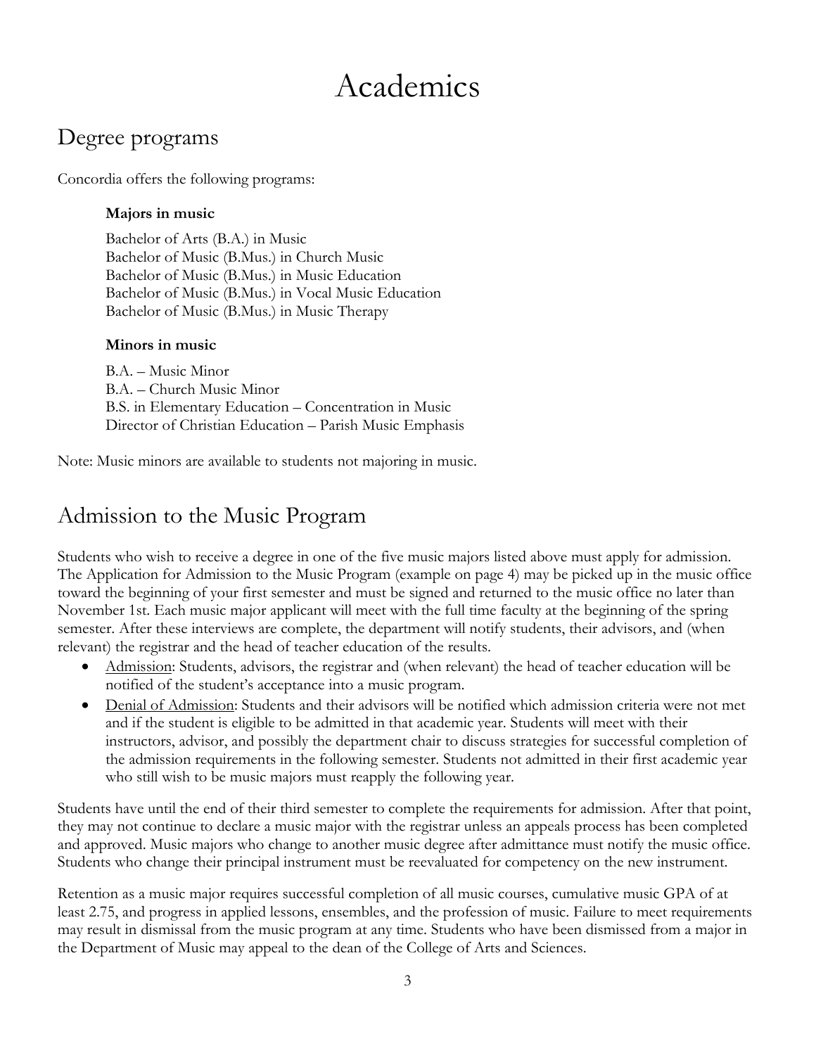# Academics

## Degree programs

Concordia offers the following programs:

**Majors in music**

Bachelor of Arts (B.A.) in Music
Bachelor of Music (B.Mus.) in Church Music
Bachelor of Music (B.Mus.) in Music Education
Bachelor of Music (B.Mus.) in Vocal Music Education
Bachelor of Music (B.Mus.) in Music Therapy

**Minors in music**

B.A. – Music Minor
B.A. – Church Music Minor
B.S. in Elementary Education – Concentration in Music
Director of Christian Education – Parish Music Emphasis

Note: Music minors are available to students not majoring in music.

## Admission to the Music Program

Students who wish to receive a degree in one of the five music majors listed above must apply for admission. The Application for Admission to the Music Program (example on page 4) may be picked up in the music office toward the beginning of your first semester and must be signed and returned to the music office no later than November 1st. Each music major applicant will meet with the full time faculty at the beginning of the spring semester. After these interviews are complete, the department will notify students, their advisors, and (when relevant) the registrar and the head of teacher education of the results.

- Admission: Students, advisors, the registrar and (when relevant) the head of teacher education will be notified of the student's acceptance into a music program.
- Denial of Admission: Students and their advisors will be notified which admission criteria were not met and if the student is eligible to be admitted in that academic year. Students will meet with their instructors, advisor, and possibly the department chair to discuss strategies for successful completion of the admission requirements in the following semester. Students not admitted in their first academic year who still wish to be music majors must reapply the following year.

Students have until the end of their third semester to complete the requirements for admission. After that point, they may not continue to declare a music major with the registrar unless an appeals process has been completed and approved. Music majors who change to another music degree after admittance must notify the music office. Students who change their principal instrument must be reevaluated for competency on the new instrument.

Retention as a music major requires successful completion of all music courses, cumulative music GPA of at least 2.75, and progress in applied lessons, ensembles, and the profession of music. Failure to meet requirements may result in dismissal from the music program at any time. Students who have been dismissed from a major in the Department of Music may appeal to the dean of the College of Arts and Sciences.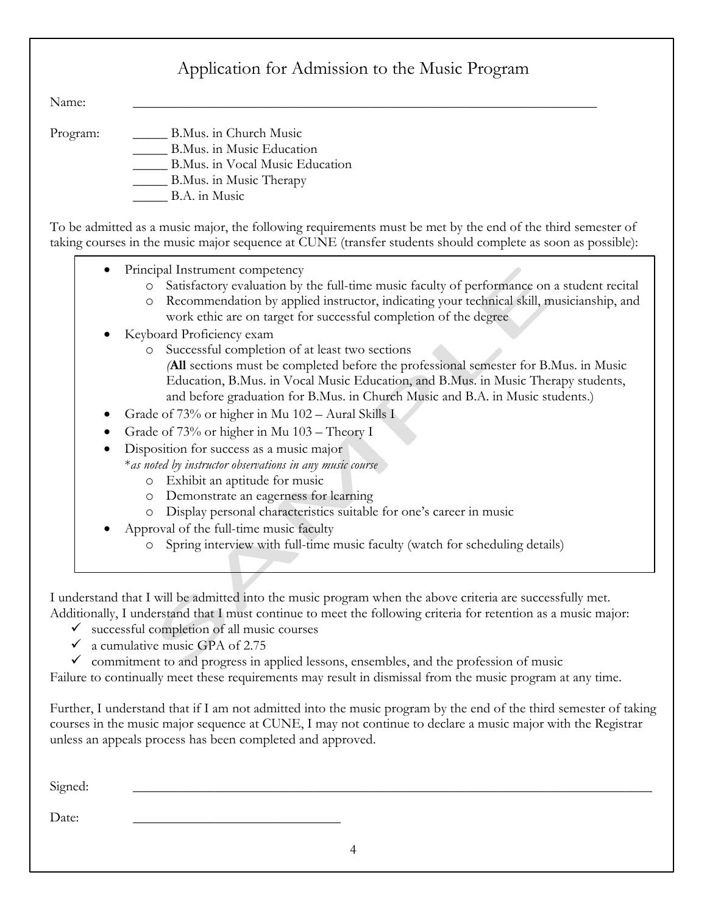# Application for Admission to the Music Program

Name: ______________________________________________________________

Program:
- _____ B.Mus. in Church Music
- _____ B.Mus. in Music Education
- _____ B.Mus. in Vocal Music Education
- _____ B.Mus. in Music Therapy
- _____ B.A. in Music

To be admitted as a music major, the following requirements must be met by the end of the third semester of taking courses in the music major sequence at CUNE (transfer students should complete as soon as possible):

- Principal Instrument competency
  - Satisfactory evaluation by the full-time music faculty of performance on a student recital
  - Recommendation by applied instructor, indicating your technical skill, musicianship, and work ethic are on target for successful completion of the degree
- Keyboard Proficiency exam
  - Successful completion of at least two sections
    (**All** sections must be completed before the professional semester for B.Mus. in Music Education, B.Mus. in Vocal Music Education, and B.Mus. in Music Therapy students, and before graduation for B.Mus. in Church Music and B.A. in Music students.)
- Grade of 73% or higher in Mu 102 – Aural Skills I
- Grade of 73% or higher in Mu 103 – Theory I
- Disposition for success as a music major
  **as noted by instructor observations in any music course*
  - Exhibit an aptitude for music
  - Demonstrate an eagerness for learning
  - Display personal characteristics suitable for one's career in music
- Approval of the full-time music faculty
  - Spring interview with full-time music faculty (watch for scheduling details)

I understand that I will be admitted into the music program when the above criteria are successfully met. Additionally, I understand that I must continue to meet the following criteria for retention as a music major:

- ✓ successful completion of all music courses
- ✓ a cumulative music GPA of 2.75
- ✓ commitment to and progress in applied lessons, ensembles, and the profession of music

Failure to continually meet these requirements may result in dismissal from the music program at any time.

Further, I understand that if I am not admitted into the music program by the end of the third semester of taking courses in the music major sequence at CUNE, I may not continue to declare a music major with the Registrar unless an appeals process has been completed and approved.

Signed: ______________________________________________________________

Date: ______________________________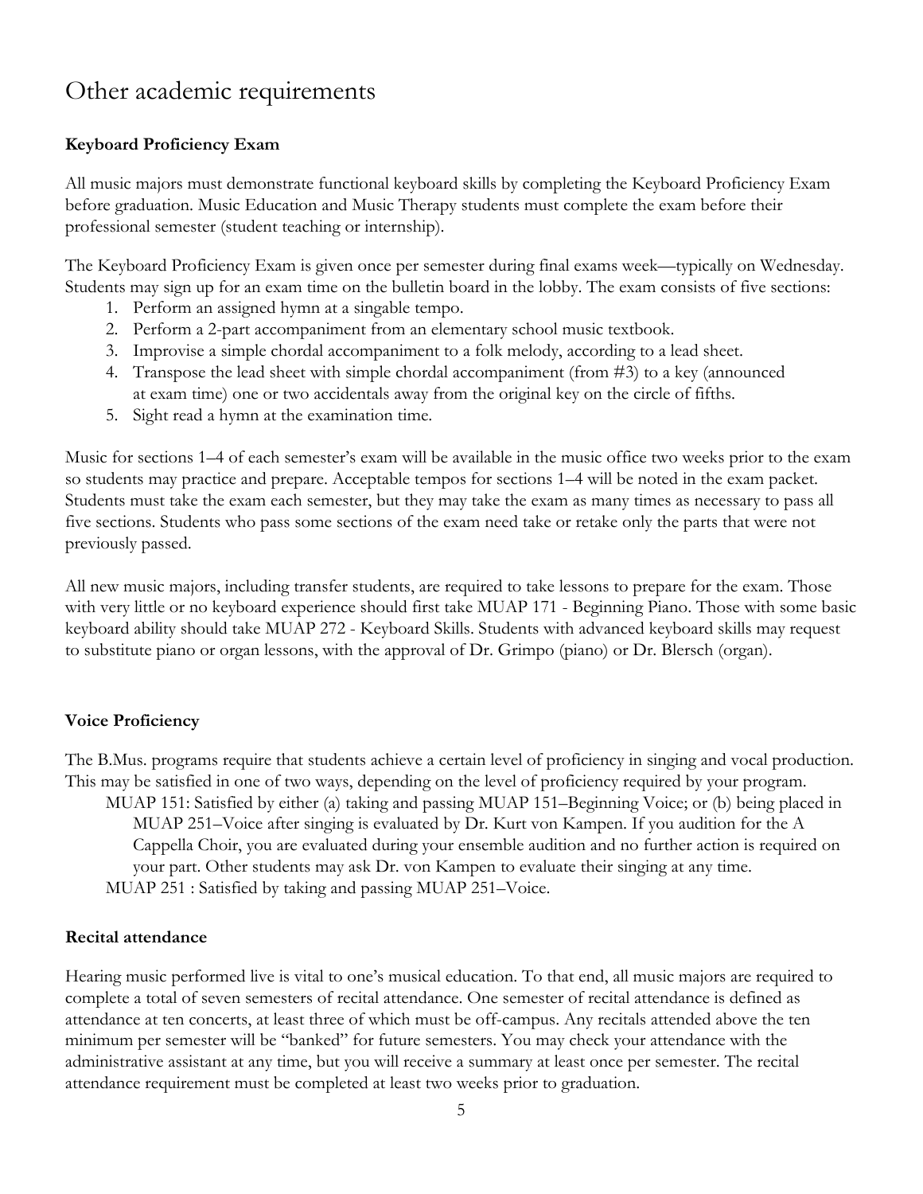# Other academic requirements

**Keyboard Proficiency Exam**

All music majors must demonstrate functional keyboard skills by completing the Keyboard Proficiency Exam before graduation. Music Education and Music Therapy students must complete the exam before their professional semester (student teaching or internship).

The Keyboard Proficiency Exam is given once per semester during final exams week—typically on Wednesday. Students may sign up for an exam time on the bulletin board in the lobby. The exam consists of five sections:

1. Perform an assigned hymn at a singable tempo.
2. Perform a 2-part accompaniment from an elementary school music textbook.
3. Improvise a simple chordal accompaniment to a folk melody, according to a lead sheet.
4. Transpose the lead sheet with simple chordal accompaniment (from #3) to a key (announced at exam time) one or two accidentals away from the original key on the circle of fifths.
5. Sight read a hymn at the examination time.

Music for sections 1–4 of each semester's exam will be available in the music office two weeks prior to the exam so students may practice and prepare. Acceptable tempos for sections 1–4 will be noted in the exam packet. Students must take the exam each semester, but they may take the exam as many times as necessary to pass all five sections. Students who pass some sections of the exam need take or retake only the parts that were not previously passed.

All new music majors, including transfer students, are required to take lessons to prepare for the exam. Those with very little or no keyboard experience should first take MUAP 171 - Beginning Piano. Those with some basic keyboard ability should take MUAP 272 - Keyboard Skills. Students with advanced keyboard skills may request to substitute piano or organ lessons, with the approval of Dr. Grimpo (piano) or Dr. Blersch (organ).

**Voice Proficiency**

The B.Mus. programs require that students achieve a certain level of proficiency in singing and vocal production. This may be satisfied in one of two ways, depending on the level of proficiency required by your program.

MUAP 151: Satisfied by either (a) taking and passing MUAP 151–Beginning Voice; or (b) being placed in MUAP 251–Voice after singing is evaluated by Dr. Kurt von Kampen. If you audition for the A Cappella Choir, you are evaluated during your ensemble audition and no further action is required on your part. Other students may ask Dr. von Kampen to evaluate their singing at any time.

MUAP 251 : Satisfied by taking and passing MUAP 251–Voice.

**Recital attendance**

Hearing music performed live is vital to one's musical education. To that end, all music majors are required to complete a total of seven semesters of recital attendance. One semester of recital attendance is defined as attendance at ten concerts, at least three of which must be off-campus. Any recitals attended above the ten minimum per semester will be "banked" for future semesters. You may check your attendance with the administrative assistant at any time, but you will receive a summary at least once per semester. The recital attendance requirement must be completed at least two weeks prior to graduation.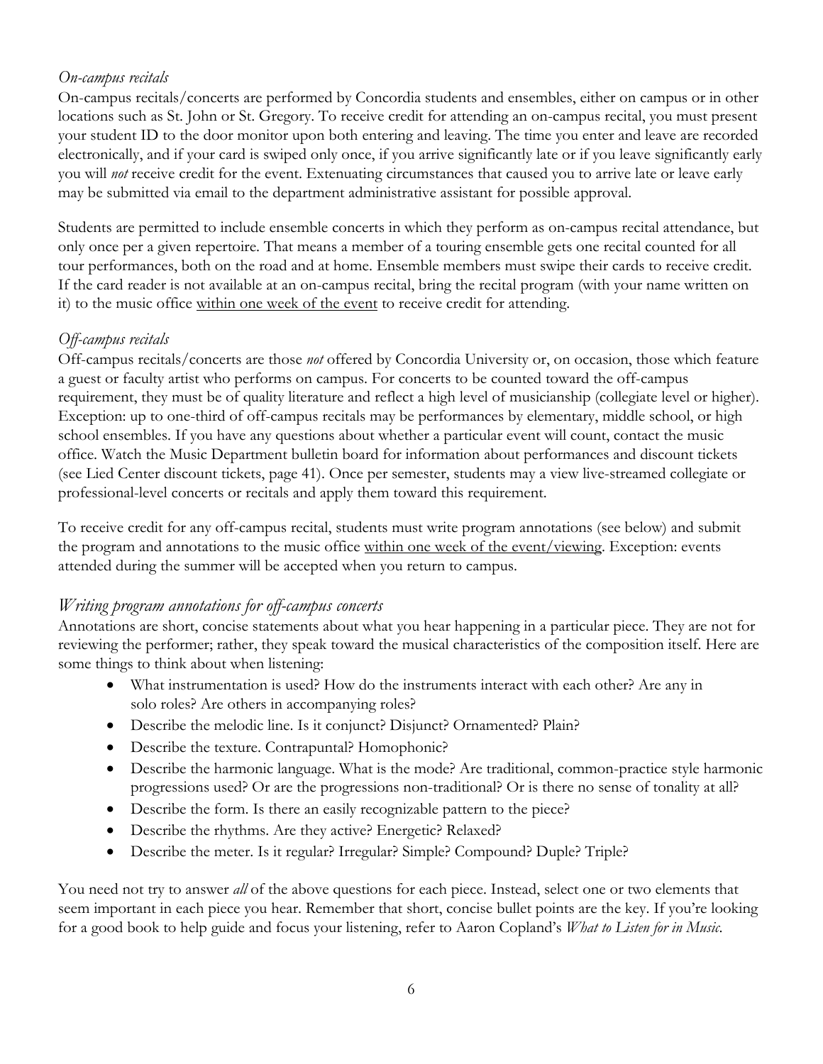### *On-campus recitals*

On-campus recitals/concerts are performed by Concordia students and ensembles, either on campus or in other locations such as St. John or St. Gregory. To receive credit for attending an on-campus recital, you must present your student ID to the door monitor upon both entering and leaving. The time you enter and leave are recorded electronically, and if your card is swiped only once, if you arrive significantly late or if you leave significantly early you will *not* receive credit for the event. Extenuating circumstances that caused you to arrive late or leave early may be submitted via email to the department administrative assistant for possible approval.

Students are permitted to include ensemble concerts in which they perform as on-campus recital attendance, but only once per a given repertoire. That means a member of a touring ensemble gets one recital counted for all tour performances, both on the road and at home. Ensemble members must swipe their cards to receive credit. If the card reader is not available at an on-campus recital, bring the recital program (with your name written on it) to the music office <u>within one week of the event</u> to receive credit for attending.

### *Off-campus recitals*

Off-campus recitals/concerts are those *not* offered by Concordia University or, on occasion, those which feature a guest or faculty artist who performs on campus. For concerts to be counted toward the off-campus requirement, they must be of quality literature and reflect a high level of musicianship (collegiate level or higher). Exception: up to one-third of off-campus recitals may be performances by elementary, middle school, or high school ensembles. If you have any questions about whether a particular event will count, contact the music office. Watch the Music Department bulletin board for information about performances and discount tickets (see Lied Center discount tickets, page 41). Once per semester, students may a view live-streamed collegiate or professional-level concerts or recitals and apply them toward this requirement.

To receive credit for any off-campus recital, students must write program annotations (see below) and submit the program and annotations to the music office <u>within one week of the event/viewing</u>. Exception: events attended during the summer will be accepted when you return to campus.

### *Writing program annotations for off-campus concerts*

Annotations are short, concise statements about what you hear happening in a particular piece. They are not for reviewing the performer; rather, they speak toward the musical characteristics of the composition itself. Here are some things to think about when listening:

- What instrumentation is used? How do the instruments interact with each other? Are any in solo roles? Are others in accompanying roles?
- Describe the melodic line. Is it conjunct? Disjunct? Ornamented? Plain?
- Describe the texture. Contrapuntal? Homophonic?
- Describe the harmonic language. What is the mode? Are traditional, common-practice style harmonic progressions used? Or are the progressions non-traditional? Or is there no sense of tonality at all?
- Describe the form. Is there an easily recognizable pattern to the piece?
- Describe the rhythms. Are they active? Energetic? Relaxed?
- Describe the meter. Is it regular? Irregular? Simple? Compound? Duple? Triple?

You need not try to answer *all* of the above questions for each piece. Instead, select one or two elements that seem important in each piece you hear. Remember that short, concise bullet points are the key. If you're looking for a good book to help guide and focus your listening, refer to Aaron Copland's *What to Listen for in Music.*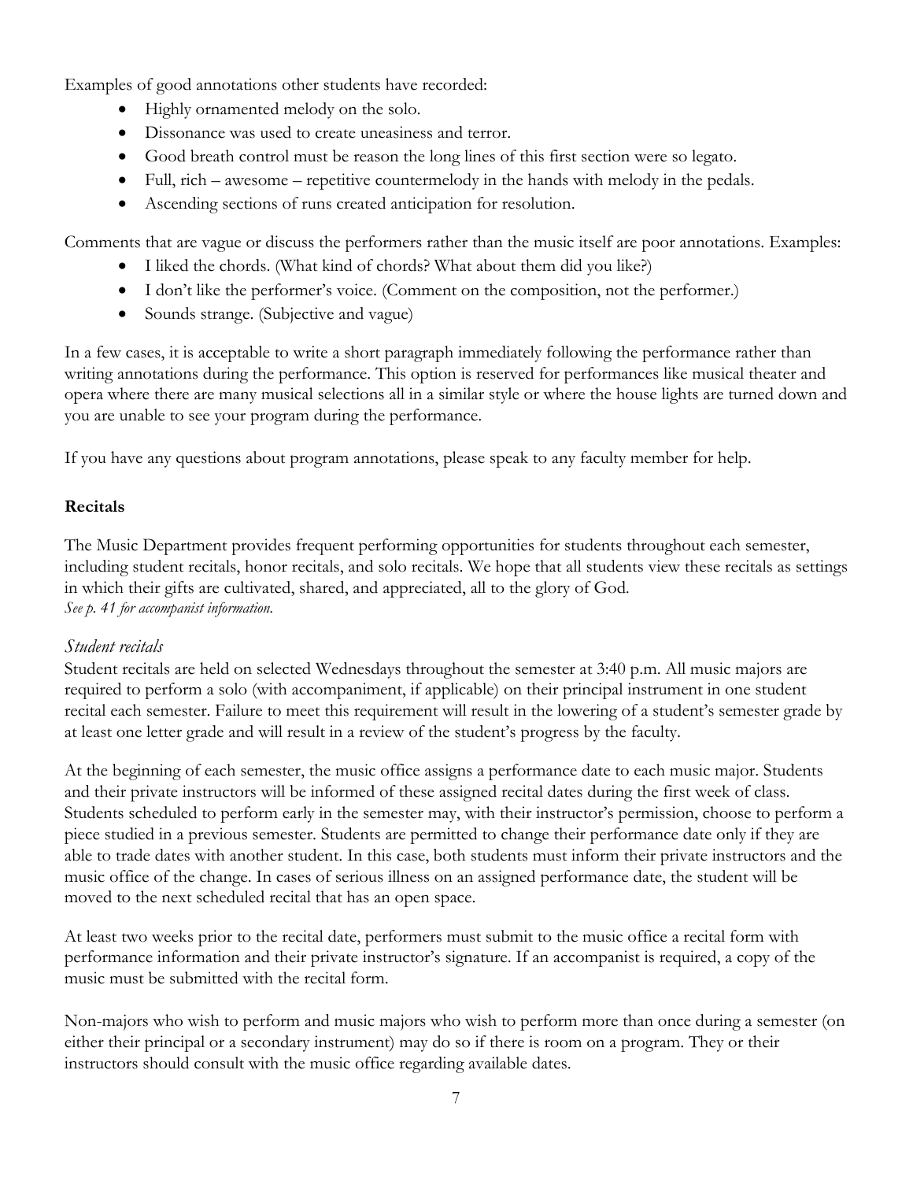Examples of good annotations other students have recorded:

- Highly ornamented melody on the solo.
- Dissonance was used to create uneasiness and terror.
- Good breath control must be reason the long lines of this first section were so legato.
- Full, rich – awesome – repetitive countermelody in the hands with melody in the pedals.
- Ascending sections of runs created anticipation for resolution.

Comments that are vague or discuss the performers rather than the music itself are poor annotations. Examples:

- I liked the chords. (What kind of chords? What about them did you like?)
- I don't like the performer's voice. (Comment on the composition, not the performer.)
- Sounds strange. (Subjective and vague)

In a few cases, it is acceptable to write a short paragraph immediately following the performance rather than writing annotations during the performance. This option is reserved for performances like musical theater and opera where there are many musical selections all in a similar style or where the house lights are turned down and you are unable to see your program during the performance.

If you have any questions about program annotations, please speak to any faculty member for help.

**Recitals**

The Music Department provides frequent performing opportunities for students throughout each semester, including student recitals, honor recitals, and solo recitals. We hope that all students view these recitals as settings in which their gifts are cultivated, shared, and appreciated, all to the glory of God.
*See p. 41 for accompanist information.*

*Student recitals*

Student recitals are held on selected Wednesdays throughout the semester at 3:40 p.m. All music majors are required to perform a solo (with accompaniment, if applicable) on their principal instrument in one student recital each semester. Failure to meet this requirement will result in the lowering of a student's semester grade by at least one letter grade and will result in a review of the student's progress by the faculty.

At the beginning of each semester, the music office assigns a performance date to each music major. Students and their private instructors will be informed of these assigned recital dates during the first week of class. Students scheduled to perform early in the semester may, with their instructor's permission, choose to perform a piece studied in a previous semester. Students are permitted to change their performance date only if they are able to trade dates with another student. In this case, both students must inform their private instructors and the music office of the change. In cases of serious illness on an assigned performance date, the student will be moved to the next scheduled recital that has an open space.

At least two weeks prior to the recital date, performers must submit to the music office a recital form with performance information and their private instructor's signature. If an accompanist is required, a copy of the music must be submitted with the recital form.

Non-majors who wish to perform and music majors who wish to perform more than once during a semester (on either their principal or a secondary instrument) may do so if there is room on a program. They or their instructors should consult with the music office regarding available dates.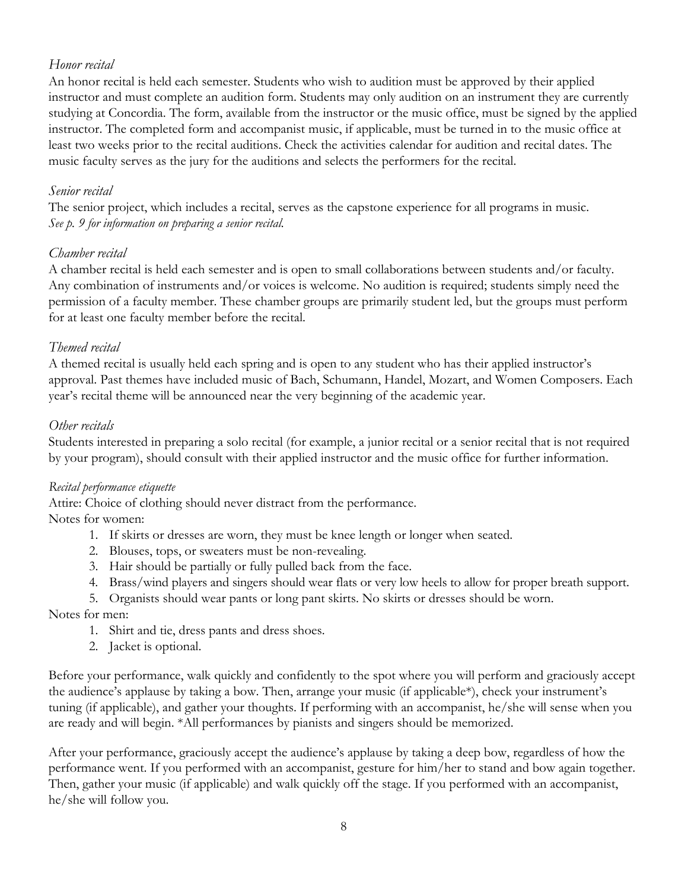*Honor recital*

An honor recital is held each semester. Students who wish to audition must be approved by their applied instructor and must complete an audition form. Students may only audition on an instrument they are currently studying at Concordia. The form, available from the instructor or the music office, must be signed by the applied instructor. The completed form and accompanist music, if applicable, must be turned in to the music office at least two weeks prior to the recital auditions. Check the activities calendar for audition and recital dates. The music faculty serves as the jury for the auditions and selects the performers for the recital.

*Senior recital*

The senior project, which includes a recital, serves as the capstone experience for all programs in music. *See p. 9 for information on preparing a senior recital.*

*Chamber recital*

A chamber recital is held each semester and is open to small collaborations between students and/or faculty. Any combination of instruments and/or voices is welcome. No audition is required; students simply need the permission of a faculty member. These chamber groups are primarily student led, but the groups must perform for at least one faculty member before the recital.

*Themed recital*

A themed recital is usually held each spring and is open to any student who has their applied instructor's approval. Past themes have included music of Bach, Schumann, Handel, Mozart, and Women Composers. Each year's recital theme will be announced near the very beginning of the academic year.

*Other recitals*

Students interested in preparing a solo recital (for example, a junior recital or a senior recital that is not required by your program), should consult with their applied instructor and the music office for further information.

*Recital performance etiquette*

Attire: Choice of clothing should never distract from the performance.

Notes for women:

1. If skirts or dresses are worn, they must be knee length or longer when seated.
2. Blouses, tops, or sweaters must be non-revealing.
3. Hair should be partially or fully pulled back from the face.
4. Brass/wind players and singers should wear flats or very low heels to allow for proper breath support.
5. Organists should wear pants or long pant skirts. No skirts or dresses should be worn.

Notes for men:

1. Shirt and tie, dress pants and dress shoes.
2. Jacket is optional.

Before your performance, walk quickly and confidently to the spot where you will perform and graciously accept the audience's applause by taking a bow. Then, arrange your music (if applicable*), check your instrument's tuning (if applicable), and gather your thoughts. If performing with an accompanist, he/she will sense when you are ready and will begin. *All performances by pianists and singers should be memorized.

After your performance, graciously accept the audience's applause by taking a deep bow, regardless of how the performance went. If you performed with an accompanist, gesture for him/her to stand and bow again together. Then, gather your music (if applicable) and walk quickly off the stage. If you performed with an accompanist, he/she will follow you.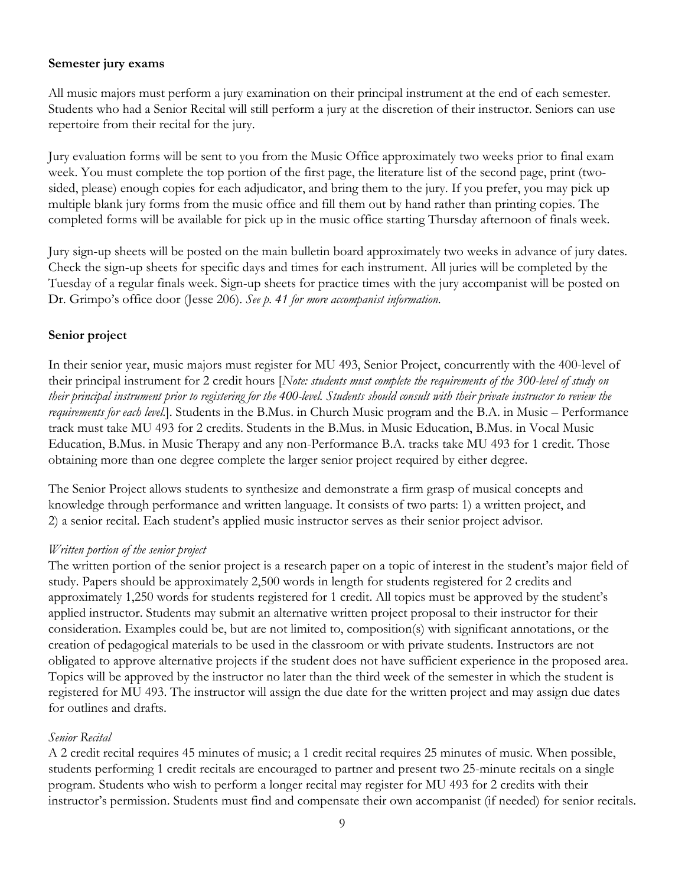**Semester jury exams**

All music majors must perform a jury examination on their principal instrument at the end of each semester. Students who had a Senior Recital will still perform a jury at the discretion of their instructor. Seniors can use repertoire from their recital for the jury.

Jury evaluation forms will be sent to you from the Music Office approximately two weeks prior to final exam week. You must complete the top portion of the first page, the literature list of the second page, print (two-sided, please) enough copies for each adjudicator, and bring them to the jury. If you prefer, you may pick up multiple blank jury forms from the music office and fill them out by hand rather than printing copies. The completed forms will be available for pick up in the music office starting Thursday afternoon of finals week.

Jury sign-up sheets will be posted on the main bulletin board approximately two weeks in advance of jury dates. Check the sign-up sheets for specific days and times for each instrument. All juries will be completed by the Tuesday of a regular finals week. Sign-up sheets for practice times with the jury accompanist will be posted on Dr. Grimpo's office door (Jesse 206). *See p. 41 for more accompanist information.*

**Senior project**

In their senior year, music majors must register for MU 493, Senior Project, concurrently with the 400-level of their principal instrument for 2 credit hours [*Note: students must complete the requirements of the 300-level of study on their principal instrument prior to registering for the 400-level. Students should consult with their private instructor to review the requirements for each level.*]. Students in the B.Mus. in Church Music program and the B.A. in Music – Performance track must take MU 493 for 2 credits. Students in the B.Mus. in Music Education, B.Mus. in Vocal Music Education, B.Mus. in Music Therapy and any non-Performance B.A. tracks take MU 493 for 1 credit. Those obtaining more than one degree complete the larger senior project required by either degree.

The Senior Project allows students to synthesize and demonstrate a firm grasp of musical concepts and knowledge through performance and written language. It consists of two parts: 1) a written project, and 2) a senior recital. Each student's applied music instructor serves as their senior project advisor.

*Written portion of the senior project*

The written portion of the senior project is a research paper on a topic of interest in the student's major field of study. Papers should be approximately 2,500 words in length for students registered for 2 credits and approximately 1,250 words for students registered for 1 credit. All topics must be approved by the student's applied instructor. Students may submit an alternative written project proposal to their instructor for their consideration. Examples could be, but are not limited to, composition(s) with significant annotations, or the creation of pedagogical materials to be used in the classroom or with private students. Instructors are not obligated to approve alternative projects if the student does not have sufficient experience in the proposed area. Topics will be approved by the instructor no later than the third week of the semester in which the student is registered for MU 493. The instructor will assign the due date for the written project and may assign due dates for outlines and drafts.

*Senior Recital*

A 2 credit recital requires 45 minutes of music; a 1 credit recital requires 25 minutes of music. When possible, students performing 1 credit recitals are encouraged to partner and present two 25-minute recitals on a single program. Students who wish to perform a longer recital may register for MU 493 for 2 credits with their instructor's permission. Students must find and compensate their own accompanist (if needed) for senior recitals.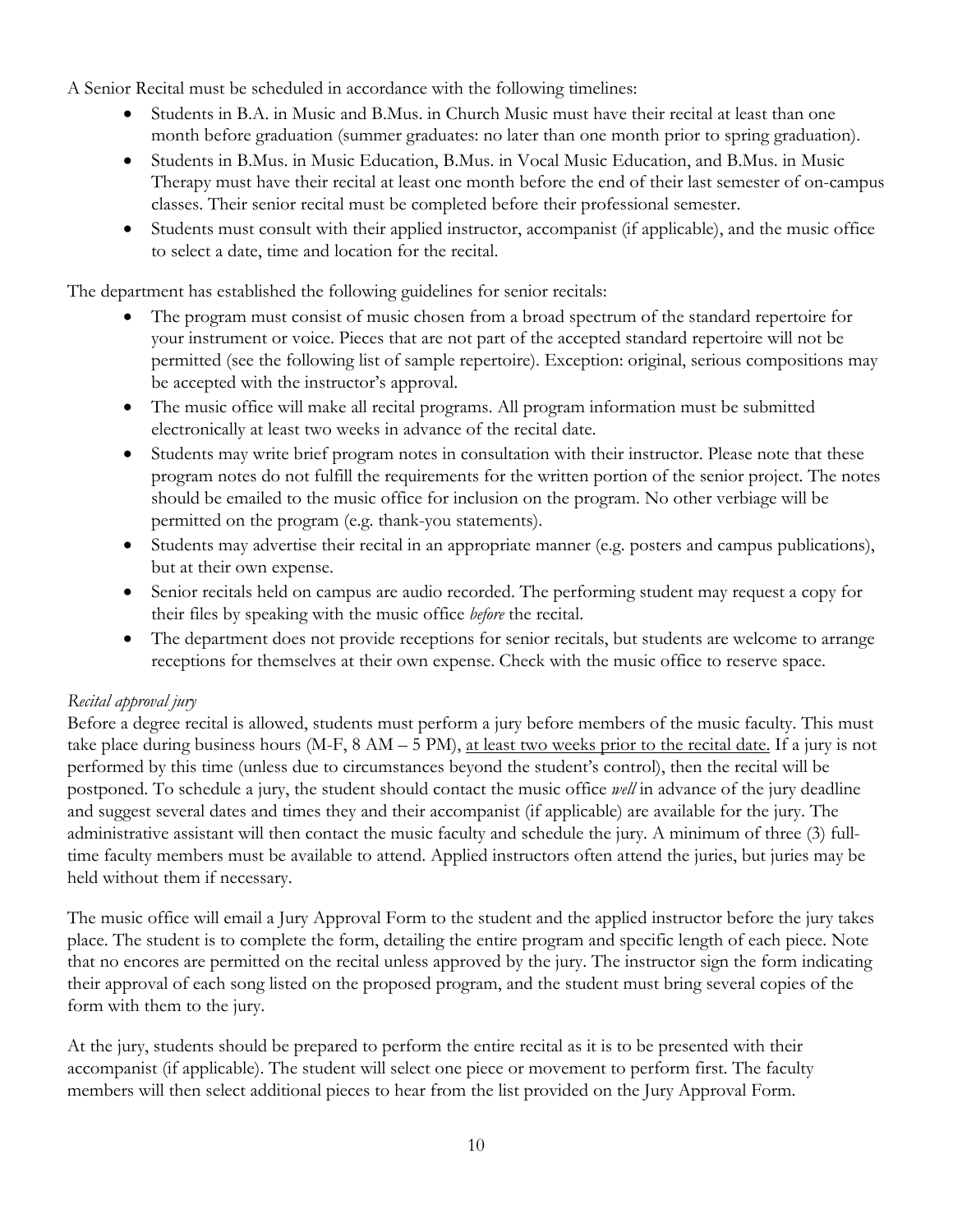A Senior Recital must be scheduled in accordance with the following timelines:

- Students in B.A. in Music and B.Mus. in Church Music must have their recital at least than one month before graduation (summer graduates: no later than one month prior to spring graduation).
- Students in B.Mus. in Music Education, B.Mus. in Vocal Music Education, and B.Mus. in Music Therapy must have their recital at least one month before the end of their last semester of on-campus classes. Their senior recital must be completed before their professional semester.
- Students must consult with their applied instructor, accompanist (if applicable), and the music office to select a date, time and location for the recital.

The department has established the following guidelines for senior recitals:

- The program must consist of music chosen from a broad spectrum of the standard repertoire for your instrument or voice. Pieces that are not part of the accepted standard repertoire will not be permitted (see the following list of sample repertoire). Exception: original, serious compositions may be accepted with the instructor's approval.
- The music office will make all recital programs. All program information must be submitted electronically at least two weeks in advance of the recital date.
- Students may write brief program notes in consultation with their instructor. Please note that these program notes do not fulfill the requirements for the written portion of the senior project. The notes should be emailed to the music office for inclusion on the program. No other verbiage will be permitted on the program (e.g. thank-you statements).
- Students may advertise their recital in an appropriate manner (e.g. posters and campus publications), but at their own expense.
- Senior recitals held on campus are audio recorded. The performing student may request a copy for their files by speaking with the music office *before* the recital.
- The department does not provide receptions for senior recitals, but students are welcome to arrange receptions for themselves at their own expense. Check with the music office to reserve space.

*Recital approval jury*

Before a degree recital is allowed, students must perform a jury before members of the music faculty. This must take place during business hours (M-F, 8 AM – 5 PM), <u>at least two weeks prior to the recital date.</u> If a jury is not performed by this time (unless due to circumstances beyond the student's control), then the recital will be postponed. To schedule a jury, the student should contact the music office *well* in advance of the jury deadline and suggest several dates and times they and their accompanist (if applicable) are available for the jury. The administrative assistant will then contact the music faculty and schedule the jury. A minimum of three (3) full-time faculty members must be available to attend. Applied instructors often attend the juries, but juries may be held without them if necessary.

The music office will email a Jury Approval Form to the student and the applied instructor before the jury takes place. The student is to complete the form, detailing the entire program and specific length of each piece. Note that no encores are permitted on the recital unless approved by the jury. The instructor sign the form indicating their approval of each song listed on the proposed program, and the student must bring several copies of the form with them to the jury.

At the jury, students should be prepared to perform the entire recital as it is to be presented with their accompanist (if applicable). The student will select one piece or movement to perform first. The faculty members will then select additional pieces to hear from the list provided on the Jury Approval Form.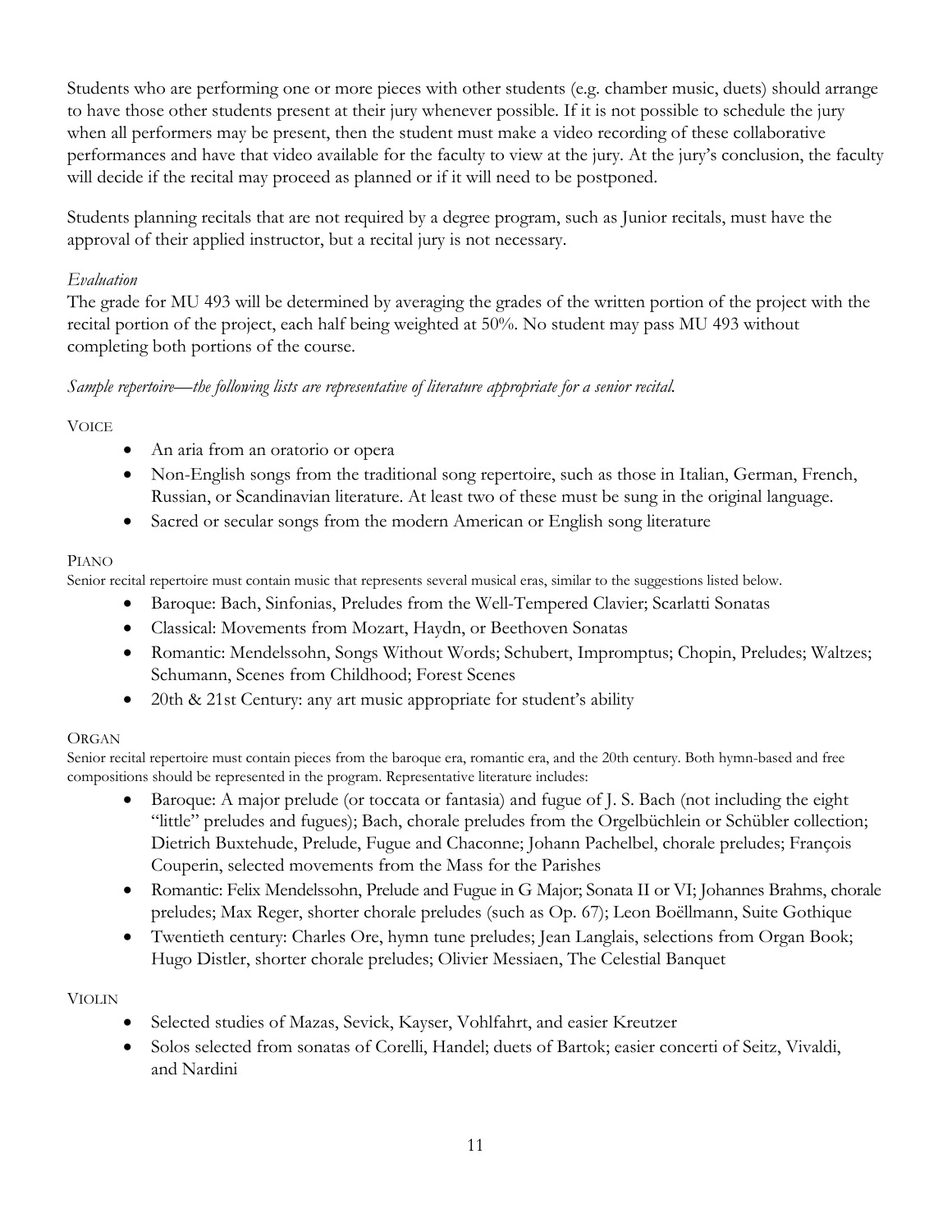Students who are performing one or more pieces with other students (e.g. chamber music, duets) should arrange to have those other students present at their jury whenever possible. If it is not possible to schedule the jury when all performers may be present, then the student must make a video recording of these collaborative performances and have that video available for the faculty to view at the jury. At the jury's conclusion, the faculty will decide if the recital may proceed as planned or if it will need to be postponed.

Students planning recitals that are not required by a degree program, such as Junior recitals, must have the approval of their applied instructor, but a recital jury is not necessary.

*Evaluation*

The grade for MU 493 will be determined by averaging the grades of the written portion of the project with the recital portion of the project, each half being weighted at 50%. No student may pass MU 493 without completing both portions of the course.

*Sample repertoire—the following lists are representative of literature appropriate for a senior recital.*

VOICE

- An aria from an oratorio or opera
- Non-English songs from the traditional song repertoire, such as those in Italian, German, French, Russian, or Scandinavian literature. At least two of these must be sung in the original language.
- Sacred or secular songs from the modern American or English song literature

PIANO

Senior recital repertoire must contain music that represents several musical eras, similar to the suggestions listed below.

- Baroque: Bach, Sinfonias, Preludes from the Well-Tempered Clavier; Scarlatti Sonatas
- Classical: Movements from Mozart, Haydn, or Beethoven Sonatas
- Romantic: Mendelssohn, Songs Without Words; Schubert, Impromptus; Chopin, Preludes; Waltzes; Schumann, Scenes from Childhood; Forest Scenes
- 20th & 21st Century: any art music appropriate for student's ability

ORGAN

Senior recital repertoire must contain pieces from the baroque era, romantic era, and the 20th century. Both hymn-based and free compositions should be represented in the program. Representative literature includes:

- Baroque: A major prelude (or toccata or fantasia) and fugue of J. S. Bach (not including the eight "little" preludes and fugues); Bach, chorale preludes from the Orgelbüchlein or Schübler collection; Dietrich Buxtehude, Prelude, Fugue and Chaconne; Johann Pachelbel, chorale preludes; François Couperin, selected movements from the Mass for the Parishes
- Romantic: Felix Mendelssohn, Prelude and Fugue in G Major; Sonata II or VI; Johannes Brahms, chorale preludes; Max Reger, shorter chorale preludes (such as Op. 67); Leon Boëllmann, Suite Gothique
- Twentieth century: Charles Ore, hymn tune preludes; Jean Langlais, selections from Organ Book; Hugo Distler, shorter chorale preludes; Olivier Messiaen, The Celestial Banquet

VIOLIN

- Selected studies of Mazas, Sevick, Kayser, Vohlfahrt, and easier Kreutzer
- Solos selected from sonatas of Corelli, Handel; duets of Bartok; easier concerti of Seitz, Vivaldi, and Nardini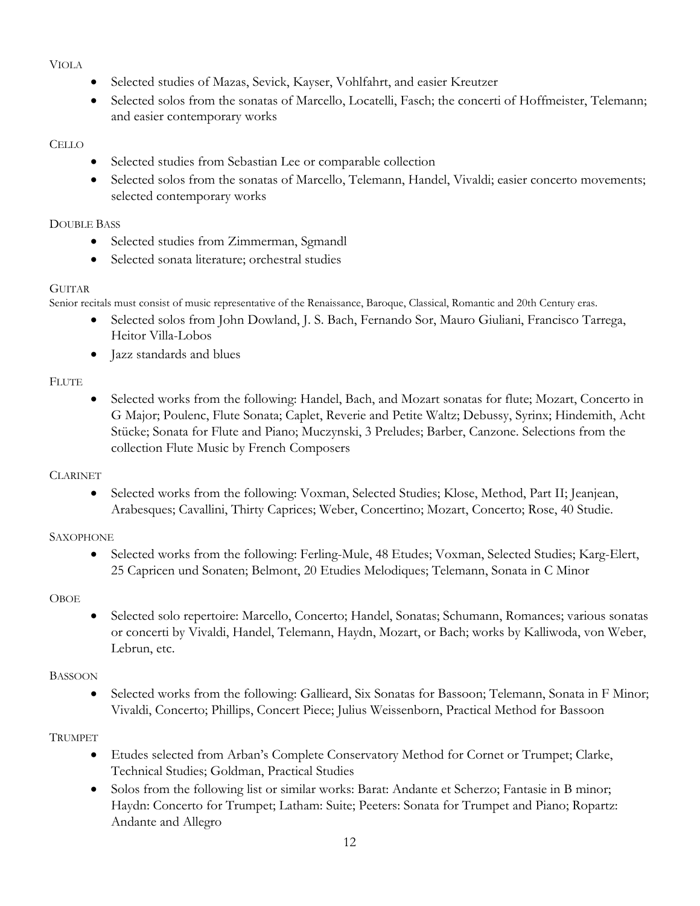### VIOLA

- Selected studies of Mazas, Sevick, Kayser, Vohlfahrt, and easier Kreutzer
- Selected solos from the sonatas of Marcello, Locatelli, Fasch; the concerti of Hoffmeister, Telemann; and easier contemporary works

### CELLO

- Selected studies from Sebastian Lee or comparable collection
- Selected solos from the sonatas of Marcello, Telemann, Handel, Vivaldi; easier concerto movements; selected contemporary works

### DOUBLE BASS

- Selected studies from Zimmerman, Sgmandl
- Selected sonata literature; orchestral studies

### GUITAR

Senior recitals must consist of music representative of the Renaissance, Baroque, Classical, Romantic and 20th Century eras.

- Selected solos from John Dowland, J. S. Bach, Fernando Sor, Mauro Giuliani, Francisco Tarrega, Heitor Villa-Lobos
- Jazz standards and blues

### FLUTE

- Selected works from the following: Handel, Bach, and Mozart sonatas for flute; Mozart, Concerto in G Major; Poulenc, Flute Sonata; Caplet, Reverie and Petite Waltz; Debussy, Syrinx; Hindemith, Acht Stücke; Sonata for Flute and Piano; Muczynski, 3 Preludes; Barber, Canzone. Selections from the collection Flute Music by French Composers

### CLARINET

- Selected works from the following: Voxman, Selected Studies; Klose, Method, Part II; Jeanjean, Arabesques; Cavallini, Thirty Caprices; Weber, Concertino; Mozart, Concerto; Rose, 40 Studie.

### SAXOPHONE

- Selected works from the following: Ferling-Mule, 48 Etudes; Voxman, Selected Studies; Karg-Elert, 25 Capricen und Sonaten; Belmont, 20 Etudies Melodiques; Telemann, Sonata in C Minor

### OBOE

- Selected solo repertoire: Marcello, Concerto; Handel, Sonatas; Schumann, Romances; various sonatas or concerti by Vivaldi, Handel, Telemann, Haydn, Mozart, or Bach; works by Kalliwoda, von Weber, Lebrun, etc.

### BASSOON

- Selected works from the following: Gallieard, Six Sonatas for Bassoon; Telemann, Sonata in F Minor; Vivaldi, Concerto; Phillips, Concert Piece; Julius Weissenborn, Practical Method for Bassoon

### TRUMPET

- Etudes selected from Arban's Complete Conservatory Method for Cornet or Trumpet; Clarke, Technical Studies; Goldman, Practical Studies
- Solos from the following list or similar works: Barat: Andante et Scherzo; Fantasie in B minor; Haydn: Concerto for Trumpet; Latham: Suite; Peeters: Sonata for Trumpet and Piano; Ropartz: Andante and Allegro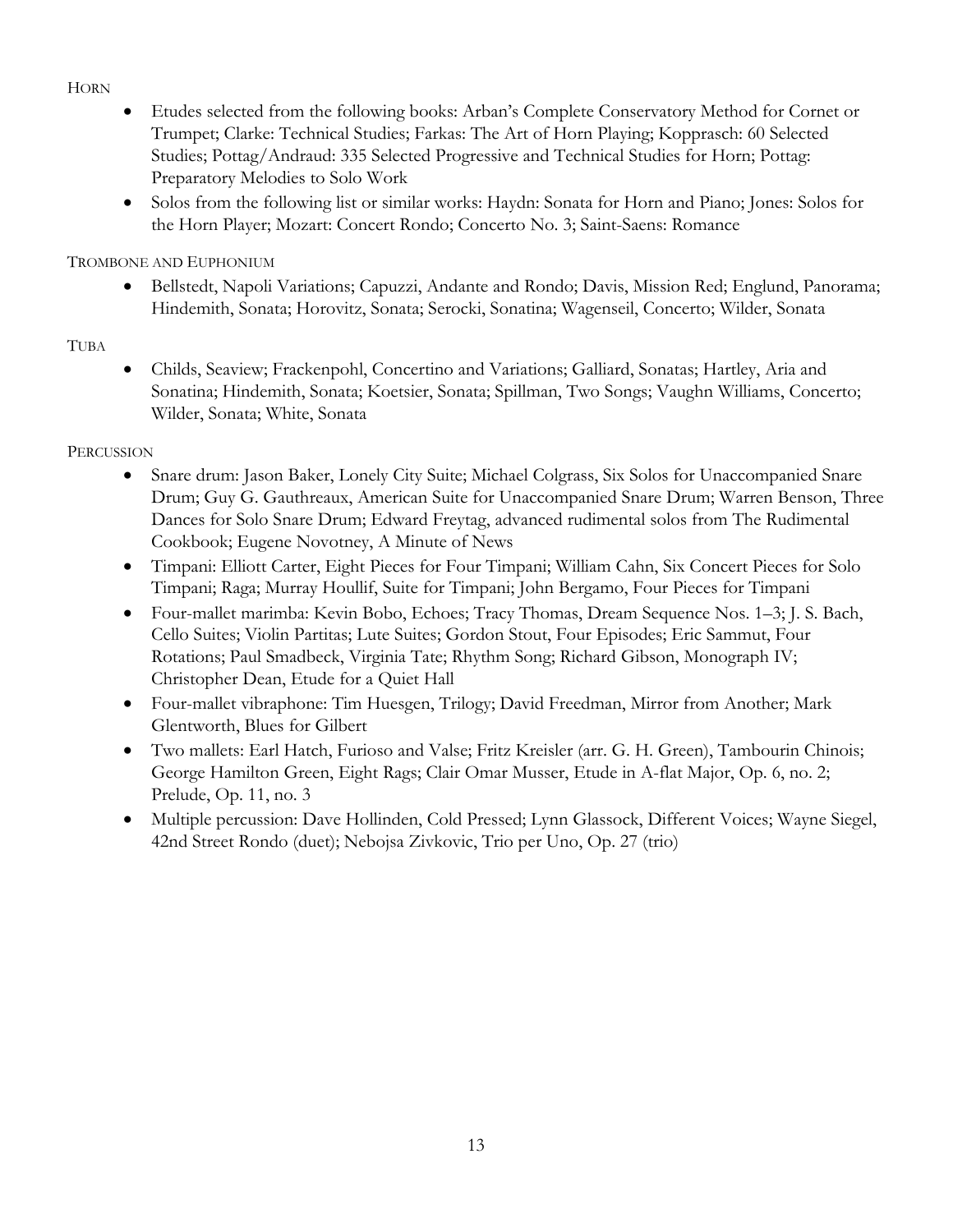Horn

- Etudes selected from the following books: Arban's Complete Conservatory Method for Cornet or Trumpet; Clarke: Technical Studies; Farkas: The Art of Horn Playing; Kopprasch: 60 Selected Studies; Pottag/Andraud: 335 Selected Progressive and Technical Studies for Horn; Pottag: Preparatory Melodies to Solo Work
- Solos from the following list or similar works: Haydn: Sonata for Horn and Piano; Jones: Solos for the Horn Player; Mozart: Concert Rondo; Concerto No. 3; Saint-Saens: Romance

Trombone and Euphonium

- Bellstedt, Napoli Variations; Capuzzi, Andante and Rondo; Davis, Mission Red; Englund, Panorama; Hindemith, Sonata; Horovitz, Sonata; Serocki, Sonatina; Wagenseil, Concerto; Wilder, Sonata

Tuba

- Childs, Seaview; Frackenpohl, Concertino and Variations; Galliard, Sonatas; Hartley, Aria and Sonatina; Hindemith, Sonata; Koetsier, Sonata; Spillman, Two Songs; Vaughn Williams, Concerto; Wilder, Sonata; White, Sonata

Percussion

- Snare drum: Jason Baker, Lonely City Suite; Michael Colgrass, Six Solos for Unaccompanied Snare Drum; Guy G. Gauthreaux, American Suite for Unaccompanied Snare Drum; Warren Benson, Three Dances for Solo Snare Drum; Edward Freytag, advanced rudimental solos from The Rudimental Cookbook; Eugene Novotney, A Minute of News
- Timpani: Elliott Carter, Eight Pieces for Four Timpani; William Cahn, Six Concert Pieces for Solo Timpani; Raga; Murray Houllif, Suite for Timpani; John Bergamo, Four Pieces for Timpani
- Four-mallet marimba: Kevin Bobo, Echoes; Tracy Thomas, Dream Sequence Nos. 1–3; J. S. Bach, Cello Suites; Violin Partitas; Lute Suites; Gordon Stout, Four Episodes; Eric Sammut, Four Rotations; Paul Smadbeck, Virginia Tate; Rhythm Song; Richard Gibson, Monograph IV; Christopher Dean, Etude for a Quiet Hall
- Four-mallet vibraphone: Tim Huesgen, Trilogy; David Freedman, Mirror from Another; Mark Glentworth, Blues for Gilbert
- Two mallets: Earl Hatch, Furioso and Valse; Fritz Kreisler (arr. G. H. Green), Tambourin Chinois; George Hamilton Green, Eight Rags; Clair Omar Musser, Etude in A-flat Major, Op. 6, no. 2; Prelude, Op. 11, no. 3
- Multiple percussion: Dave Hollinden, Cold Pressed; Lynn Glassock, Different Voices; Wayne Siegel, 42nd Street Rondo (duet); Nebojsa Zivkovic, Trio per Uno, Op. 27 (trio)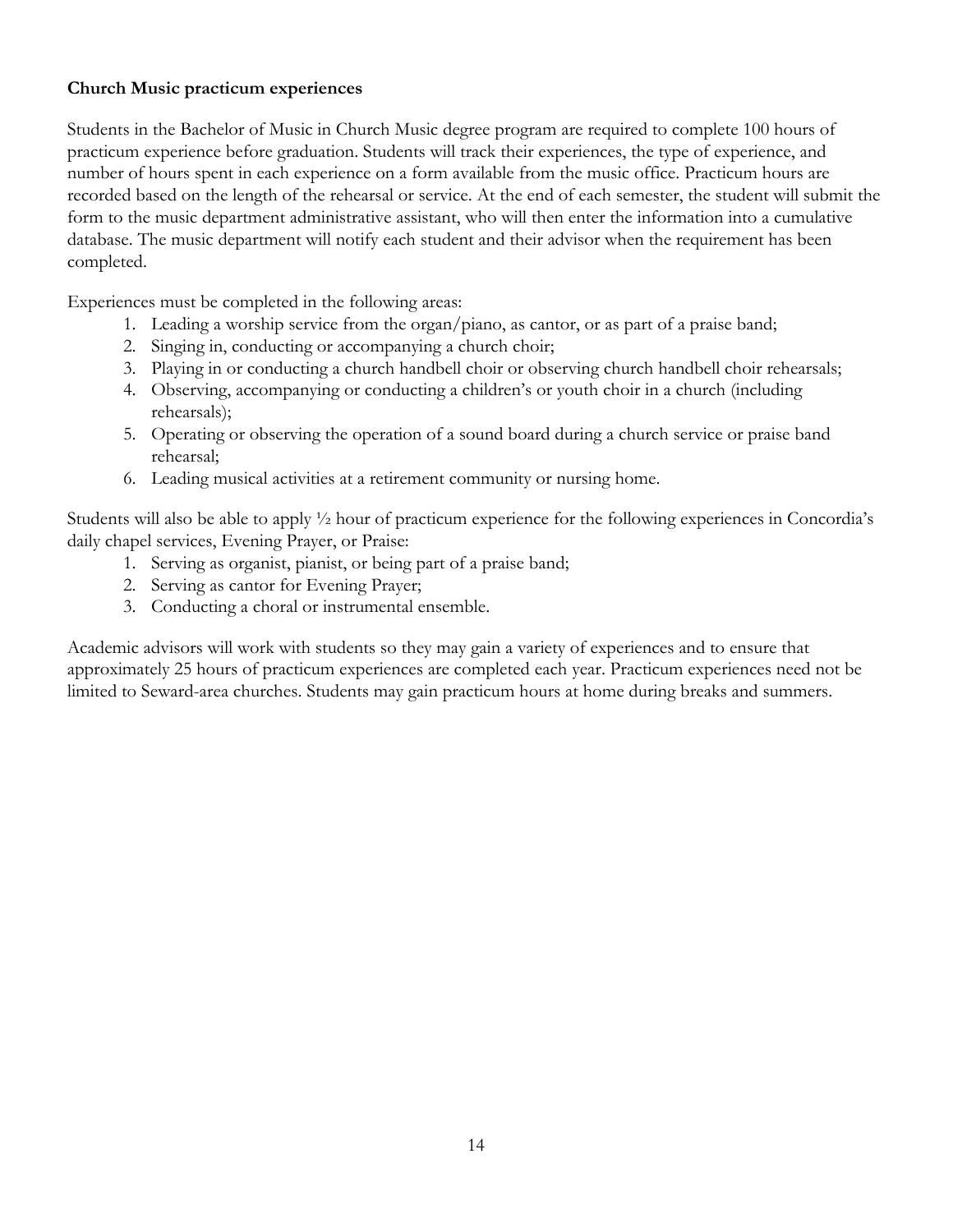**Church Music practicum experiences**

Students in the Bachelor of Music in Church Music degree program are required to complete 100 hours of practicum experience before graduation. Students will track their experiences, the type of experience, and number of hours spent in each experience on a form available from the music office. Practicum hours are recorded based on the length of the rehearsal or service. At the end of each semester, the student will submit the form to the music department administrative assistant, who will then enter the information into a cumulative database. The music department will notify each student and their advisor when the requirement has been completed.

Experiences must be completed in the following areas:

1. Leading a worship service from the organ/piano, as cantor, or as part of a praise band;
2. Singing in, conducting or accompanying a church choir;
3. Playing in or conducting a church handbell choir or observing church handbell choir rehearsals;
4. Observing, accompanying or conducting a children's or youth choir in a church (including rehearsals);
5. Operating or observing the operation of a sound board during a church service or praise band rehearsal;
6. Leading musical activities at a retirement community or nursing home.

Students will also be able to apply ½ hour of practicum experience for the following experiences in Concordia's daily chapel services, Evening Prayer, or Praise:

1. Serving as organist, pianist, or being part of a praise band;
2. Serving as cantor for Evening Prayer;
3. Conducting a choral or instrumental ensemble.

Academic advisors will work with students so they may gain a variety of experiences and to ensure that approximately 25 hours of practicum experiences are completed each year. Practicum experiences need not be limited to Seward-area churches. Students may gain practicum hours at home during breaks and summers.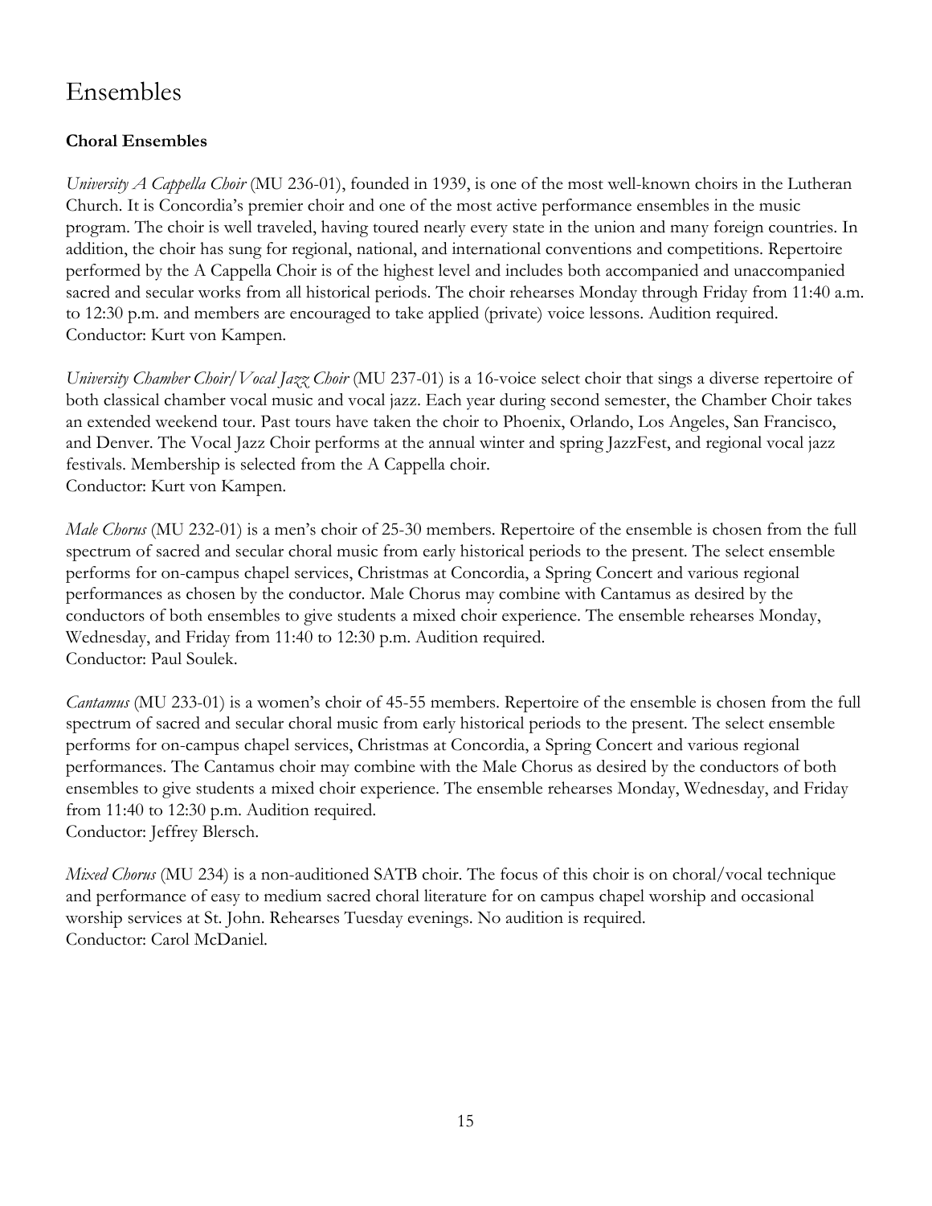# Ensembles

### Choral Ensembles

*University A Cappella Choir* (MU 236-01), founded in 1939, is one of the most well-known choirs in the Lutheran Church. It is Concordia's premier choir and one of the most active performance ensembles in the music program. The choir is well traveled, having toured nearly every state in the union and many foreign countries. In addition, the choir has sung for regional, national, and international conventions and competitions. Repertoire performed by the A Cappella Choir is of the highest level and includes both accompanied and unaccompanied sacred and secular works from all historical periods. The choir rehearses Monday through Friday from 11:40 a.m. to 12:30 p.m. and members are encouraged to take applied (private) voice lessons. Audition required.
Conductor: Kurt von Kampen.

*University Chamber Choir/Vocal Jazz Choir* (MU 237-01) is a 16-voice select choir that sings a diverse repertoire of both classical chamber vocal music and vocal jazz. Each year during second semester, the Chamber Choir takes an extended weekend tour. Past tours have taken the choir to Phoenix, Orlando, Los Angeles, San Francisco, and Denver. The Vocal Jazz Choir performs at the annual winter and spring JazzFest, and regional vocal jazz festivals. Membership is selected from the A Cappella choir.
Conductor: Kurt von Kampen.

*Male Chorus* (MU 232-01) is a men's choir of 25-30 members. Repertoire of the ensemble is chosen from the full spectrum of sacred and secular choral music from early historical periods to the present. The select ensemble performs for on-campus chapel services, Christmas at Concordia, a Spring Concert and various regional performances as chosen by the conductor. Male Chorus may combine with Cantamus as desired by the conductors of both ensembles to give students a mixed choir experience. The ensemble rehearses Monday, Wednesday, and Friday from 11:40 to 12:30 p.m. Audition required.
Conductor: Paul Soulek.

*Cantamus* (MU 233-01) is a women's choir of 45-55 members. Repertoire of the ensemble is chosen from the full spectrum of sacred and secular choral music from early historical periods to the present. The select ensemble performs for on-campus chapel services, Christmas at Concordia, a Spring Concert and various regional performances. The Cantamus choir may combine with the Male Chorus as desired by the conductors of both ensembles to give students a mixed choir experience. The ensemble rehearses Monday, Wednesday, and Friday from 11:40 to 12:30 p.m. Audition required.
Conductor: Jeffrey Blersch.

*Mixed Chorus* (MU 234) is a non-auditioned SATB choir. The focus of this choir is on choral/vocal technique and performance of easy to medium sacred choral literature for on campus chapel worship and occasional worship services at St. John. Rehearses Tuesday evenings. No audition is required.
Conductor: Carol McDaniel.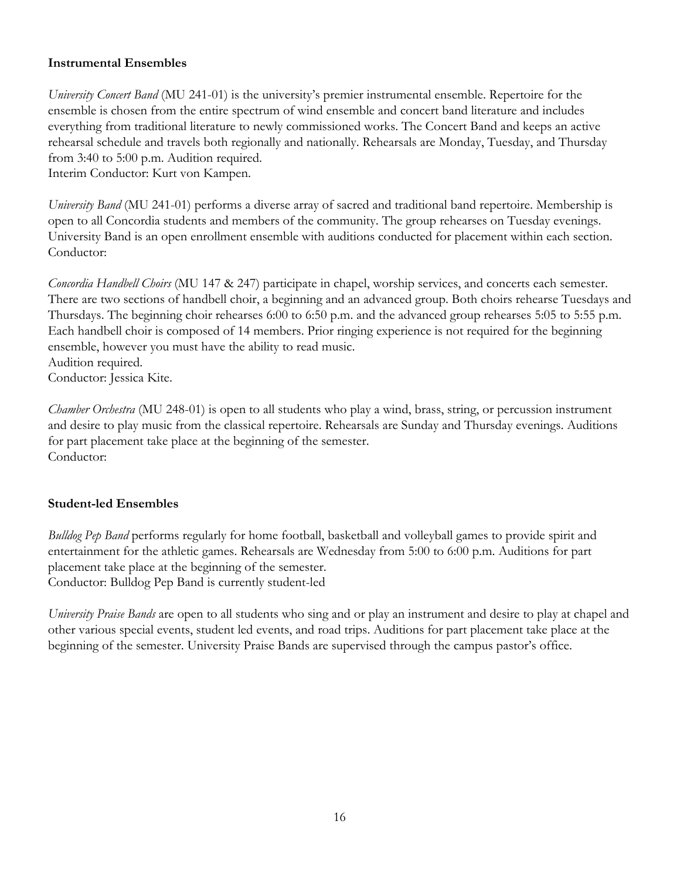**Instrumental Ensembles**

*University Concert Band* (MU 241-01) is the university's premier instrumental ensemble. Repertoire for the ensemble is chosen from the entire spectrum of wind ensemble and concert band literature and includes everything from traditional literature to newly commissioned works. The Concert Band and keeps an active rehearsal schedule and travels both regionally and nationally. Rehearsals are Monday, Tuesday, and Thursday from 3:40 to 5:00 p.m. Audition required.
Interim Conductor: Kurt von Kampen.

*University Band* (MU 241-01) performs a diverse array of sacred and traditional band repertoire. Membership is open to all Concordia students and members of the community. The group rehearses on Tuesday evenings. University Band is an open enrollment ensemble with auditions conducted for placement within each section.
Conductor:

*Concordia Handbell Choirs* (MU 147 & 247) participate in chapel, worship services, and concerts each semester. There are two sections of handbell choir, a beginning and an advanced group. Both choirs rehearse Tuesdays and Thursdays. The beginning choir rehearses 6:00 to 6:50 p.m. and the advanced group rehearses 5:05 to 5:55 p.m. Each handbell choir is composed of 14 members. Prior ringing experience is not required for the beginning ensemble, however you must have the ability to read music.
Audition required.
Conductor: Jessica Kite.

*Chamber Orchestra* (MU 248-01) is open to all students who play a wind, brass, string, or percussion instrument and desire to play music from the classical repertoire. Rehearsals are Sunday and Thursday evenings. Auditions for part placement take place at the beginning of the semester.
Conductor:

**Student-led Ensembles**

*Bulldog Pep Band* performs regularly for home football, basketball and volleyball games to provide spirit and entertainment for the athletic games. Rehearsals are Wednesday from 5:00 to 6:00 p.m. Auditions for part placement take place at the beginning of the semester.
Conductor: Bulldog Pep Band is currently student-led

*University Praise Bands* are open to all students who sing and or play an instrument and desire to play at chapel and other various special events, student led events, and road trips. Auditions for part placement take place at the beginning of the semester. University Praise Bands are supervised through the campus pastor's office.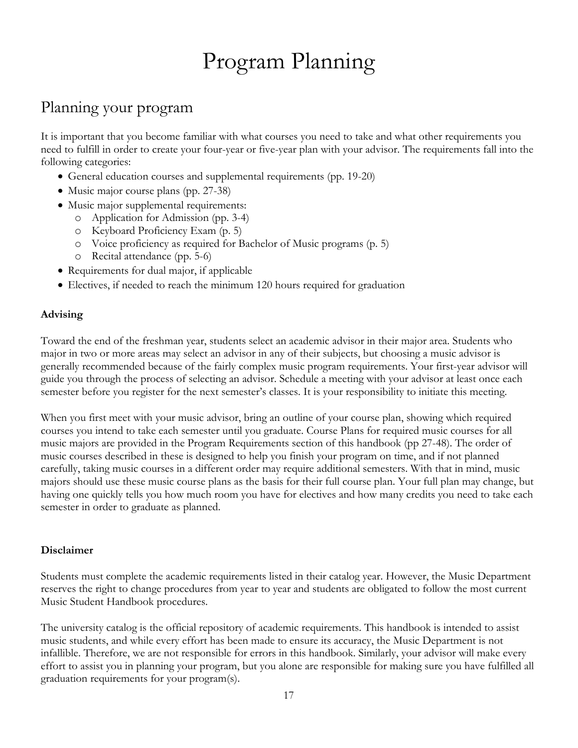# Program Planning

## Planning your program

It is important that you become familiar with what courses you need to take and what other requirements you need to fulfill in order to create your four-year or five-year plan with your advisor. The requirements fall into the following categories:

- General education courses and supplemental requirements (pp. 19-20)
- Music major course plans (pp. 27-38)
- Music major supplemental requirements:
  - Application for Admission (pp. 3-4)
  - Keyboard Proficiency Exam (p. 5)
  - Voice proficiency as required for Bachelor of Music programs (p. 5)
  - Recital attendance (pp. 5-6)
- Requirements for dual major, if applicable
- Electives, if needed to reach the minimum 120 hours required for graduation

**Advising**

Toward the end of the freshman year, students select an academic advisor in their major area. Students who major in two or more areas may select an advisor in any of their subjects, but choosing a music advisor is generally recommended because of the fairly complex music program requirements. Your first-year advisor will guide you through the process of selecting an advisor. Schedule a meeting with your advisor at least once each semester before you register for the next semester's classes. It is your responsibility to initiate this meeting.

When you first meet with your music advisor, bring an outline of your course plan, showing which required courses you intend to take each semester until you graduate. Course Plans for required music courses for all music majors are provided in the Program Requirements section of this handbook (pp 27-48). The order of music courses described in these is designed to help you finish your program on time, and if not planned carefully, taking music courses in a different order may require additional semesters. With that in mind, music majors should use these music course plans as the basis for their full course plan. Your full plan may change, but having one quickly tells you how much room you have for electives and how many credits you need to take each semester in order to graduate as planned.

**Disclaimer**

Students must complete the academic requirements listed in their catalog year. However, the Music Department reserves the right to change procedures from year to year and students are obligated to follow the most current Music Student Handbook procedures.

The university catalog is the official repository of academic requirements. This handbook is intended to assist music students, and while every effort has been made to ensure its accuracy, the Music Department is not infallible. Therefore, we are not responsible for errors in this handbook. Similarly, your advisor will make every effort to assist you in planning your program, but you alone are responsible for making sure you have fulfilled all graduation requirements for your program(s).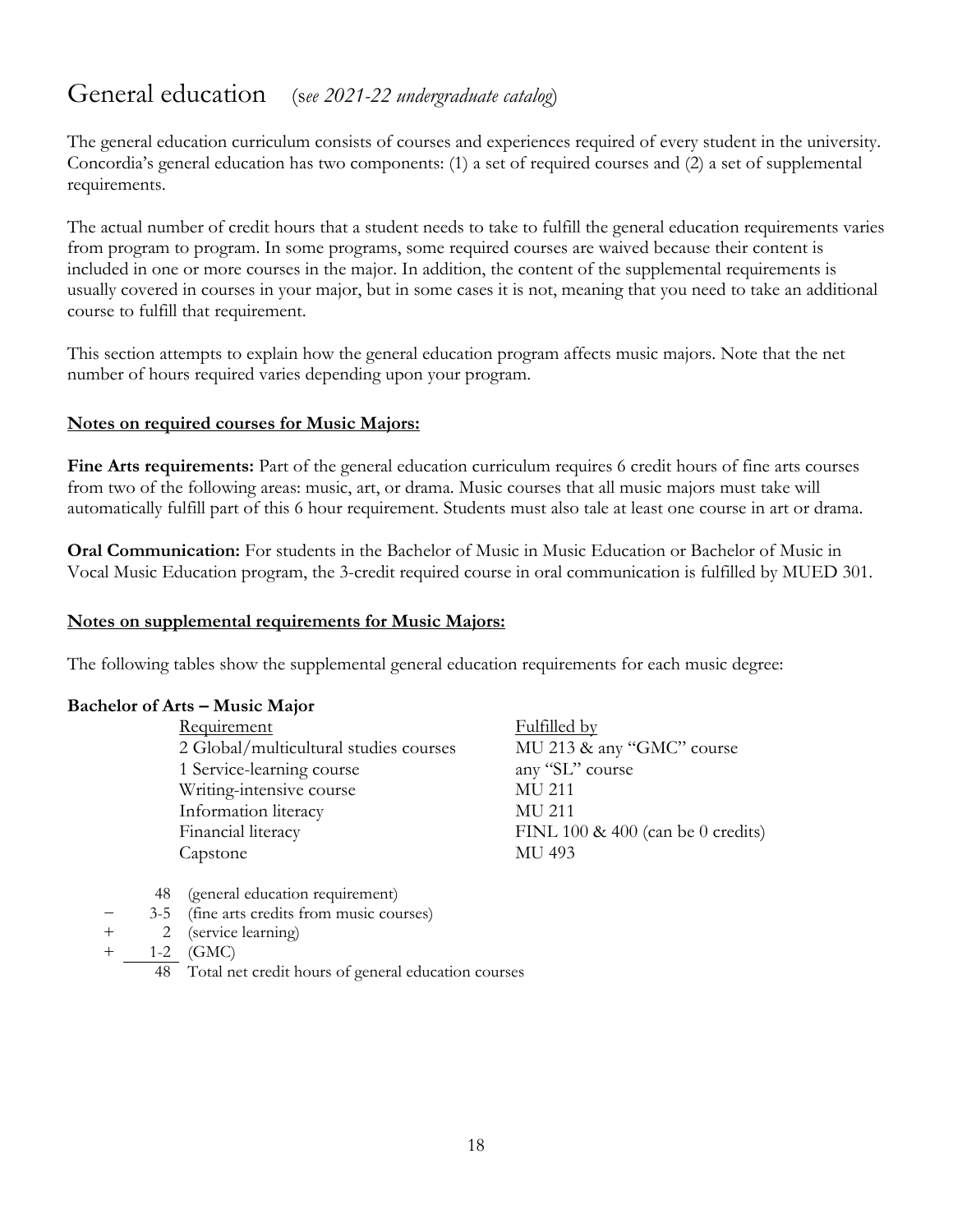# General education (*see 2021-22 undergraduate catalog*)

The general education curriculum consists of courses and experiences required of every student in the university. Concordia's general education has two components: (1) a set of required courses and (2) a set of supplemental requirements.

The actual number of credit hours that a student needs to take to fulfill the general education requirements varies from program to program. In some programs, some required courses are waived because their content is included in one or more courses in the major. In addition, the content of the supplemental requirements is usually covered in courses in your major, but in some cases it is not, meaning that you need to take an additional course to fulfill that requirement.

This section attempts to explain how the general education program affects music majors. Note that the net number of hours required varies depending upon your program.

**Notes on required courses for Music Majors:**

**Fine Arts requirements:** Part of the general education curriculum requires 6 credit hours of fine arts courses from two of the following areas: music, art, or drama. Music courses that all music majors must take will automatically fulfill part of this 6 hour requirement. Students must also tale at least one course in art or drama.

**Oral Communication:** For students in the Bachelor of Music in Music Education or Bachelor of Music in Vocal Music Education program, the 3-credit required course in oral communication is fulfilled by MUED 301.

**Notes on supplemental requirements for Music Majors:**

The following tables show the supplemental general education requirements for each music degree:

**Bachelor of Arts – Music Major**

| Requirement | Fulfilled by |
|---|---|
| 2 Global/multicultural studies courses | MU 213 & any "GMC" course |
| 1 Service-learning course | any "SL" course |
| Writing-intensive course | MU 211 |
| Information literacy | MU 211 |
| Financial literacy | FINL 100 & 400 (can be 0 credits) |
| Capstone | MU 493 |

| | | |
|---|---|---|
| | 48 | (general education requirement) |
| − | 3-5 | (fine arts credits from music courses) |
| + | 2 | (service learning) |
| + | 1-2 | (GMC) |
| | 48 | Total net credit hours of general education courses |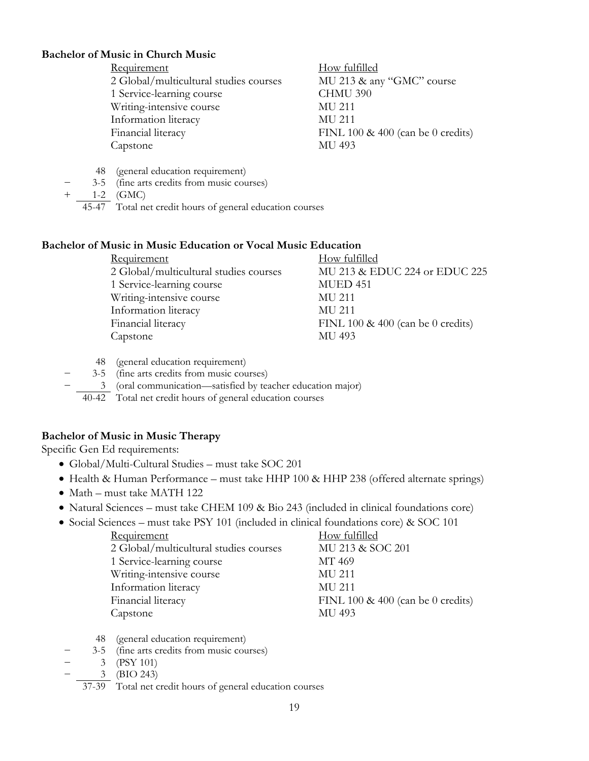**Bachelor of Music in Church Music**

| Requirement | How fulfilled |
|---|---|
| 2 Global/multicultural studies courses | MU 213 & any "GMC" course |
| 1 Service-learning course | CHMU 390 |
| Writing-intensive course | MU 211 |
| Information literacy | MU 211 |
| Financial literacy | FINL 100 & 400 (can be 0 credits) |
| Capstone | MU 493 |

|   |   |   |
|---|---|---|
|   | 48 | (general education requirement) |
| − | 3-5 | (fine arts credits from music courses) |
| + | 1-2 | (GMC) |
|   | 45-47 | Total net credit hours of general education courses |

**Bachelor of Music in Music Education or Vocal Music Education**

| Requirement | How fulfilled |
|---|---|
| 2 Global/multicultural studies courses | MU 213 & EDUC 224 or EDUC 225 |
| 1 Service-learning course | MUED 451 |
| Writing-intensive course | MU 211 |
| Information literacy | MU 211 |
| Financial literacy | FINL 100 & 400 (can be 0 credits) |
| Capstone | MU 493 |

|   |   |   |
|---|---|---|
|   | 48 | (general education requirement) |
| − | 3-5 | (fine arts credits from music courses) |
| − | 3 | (oral communication—satisfied by teacher education major) |
|   | 40-42 | Total net credit hours of general education courses |

**Bachelor of Music in Music Therapy**

Specific Gen Ed requirements:

- Global/Multi-Cultural Studies – must take SOC 201
- Health & Human Performance – must take HHP 100 & HHP 238 (offered alternate springs)
- Math – must take MATH 122
- Natural Sciences – must take CHEM 109 & Bio 243 (included in clinical foundations core)
- Social Sciences – must take PSY 101 (included in clinical foundations core) & SOC 101

| Requirement | How fulfilled |
|---|---|
| 2 Global/multicultural studies courses | MU 213 & SOC 201 |
| 1 Service-learning course | MT 469 |
| Writing-intensive course | MU 211 |
| Information literacy | MU 211 |
| Financial literacy | FINL 100 & 400 (can be 0 credits) |
| Capstone | MU 493 |

|   |   |   |
|---|---|---|
|   | 48 | (general education requirement) |
| − | 3-5 | (fine arts credits from music courses) |
| − | 3 | (PSY 101) |
| − | 3 | (BIO 243) |
|   | 37-39 | Total net credit hours of general education courses |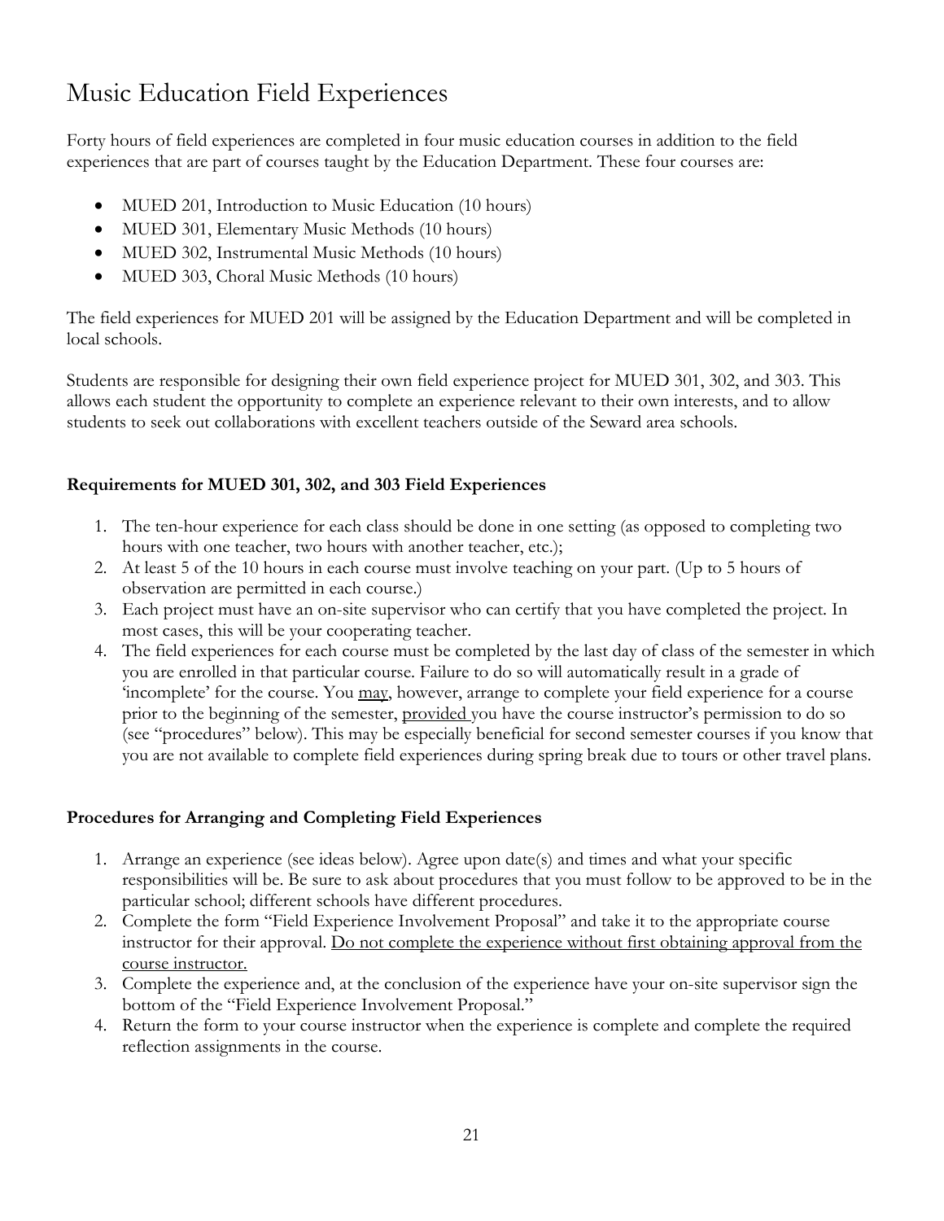# Music Education Field Experiences

Forty hours of field experiences are completed in four music education courses in addition to the field experiences that are part of courses taught by the Education Department. These four courses are:

- MUED 201, Introduction to Music Education (10 hours)
- MUED 301, Elementary Music Methods (10 hours)
- MUED 302, Instrumental Music Methods (10 hours)
- MUED 303, Choral Music Methods (10 hours)

The field experiences for MUED 201 will be assigned by the Education Department and will be completed in local schools.

Students are responsible for designing their own field experience project for MUED 301, 302, and 303. This allows each student the opportunity to complete an experience relevant to their own interests, and to allow students to seek out collaborations with excellent teachers outside of the Seward area schools.

**Requirements for MUED 301, 302, and 303 Field Experiences**

1. The ten-hour experience for each class should be done in one setting (as opposed to completing two hours with one teacher, two hours with another teacher, etc.);
2. At least 5 of the 10 hours in each course must involve teaching on your part. (Up to 5 hours of observation are permitted in each course.)
3. Each project must have an on-site supervisor who can certify that you have completed the project. In most cases, this will be your cooperating teacher.
4. The field experiences for each course must be completed by the last day of class of the semester in which you are enrolled in that particular course. Failure to do so will automatically result in a grade of 'incomplete' for the course. You may, however, arrange to complete your field experience for a course prior to the beginning of the semester, provided you have the course instructor's permission to do so (see "procedures" below). This may be especially beneficial for second semester courses if you know that you are not available to complete field experiences during spring break due to tours or other travel plans.

**Procedures for Arranging and Completing Field Experiences**

1. Arrange an experience (see ideas below). Agree upon date(s) and times and what your specific responsibilities will be. Be sure to ask about procedures that you must follow to be approved to be in the particular school; different schools have different procedures.
2. Complete the form "Field Experience Involvement Proposal" and take it to the appropriate course instructor for their approval. Do not complete the experience without first obtaining approval from the course instructor.
3. Complete the experience and, at the conclusion of the experience have your on-site supervisor sign the bottom of the "Field Experience Involvement Proposal."
4. Return the form to your course instructor when the experience is complete and complete the required reflection assignments in the course.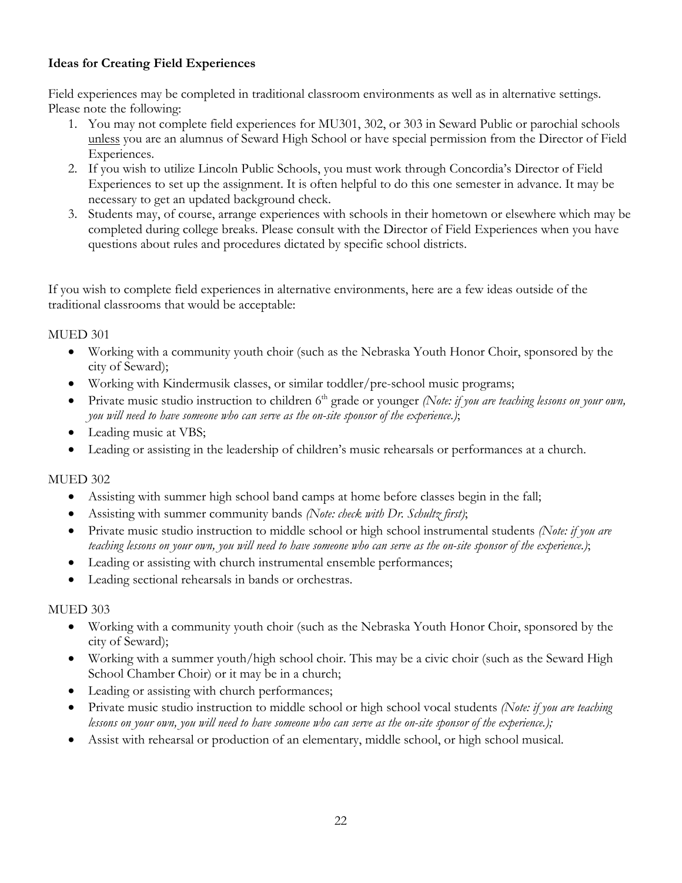**Ideas for Creating Field Experiences**

Field experiences may be completed in traditional classroom environments as well as in alternative settings. Please note the following:

1. You may not complete field experiences for MU301, 302, or 303 in Seward Public or parochial schools <u>unless</u> you are an alumnus of Seward High School or have special permission from the Director of Field Experiences.
2. If you wish to utilize Lincoln Public Schools, you must work through Concordia's Director of Field Experiences to set up the assignment. It is often helpful to do this one semester in advance. It may be necessary to get an updated background check.
3. Students may, of course, arrange experiences with schools in their hometown or elsewhere which may be completed during college breaks. Please consult with the Director of Field Experiences when you have questions about rules and procedures dictated by specific school districts.

If you wish to complete field experiences in alternative environments, here are a few ideas outside of the traditional classrooms that would be acceptable:

MUED 301

- Working with a community youth choir (such as the Nebraska Youth Honor Choir, sponsored by the city of Seward);
- Working with Kindermusik classes, or similar toddler/pre-school music programs;
- Private music studio instruction to children 6th grade or younger *(Note: if you are teaching lessons on your own, you will need to have someone who can serve as the on-site sponsor of the experience.)*;
- Leading music at VBS;
- Leading or assisting in the leadership of children's music rehearsals or performances at a church.

MUED 302

- Assisting with summer high school band camps at home before classes begin in the fall;
- Assisting with summer community bands *(Note: check with Dr. Schultz first)*;
- Private music studio instruction to middle school or high school instrumental students *(Note: if you are teaching lessons on your own, you will need to have someone who can serve as the on-site sponsor of the experience.)*;
- Leading or assisting with church instrumental ensemble performances;
- Leading sectional rehearsals in bands or orchestras.

MUED 303

- Working with a community youth choir (such as the Nebraska Youth Honor Choir, sponsored by the city of Seward);
- Working with a summer youth/high school choir. This may be a civic choir (such as the Seward High School Chamber Choir) or it may be in a church;
- Leading or assisting with church performances;
- Private music studio instruction to middle school or high school vocal students *(Note: if you are teaching lessons on your own, you will need to have someone who can serve as the on-site sponsor of the experience.);*
- Assist with rehearsal or production of an elementary, middle school, or high school musical.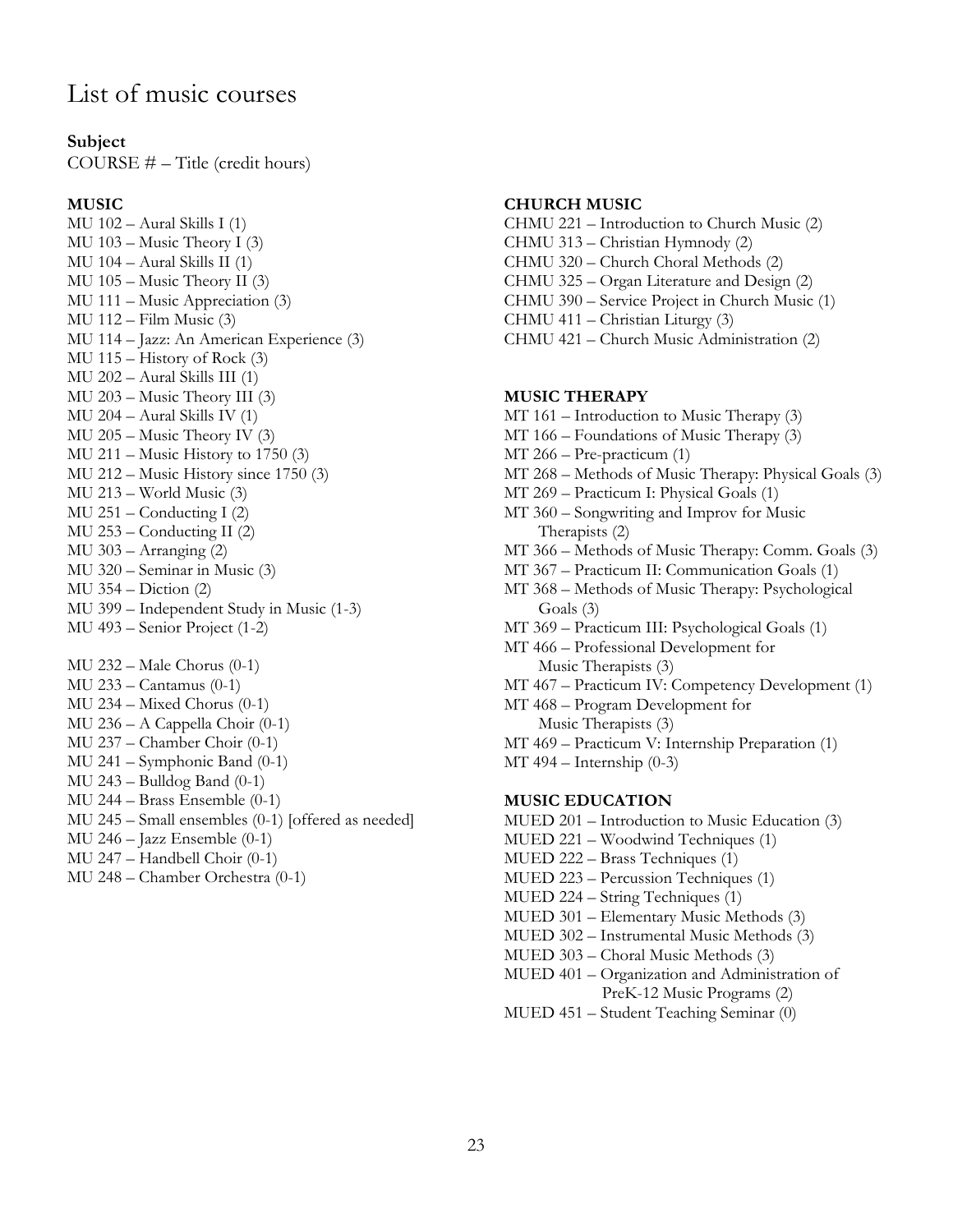# List of music courses

**Subject**
COURSE # – Title (credit hours)

**MUSIC**

MU 102 – Aural Skills I (1)
MU 103 – Music Theory I (3)
MU 104 – Aural Skills II (1)
MU 105 – Music Theory II (3)
MU 111 – Music Appreciation (3)
MU 112 – Film Music (3)
MU 114 – Jazz: An American Experience (3)
MU 115 – History of Rock (3)
MU 202 – Aural Skills III (1)
MU 203 – Music Theory III (3)
MU 204 – Aural Skills IV (1)
MU 205 – Music Theory IV (3)
MU 211 – Music History to 1750 (3)
MU 212 – Music History since 1750 (3)
MU 213 – World Music (3)
MU 251 – Conducting I (2)
MU 253 – Conducting II (2)
MU 303 – Arranging (2)
MU 320 – Seminar in Music (3)
MU 354 – Diction (2)
MU 399 – Independent Study in Music (1-3)
MU 493 – Senior Project (1-2)

MU 232 – Male Chorus (0-1)
MU 233 – Cantamus (0-1)
MU 234 – Mixed Chorus (0-1)
MU 236 – A Cappella Choir (0-1)
MU 237 – Chamber Choir (0-1)
MU 241 – Symphonic Band (0-1)
MU 243 – Bulldog Band (0-1)
MU 244 – Brass Ensemble (0-1)
MU 245 – Small ensembles (0-1) [offered as needed]
MU 246 – Jazz Ensemble (0-1)
MU 247 – Handbell Choir (0-1)
MU 248 – Chamber Orchestra (0-1)

**CHURCH MUSIC**

CHMU 221 – Introduction to Church Music (2)
CHMU 313 – Christian Hymnody (2)
CHMU 320 – Church Choral Methods (2)
CHMU 325 – Organ Literature and Design (2)
CHMU 390 – Service Project in Church Music (1)
CHMU 411 – Christian Liturgy (3)
CHMU 421 – Church Music Administration (2)

**MUSIC THERAPY**

MT 161 – Introduction to Music Therapy (3)
MT 166 – Foundations of Music Therapy (3)
MT 266 – Pre-practicum (1)
MT 268 – Methods of Music Therapy: Physical Goals (3)
MT 269 – Practicum I: Physical Goals (1)
MT 360 – Songwriting and Improv for Music Therapists (2)
MT 366 – Methods of Music Therapy: Comm. Goals (3)
MT 367 – Practicum II: Communication Goals (1)
MT 368 – Methods of Music Therapy: Psychological Goals (3)
MT 369 – Practicum III: Psychological Goals (1)
MT 466 – Professional Development for Music Therapists (3)
MT 467 – Practicum IV: Competency Development (1)
MT 468 – Program Development for Music Therapists (3)
MT 469 – Practicum V: Internship Preparation (1)
MT 494 – Internship (0-3)

**MUSIC EDUCATION**

MUED 201 – Introduction to Music Education (3)
MUED 221 – Woodwind Techniques (1)
MUED 222 – Brass Techniques (1)
MUED 223 – Percussion Techniques (1)
MUED 224 – String Techniques (1)
MUED 301 – Elementary Music Methods (3)
MUED 302 – Instrumental Music Methods (3)
MUED 303 – Choral Music Methods (3)
MUED 401 – Organization and Administration of PreK-12 Music Programs (2)
MUED 451 – Student Teaching Seminar (0)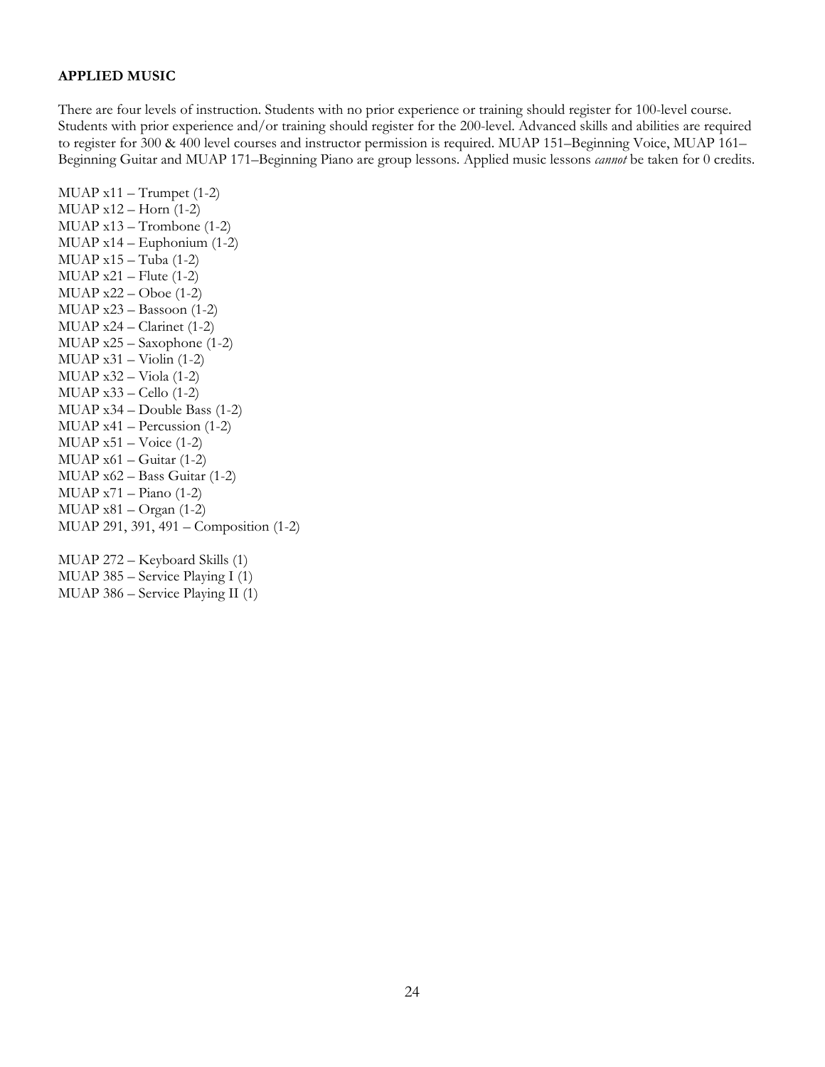## APPLIED MUSIC

There are four levels of instruction. Students with no prior experience or training should register for 100-level course. Students with prior experience and/or training should register for the 200-level. Advanced skills and abilities are required to register for 300 & 400 level courses and instructor permission is required. MUAP 151–Beginning Voice, MUAP 161–Beginning Guitar and MUAP 171–Beginning Piano are group lessons. Applied music lessons *cannot* be taken for 0 credits.

MUAP x11 – Trumpet (1-2)
MUAP x12 – Horn (1-2)
MUAP x13 – Trombone (1-2)
MUAP x14 – Euphonium (1-2)
MUAP x15 – Tuba (1-2)
MUAP x21 – Flute (1-2)
MUAP x22 – Oboe (1-2)
MUAP x23 – Bassoon (1-2)
MUAP x24 – Clarinet (1-2)
MUAP x25 – Saxophone (1-2)
MUAP x31 – Violin (1-2)
MUAP x32 – Viola (1-2)
MUAP x33 – Cello (1-2)
MUAP x34 – Double Bass (1-2)
MUAP x41 – Percussion (1-2)
MUAP x51 – Voice (1-2)
MUAP x61 – Guitar (1-2)
MUAP x62 – Bass Guitar (1-2)
MUAP x71 – Piano (1-2)
MUAP x81 – Organ (1-2)
MUAP 291, 391, 491 – Composition (1-2)

MUAP 272 – Keyboard Skills (1)
MUAP 385 – Service Playing I (1)
MUAP 386 – Service Playing II (1)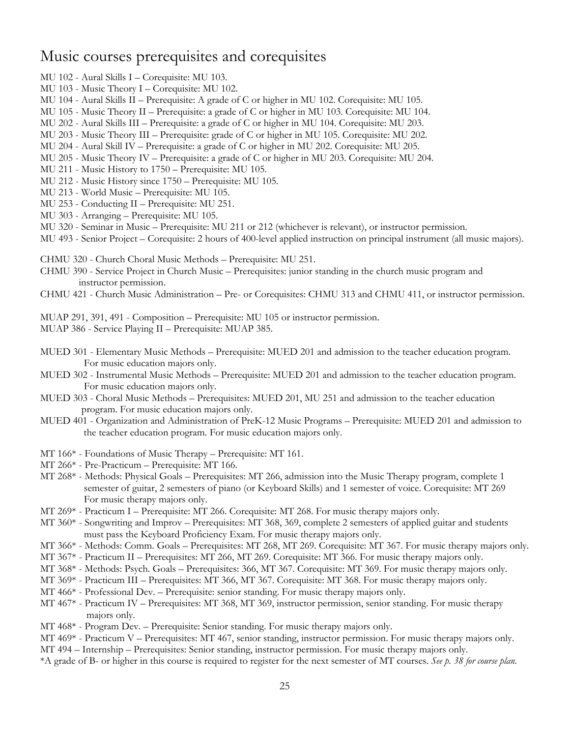# Music courses prerequisites and corequisites

MU 102 - Aural Skills I – Corequisite: MU 103.
MU 103 - Music Theory I – Corequisite: MU 102.
MU 104 - Aural Skills II – Prerequisite: A grade of C or higher in MU 102. Corequisite: MU 105.
MU 105 - Music Theory II – Prerequisite: a grade of C or higher in MU 103. Corequisite: MU 104.
MU 202 - Aural Skills III – Prerequisite: a grade of C or higher in MU 104. Corequisite: MU 203.
MU 203 - Music Theory III – Prerequisite: grade of C or higher in MU 105. Corequisite: MU 202.
MU 204 - Aural Skill IV – Prerequisite: a grade of C or higher in MU 202. Corequisite: MU 205.
MU 205 - Music Theory IV – Prerequisite: a grade of C or higher in MU 203. Corequisite: MU 204.
MU 211 - Music History to 1750 – Prerequisite: MU 105.
MU 212 - Music History since 1750 – Prerequisite: MU 105.
MU 213 - World Music – Prerequisite: MU 105.
MU 253 - Conducting II – Prerequisite: MU 251.
MU 303 - Arranging – Prerequisite: MU 105.
MU 320 - Seminar in Music – Prerequisite: MU 211 or 212 (whichever is relevant), or instructor permission.
MU 493 - Senior Project – Corequisite: 2 hours of 400-level applied instruction on principal instrument (all music majors).

CHMU 320 - Church Choral Music Methods – Prerequisite: MU 251.
CHMU 390 - Service Project in Church Music – Prerequisites: junior standing in the church music program and instructor permission.
CHMU 421 - Church Music Administration – Pre- or Corequisites: CHMU 313 and CHMU 411, or instructor permission.

MUAP 291, 391, 491 - Composition – Prerequisite: MU 105 or instructor permission.
MUAP 386 - Service Playing II – Prerequisite: MUAP 385.

MUED 301 - Elementary Music Methods – Prerequisite: MUED 201 and admission to the teacher education program. For music education majors only.
MUED 302 - Instrumental Music Methods – Prerequisite: MUED 201 and admission to the teacher education program. For music education majors only.
MUED 303 - Choral Music Methods – Prerequisites: MUED 201, MU 251 and admission to the teacher education program. For music education majors only.
MUED 401 - Organization and Administration of PreK-12 Music Programs – Prerequisite: MUED 201 and admission to the teacher education program. For music education majors only.

MT 166* - Foundations of Music Therapy – Prerequisite: MT 161.
MT 266* - Pre-Practicum – Prerequisite: MT 166.
MT 268* - Methods: Physical Goals – Prerequisites: MT 266, admission into the Music Therapy program, complete 1 semester of guitar, 2 semesters of piano (or Keyboard Skills) and 1 semester of voice. Corequisite: MT 269 For music therapy majors only.
MT 269* - Practicum I – Prerequisite: MT 266. Corequisite: MT 268. For music therapy majors only.
MT 360* - Songwriting and Improv – Prerequisites: MT 368, 369, complete 2 semesters of applied guitar and students must pass the Keyboard Proficiency Exam. For music therapy majors only.
MT 366* - Methods: Comm. Goals – Prerequisites: MT 268, MT 269. Corequisite: MT 367. For music therapy majors only.
MT 367* - Practicum II – Prerequisites: MT 266, MT 269. Corequisite: MT 366. For music therapy majors only.
MT 368* - Methods: Psych. Goals – Prerequisites: 366, MT 367. Corequisite: MT 369. For music therapy majors only.
MT 369* - Practicum III – Prerequisites: MT 366, MT 367. Corequisite: MT 368. For music therapy majors only.
MT 466* - Professional Dev. – Prerequisite: senior standing. For music therapy majors only.
MT 467* - Practicum IV – Prerequisites: MT 368, MT 369, instructor permission, senior standing. For music therapy majors only.
MT 468* - Program Dev. – Prerequisite: Senior standing. For music therapy majors only.
MT 469* - Practicum V – Prerequisites: MT 467, senior standing, instructor permission. For music therapy majors only.
MT 494 – Internship – Prerequisites: Senior standing, instructor permission. For music therapy majors only.
*A grade of B- or higher in this course is required to register for the next semester of MT courses. *See p. 38 for course plan.*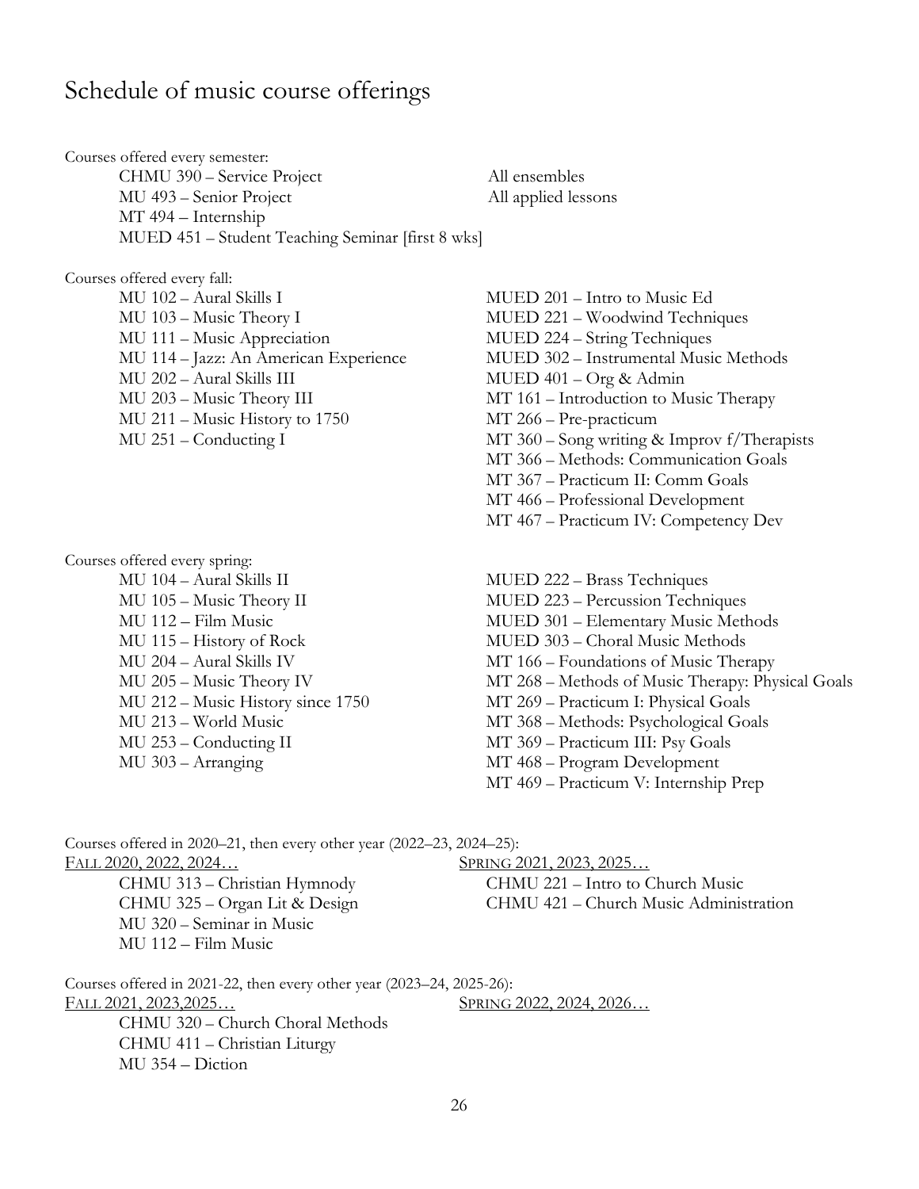# Schedule of music course offerings

Courses offered every semester:

- CHMU 390 – Service Project
- MU 493 – Senior Project
- MT 494 – Internship
- MUED 451 – Student Teaching Seminar [first 8 wks]
- All ensembles
- All applied lessons

Courses offered every fall:

- MU 102 – Aural Skills I
- MU 103 – Music Theory I
- MU 111 – Music Appreciation
- MU 114 – Jazz: An American Experience
- MU 202 – Aural Skills III
- MU 203 – Music Theory III
- MU 211 – Music History to 1750
- MU 251 – Conducting I
- MUED 201 – Intro to Music Ed
- MUED 221 – Woodwind Techniques
- MUED 224 – String Techniques
- MUED 302 – Instrumental Music Methods
- MUED 401 – Org & Admin
- MT 161 – Introduction to Music Therapy
- MT 266 – Pre-practicum
- MT 360 – Song writing & Improv f/Therapists
- MT 366 – Methods: Communication Goals
- MT 367 – Practicum II: Comm Goals
- MT 466 – Professional Development
- MT 467 – Practicum IV: Competency Dev

Courses offered every spring:

- MU 104 – Aural Skills II
- MU 105 – Music Theory II
- MU 112 – Film Music
- MU 115 – History of Rock
- MU 204 – Aural Skills IV
- MU 205 – Music Theory IV
- MU 212 – Music History since 1750
- MU 213 – World Music
- MU 253 – Conducting II
- MU 303 – Arranging
- MUED 222 – Brass Techniques
- MUED 223 – Percussion Techniques
- MUED 301 – Elementary Music Methods
- MUED 303 – Choral Music Methods
- MT 166 – Foundations of Music Therapy
- MT 268 – Methods of Music Therapy: Physical Goals
- MT 269 – Practicum I: Physical Goals
- MT 368 – Methods: Psychological Goals
- MT 369 – Practicum III: Psy Goals
- MT 468 – Program Development
- MT 469 – Practicum V: Internship Prep

Courses offered in 2020–21, then every other year (2022–23, 2024–25):

FALL 2020, 2022, 2024…

- CHMU 313 – Christian Hymnody
- CHMU 325 – Organ Lit & Design
- MU 320 – Seminar in Music
- MU 112 – Film Music

SPRING 2021, 2023, 2025…

- CHMU 221 – Intro to Church Music
- CHMU 421 – Church Music Administration

Courses offered in 2021-22, then every other year (2023–24, 2025-26):

FALL 2021, 2023,2025…

- CHMU 320 – Church Choral Methods
- CHMU 411 – Christian Liturgy
- MU 354 – Diction

SPRING 2022, 2024, 2026…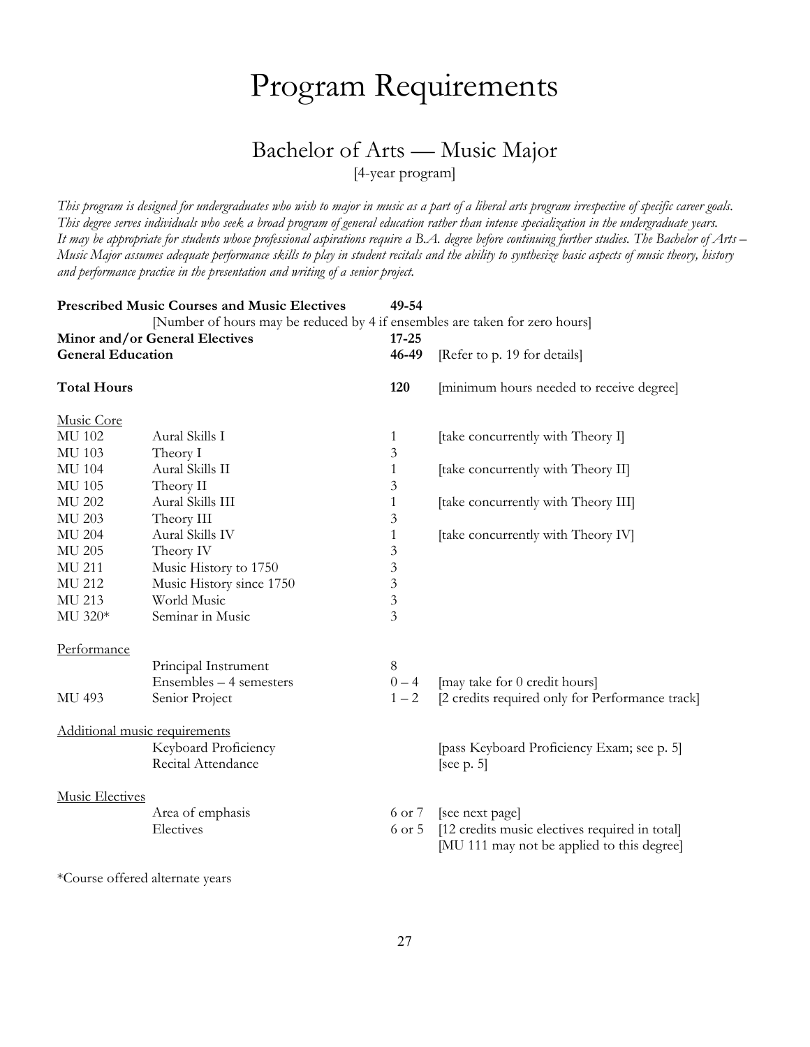# Program Requirements

## Bachelor of Arts — Music Major

[4-year program]

*This program is designed for undergraduates who wish to major in music as a part of a liberal arts program irrespective of specific career goals. This degree serves individuals who seek a broad program of general education rather than intense specialization in the undergraduate years. It may be appropriate for students whose professional aspirations require a B.A. degree before continuing further studies. The Bachelor of Arts – Music Major assumes adequate performance skills to play in student recitals and the ability to synthesize basic aspects of music theory, history and performance practice in the presentation and writing of a senior project.*

| | | | |
|---|---|---|---|
| **Prescribed Music Courses and Music Electives** | | **49-54** | |
| | [Number of hours may be reduced by 4 if ensembles are taken for zero hours] | | |
| **Minor and/or General Electives** | | **17-25** | |
| **General Education** | | **46-49** | [Refer to p. 19 for details] |
| **Total Hours** | | **120** | [minimum hours needed to receive degree] |
| Music Core | | | |
| MU 102 | Aural Skills I | 1 | [take concurrently with Theory I] |
| MU 103 | Theory I | 3 | |
| MU 104 | Aural Skills II | 1 | [take concurrently with Theory II] |
| MU 105 | Theory II | 3 | |
| MU 202 | Aural Skills III | 1 | [take concurrently with Theory III] |
| MU 203 | Theory III | 3 | |
| MU 204 | Aural Skills IV | 1 | [take concurrently with Theory IV] |
| MU 205 | Theory IV | 3 | |
| MU 211 | Music History to 1750 | 3 | |
| MU 212 | Music History since 1750 | 3 | |
| MU 213 | World Music | 3 | |
| MU 320* | Seminar in Music | 3 | |
| Performance | | | |
| | Principal Instrument | 8 | |
| | Ensembles – 4 semesters | 0 – 4 | [may take for 0 credit hours] |
| MU 493 | Senior Project | 1 – 2 | [2 credits required only for Performance track] |
| Additional music requirements | | | |
| | Keyboard Proficiency | | [pass Keyboard Proficiency Exam; see p. 5] |
| | Recital Attendance | | [see p. 5] |
| Music Electives | | | |
| | Area of emphasis | 6 or 7 | [see next page] |
| | Electives | 6 or 5 | [12 credits music electives required in total] [MU 111 may not be applied to this degree] |

*Course offered alternate years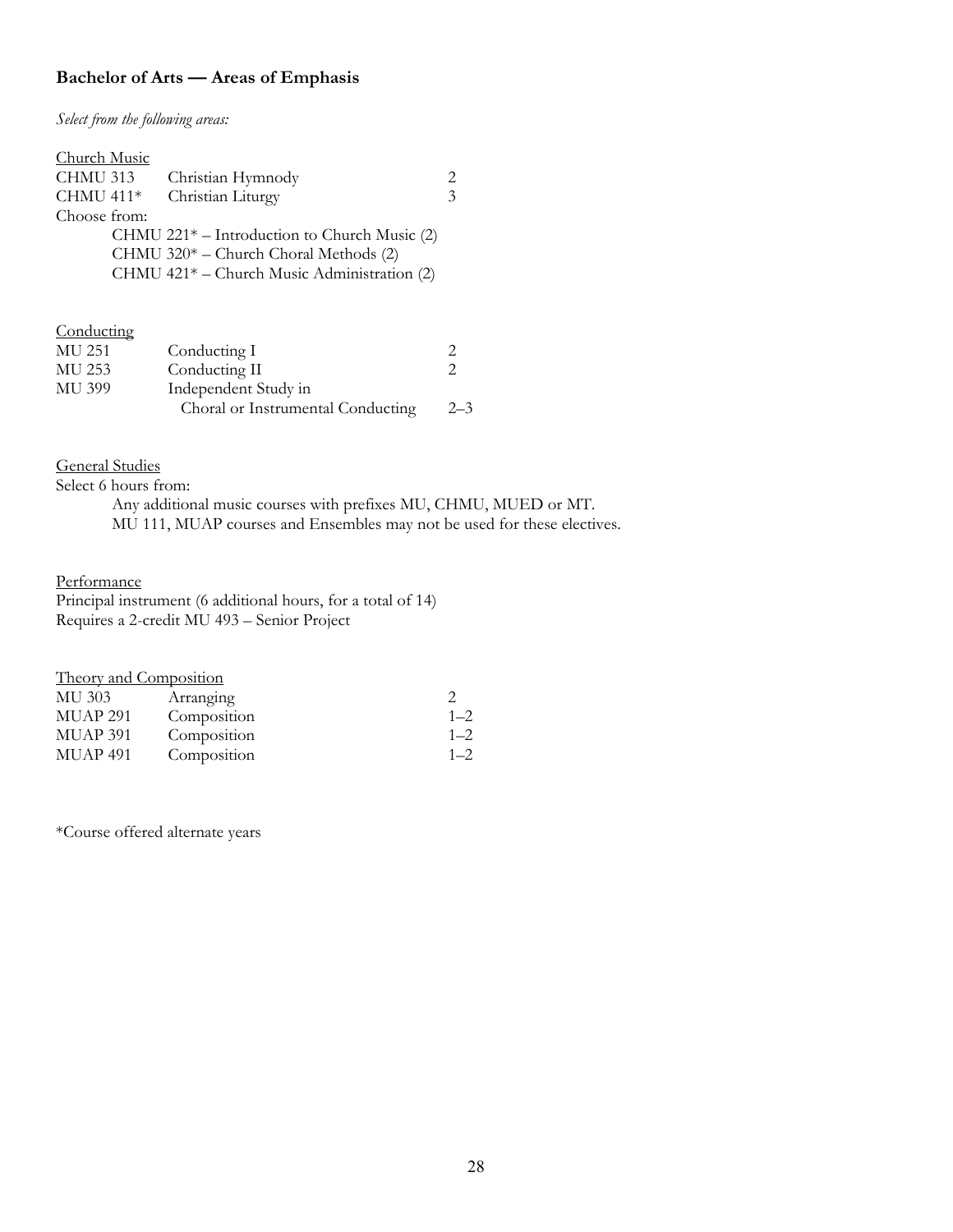### Bachelor of Arts — Areas of Emphasis

*Select from the following areas:*

<u>Church Music</u>

| | | |
|---|---|---|
| CHMU 313 | Christian Hymnody | 2 |
| CHMU 411* | Christian Liturgy | 3 |

Choose from:

- CHMU 221* – Introduction to Church Music (2)
- CHMU 320* – Church Choral Methods (2)
- CHMU 421* – Church Music Administration (2)

<u>Conducting</u>

| | | |
|---|---|---|
| MU 251 | Conducting I | 2 |
| MU 253 | Conducting II | 2 |
| MU 399 | Independent Study in Choral or Instrumental Conducting | 2–3 |

<u>General Studies</u>

Select 6 hours from:

Any additional music courses with prefixes MU, CHMU, MUED or MT.
MU 111, MUAP courses and Ensembles may not be used for these electives.

<u>Performance</u>

Principal instrument (6 additional hours, for a total of 14)
Requires a 2-credit MU 493 – Senior Project

<u>Theory and Composition</u>

| | | |
|---|---|---|
| MU 303 | Arranging | 2 |
| MUAP 291 | Composition | 1–2 |
| MUAP 391 | Composition | 1–2 |
| MUAP 491 | Composition | 1–2 |

*Course offered alternate years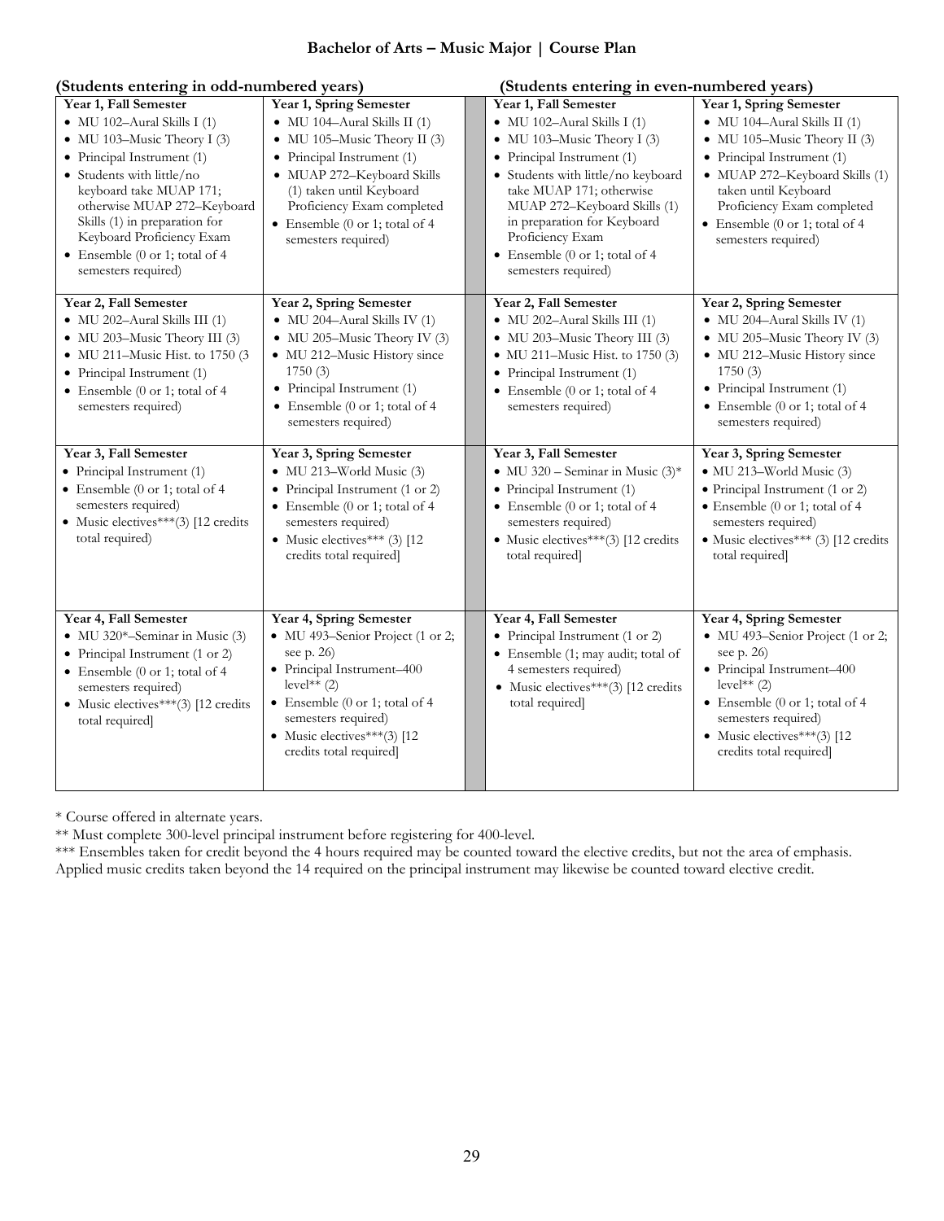**Bachelor of Arts – Music Major | Course Plan**

**(Students entering in odd-numbered years)**

| Year 1, Fall Semester | Year 1, Spring Semester |
|---|---|
| • MU 102–Aural Skills I (1)<br>• MU 103–Music Theory I (3)<br>• Principal Instrument (1)<br>• Students with little/no keyboard take MUAP 171; otherwise MUAP 272–Keyboard Skills (1) in preparation for Keyboard Proficiency Exam<br>• Ensemble (0 or 1; total of 4 semesters required) | • MU 104–Aural Skills II (1)<br>• MU 105–Music Theory II (3)<br>• Principal Instrument (1)<br>• MUAP 272–Keyboard Skills (1) taken until Keyboard Proficiency Exam completed<br>• Ensemble (0 or 1; total of 4 semesters required) |
| **Year 2, Fall Semester** | **Year 2, Spring Semester** |
| • MU 202–Aural Skills III (1)<br>• MU 203–Music Theory III (3)<br>• MU 211–Music Hist. to 1750 (3<br>• Principal Instrument (1)<br>• Ensemble (0 or 1; total of 4 semesters required) | • MU 204–Aural Skills IV (1)<br>• MU 205–Music Theory IV (3)<br>• MU 212–Music History since 1750 (3)<br>• Principal Instrument (1)<br>• Ensemble (0 or 1; total of 4 semesters required) |
| **Year 3, Fall Semester** | **Year 3, Spring Semester** |
| • Principal Instrument (1)<br>• Ensemble (0 or 1; total of 4 semesters required)<br>• Music electives***(3) [12 credits total required] | • MU 213–World Music (3)<br>• Principal Instrument (1 or 2)<br>• Ensemble (0 or 1; total of 4 semesters required)<br>• Music electives*** (3) [12 credits total required] |
| **Year 4, Fall Semester** | **Year 4, Spring Semester** |
| • MU 320*–Seminar in Music (3)<br>• Principal Instrument (1 or 2)<br>• Ensemble (0 or 1; total of 4 semesters required)<br>• Music electives***(3) [12 credits total required] | • MU 493–Senior Project (1 or 2; see p. 26)<br>• Principal Instrument–400 level** (2)<br>• Ensemble (0 or 1; total of 4 semesters required)<br>• Music electives***(3) [12 credits total required] |

**(Students entering in even-numbered years)**

| Year 1, Fall Semester | Year 1, Spring Semester |
|---|---|
| • MU 102–Aural Skills I (1)<br>• MU 103–Music Theory I (3)<br>• Principal Instrument (1)<br>• Students with little/no keyboard take MUAP 171; otherwise MUAP 272–Keyboard Skills (1) in preparation for Keyboard Proficiency Exam<br>• Ensemble (0 or 1; total of 4 semesters required) | • MU 104–Aural Skills II (1)<br>• MU 105–Music Theory II (3)<br>• Principal Instrument (1)<br>• MUAP 272–Keyboard Skills (1) taken until Keyboard Proficiency Exam completed<br>• Ensemble (0 or 1; total of 4 semesters required) |
| **Year 2, Fall Semester** | **Year 2, Spring Semester** |
| • MU 202–Aural Skills III (1)<br>• MU 203–Music Theory III (3)<br>• MU 211–Music Hist. to 1750 (3)<br>• Principal Instrument (1)<br>• Ensemble (0 or 1; total of 4 semesters required) | • MU 204–Aural Skills IV (1)<br>• MU 205–Music Theory IV (3)<br>• MU 212–Music History since 1750 (3)<br>• Principal Instrument (1)<br>• Ensemble (0 or 1; total of 4 semesters required) |
| **Year 3, Fall Semester** | **Year 3, Spring Semester** |
| • MU 320 – Seminar in Music (3)*<br>• Principal Instrument (1)<br>• Ensemble (0 or 1; total of 4 semesters required)<br>• Music electives***(3) [12 credits total required] | • MU 213–World Music (3)<br>• Principal Instrument (1 or 2)<br>• Ensemble (0 or 1; total of 4 semesters required)<br>• Music electives*** (3) [12 credits total required] |
| **Year 4, Fall Semester** | **Year 4, Spring Semester** |
| • Principal Instrument (1 or 2)<br>• Ensemble (1; may audit; total of 4 semesters required)<br>• Music electives***(3) [12 credits total required] | • MU 493–Senior Project (1 or 2; see p. 26)<br>• Principal Instrument–400 level** (2)<br>• Ensemble (0 or 1; total of 4 semesters required)<br>• Music electives***(3) [12 credits total required] |

* Course offered in alternate years.
** Must complete 300-level principal instrument before registering for 400-level.
*** Ensembles taken for credit beyond the 4 hours required may be counted toward the elective credits, but not the area of emphasis. Applied music credits taken beyond the 14 required on the principal instrument may likewise be counted toward elective credit.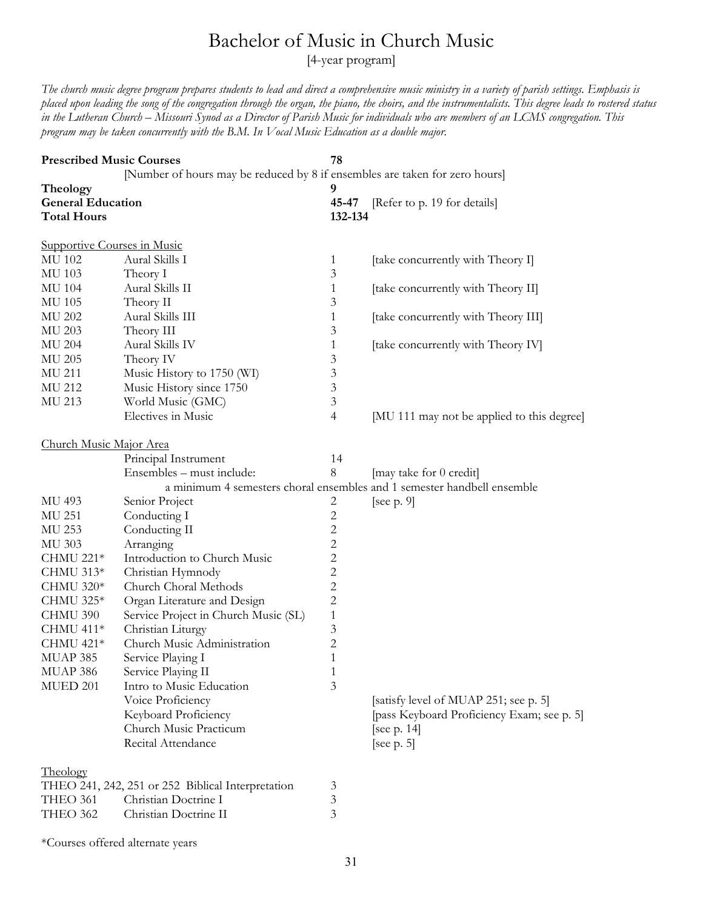# Bachelor of Music in Church Music

[4-year program]

*The church music degree program prepares students to lead and direct a comprehensive music ministry in a variety of parish settings. Emphasis is placed upon leading the song of the congregation through the organ, the piano, the choirs, and the instrumentalists. This degree leads to rostered status in the Lutheran Church – Missouri Synod as a Director of Parish Music for individuals who are members of an LCMS congregation. This program may be taken concurrently with the B.M. In Vocal Music Education as a double major.*

| | | |
|---|---|---|
| **Prescribed Music Courses** | **78** | |
| [Number of hours may be reduced by 8 if ensembles are taken for zero hours] | | |
| **Theology** | **9** | |
| **General Education** | **45-47** | [Refer to p. 19 for details] |
| **Total Hours** | **132-134** | |

<u>Supportive Courses in Music</u>

| | | | |
|---|---|---|---|
| MU 102 | Aural Skills I | 1 | [take concurrently with Theory I] |
| MU 103 | Theory I | 3 | |
| MU 104 | Aural Skills II | 1 | [take concurrently with Theory II] |
| MU 105 | Theory II | 3 | |
| MU 202 | Aural Skills III | 1 | [take concurrently with Theory III] |
| MU 203 | Theory III | 3 | |
| MU 204 | Aural Skills IV | 1 | [take concurrently with Theory IV] |
| MU 205 | Theory IV | 3 | |
| MU 211 | Music History to 1750 (WI) | 3 | |
| MU 212 | Music History since 1750 | 3 | |
| MU 213 | World Music (GMC) | 3 | |
| | Electives in Music | 4 | [MU 111 may not be applied to this degree] |

<u>Church Music Major Area</u>

| | | | |
|---|---|---|---|
| | Principal Instrument | 14 | |
| | Ensembles – must include: | 8 | [may take for 0 credit] |
| | a minimum 4 semesters choral ensembles and 1 semester handbell ensemble | | |
| MU 493 | Senior Project | 2 | [see p. 9] |
| MU 251 | Conducting I | 2 | |
| MU 253 | Conducting II | 2 | |
| MU 303 | Arranging | 2 | |
| CHMU 221* | Introduction to Church Music | 2 | |
| CHMU 313* | Christian Hymnody | 2 | |
| CHMU 320* | Church Choral Methods | 2 | |
| CHMU 325* | Organ Literature and Design | 2 | |
| CHMU 390 | Service Project in Church Music (SL) | 1 | |
| CHMU 411* | Christian Liturgy | 3 | |
| CHMU 421* | Church Music Administration | 2 | |
| MUAP 385 | Service Playing I | 1 | |
| MUAP 386 | Service Playing II | 1 | |
| MUED 201 | Intro to Music Education | 3 | |
| | Voice Proficiency | | [satisfy level of MUAP 251; see p. 5] |
| | Keyboard Proficiency | | [pass Keyboard Proficiency Exam; see p. 5] |
| | Church Music Practicum | | [see p. 14] |
| | Recital Attendance | | [see p. 5] |

<u>Theology</u>

| | | |
|---|---|---|
| THEO 241, 242, 251 or 252 | Biblical Interpretation | 3 |
| THEO 361 | Christian Doctrine I | 3 |
| THEO 362 | Christian Doctrine II | 3 |

*Courses offered alternate years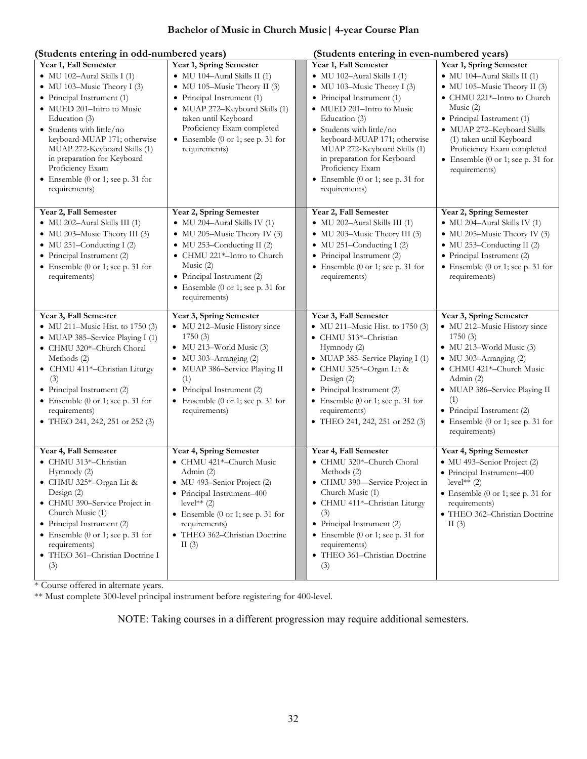## Bachelor of Music in Church Music | 4-year Course Plan

| (Students entering in odd-numbered years) | | (Students entering in even-numbered years) | |
|---|---|---|---|
| **Year 1, Fall Semester**<br>• MU 102–Aural Skills I (1)<br>• MU 103–Music Theory I (3)<br>• Principal Instrument (1)<br>• MUED 201–Intro to Music Education (3)<br>• Students with little/no keyboard-MUAP 171; otherwise MUAP 272-Keyboard Skills (1) in preparation for Keyboard Proficiency Exam<br>• Ensemble (0 or 1; see p. 31 for requirements) | **Year 1, Spring Semester**<br>• MU 104–Aural Skills II (1)<br>• MU 105–Music Theory II (3)<br>• Principal Instrument (1)<br>• MUAP 272–Keyboard Skills (1) taken until Keyboard Proficiency Exam completed<br>• Ensemble (0 or 1; see p. 31 for requirements) | **Year 1, Fall Semester**<br>• MU 102–Aural Skills I (1)<br>• MU 103–Music Theory I (3)<br>• Principal Instrument (1)<br>• MUED 201–Intro to Music Education (3)<br>• Students with little/no keyboard-MUAP 171; otherwise MUAP 272-Keyboard Skills (1) in preparation for Keyboard Proficiency Exam<br>• Ensemble (0 or 1; see p. 31 for requirements) | **Year 1, Spring Semester**<br>• MU 104–Aural Skills II (1)<br>• MU 105–Music Theory II (3)<br>• CHMU 221*–Intro to Church Music (2)<br>• Principal Instrument (1)<br>• MUAP 272–Keyboard Skills (1) taken until Keyboard Proficiency Exam completed<br>• Ensemble (0 or 1; see p. 31 for requirements) |
| **Year 2, Fall Semester**<br>• MU 202–Aural Skills III (1)<br>• MU 203–Music Theory III (3)<br>• MU 251–Conducting I (2)<br>• Principal Instrument (2)<br>• Ensemble (0 or 1; see p. 31 for requirements) | **Year 2, Spring Semester**<br>• MU 204–Aural Skills IV (1)<br>• MU 205–Music Theory IV (3)<br>• MU 253–Conducting II (2)<br>• CHMU 221*–Intro to Church Music (2)<br>• Principal Instrument (2)<br>• Ensemble (0 or 1; see p. 31 for requirements) | **Year 2, Fall Semester**<br>• MU 202–Aural Skills III (1)<br>• MU 203–Music Theory III (3)<br>• MU 251–Conducting I (2)<br>• Principal Instrument (2)<br>• Ensemble (0 or 1; see p. 31 for requirements) | **Year 2, Spring Semester**<br>• MU 204–Aural Skills IV (1)<br>• MU 205–Music Theory IV (3)<br>• MU 253–Conducting II (2)<br>• Principal Instrument (2)<br>• Ensemble (0 or 1; see p. 31 for requirements) |
| **Year 3, Fall Semester**<br>• MU 211–Music Hist. to 1750 (3)<br>• MUAP 385–Service Playing I (1)<br>• CHMU 320*–Church Choral Methods (2)<br>• CHMU 411*–Christian Liturgy (3)<br>• Principal Instrument (2)<br>• Ensemble (0 or 1; see p. 31 for requirements)<br>• THEO 241, 242, 251 or 252 (3) | **Year 3, Spring Semester**<br>• MU 212–Music History since 1750 (3)<br>• MU 213–World Music (3)<br>• MU 303–Arranging (2)<br>• MUAP 386–Service Playing II (1)<br>• Principal Instrument (2)<br>• Ensemble (0 or 1; see p. 31 for requirements) | **Year 3, Fall Semester**<br>• MU 211–Music Hist. to 1750 (3)<br>• CHMU 313*–Christian Hymnody (2)<br>• MUAP 385–Service Playing I (1)<br>• CHMU 325*–Organ Lit & Design (2)<br>• Principal Instrument (2)<br>• Ensemble (0 or 1; see p. 31 for requirements)<br>• THEO 241, 242, 251 or 252 (3) | **Year 3, Spring Semester**<br>• MU 212–Music History since 1750 (3)<br>• MU 213–World Music (3)<br>• MU 303–Arranging (2)<br>• CHMU 421*–Church Music Admin (2)<br>• MUAP 386–Service Playing II (1)<br>• Principal Instrument (2)<br>• Ensemble (0 or 1; see p. 31 for requirements) |
| **Year 4, Fall Semester**<br>• CHMU 313*–Christian Hymnody (2)<br>• CHMU 325*–Organ Lit & Design (2)<br>• CHMU 390–Service Project in Church Music (1)<br>• Principal Instrument (2)<br>• Ensemble (0 or 1; see p. 31 for requirements)<br>• THEO 361–Christian Doctrine I (3) | **Year 4, Spring Semester**<br>• CHMU 421*–Church Music Admin (2)<br>• MU 493–Senior Project (2)<br>• Principal Instrument–400 level** (2)<br>• Ensemble (0 or 1; see p. 31 for requirements)<br>• THEO 362–Christian Doctrine II (3) | **Year 4, Fall Semester**<br>• CHMU 320*–Church Choral Methods (2)<br>• CHMU 390—Service Project in Church Music (1)<br>• CHMU 411*–Christian Liturgy (3)<br>• Principal Instrument (2)<br>• Ensemble (0 or 1; see p. 31 for requirements)<br>• THEO 361–Christian Doctrine (3) | **Year 4, Spring Semester**<br>• MU 493–Senior Project (2)<br>• Principal Instrument–400 level** (2)<br>• Ensemble (0 or 1; see p. 31 for requirements)<br>• THEO 362–Christian Doctrine II (3) |

\* Course offered in alternate years.

** Must complete 300-level principal instrument before registering for 400-level.

NOTE: Taking courses in a different progression may require additional semesters.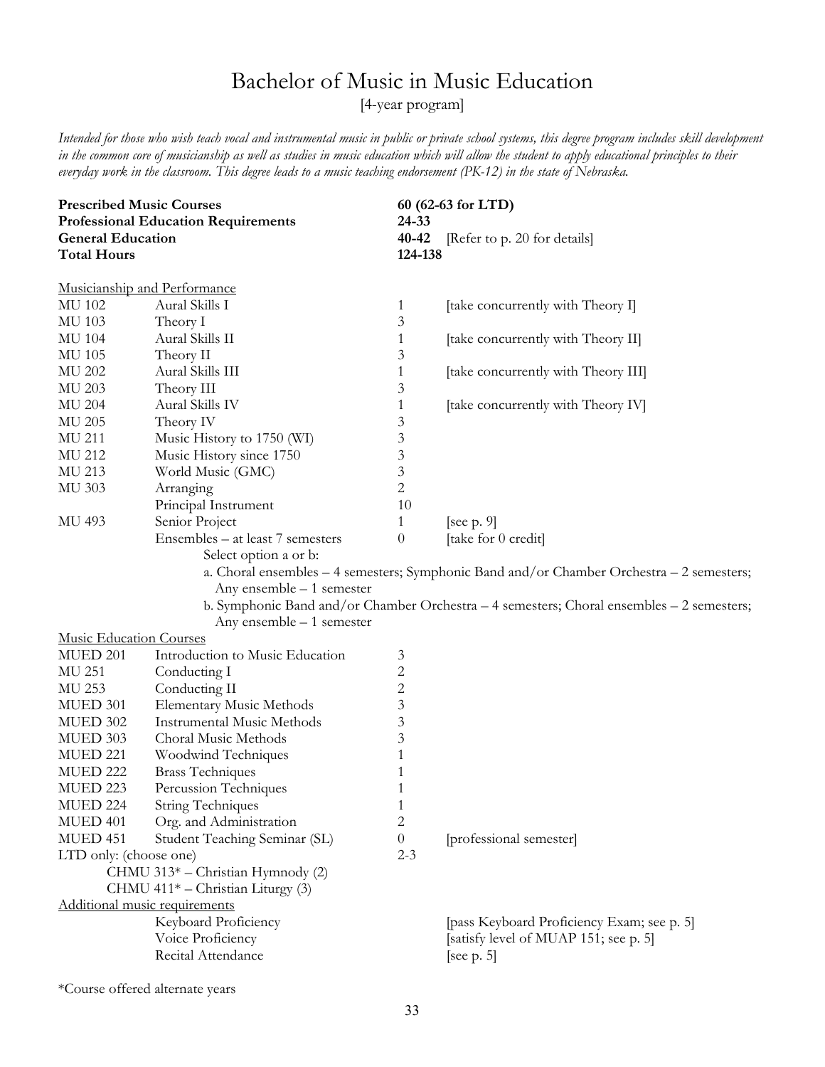# Bachelor of Music in Music Education

[4-year program]

*Intended for those who wish teach vocal and instrumental music in public or private school systems, this degree program includes skill development in the common core of musicianship as well as studies in music education which will allow the student to apply educational principles to their everyday work in the classroom. This degree leads to a music teaching endorsement (PK-12) in the state of Nebraska.*

| | | |
|---|---|---|
| **Prescribed Music Courses** | **60 (62-63 for LTD)** | |
| **Professional Education Requirements** | **24-33** | |
| **General Education** | **40-42** | [Refer to p. 20 for details] |
| **Total Hours** | **124-138** | |

<u>Musicianship and Performance</u>

| | | | |
|---|---|---|---|
| MU 102 | Aural Skills I | 1 | [take concurrently with Theory I] |
| MU 103 | Theory I | 3 | |
| MU 104 | Aural Skills II | 1 | [take concurrently with Theory II] |
| MU 105 | Theory II | 3 | |
| MU 202 | Aural Skills III | 1 | [take concurrently with Theory III] |
| MU 203 | Theory III | 3 | |
| MU 204 | Aural Skills IV | 1 | [take concurrently with Theory IV] |
| MU 205 | Theory IV | 3 | |
| MU 211 | Music History to 1750 (WI) | 3 | |
| MU 212 | Music History since 1750 | 3 | |
| MU 213 | World Music (GMC) | 3 | |
| MU 303 | Arranging | 2 | |
| | Principal Instrument | 10 | |
| MU 493 | Senior Project | 1 | [see p. 9] |
| | Ensembles – at least 7 semesters | 0 | [take for 0 credit] |

Select option a or b:

a. Choral ensembles – 4 semesters; Symphonic Band and/or Chamber Orchestra – 2 semesters; Any ensemble – 1 semester

b. Symphonic Band and/or Chamber Orchestra – 4 semesters; Choral ensembles – 2 semesters; Any ensemble – 1 semester

<u>Music Education Courses</u>

| | | | |
|---|---|---|---|
| MUED 201 | Introduction to Music Education | 3 | |
| MU 251 | Conducting I | 2 | |
| MU 253 | Conducting II | 2 | |
| MUED 301 | Elementary Music Methods | 3 | |
| MUED 302 | Instrumental Music Methods | 3 | |
| MUED 303 | Choral Music Methods | 3 | |
| MUED 221 | Woodwind Techniques | 1 | |
| MUED 222 | Brass Techniques | 1 | |
| MUED 223 | Percussion Techniques | 1 | |
| MUED 224 | String Techniques | 1 | |
| MUED 401 | Org. and Administration | 2 | |
| MUED 451 | Student Teaching Seminar (SL) | 0 | [professional semester] |
| LTD only: (choose one) | | 2-3 | |

- CHMU 313* – Christian Hymnody (2)
- CHMU 411* – Christian Liturgy (3)

<u>Additional music requirements</u>

| | |
|---|---|
| Keyboard Proficiency | [pass Keyboard Proficiency Exam; see p. 5] |
| Voice Proficiency | [satisfy level of MUAP 151; see p. 5] |
| Recital Attendance | [see p. 5] |

*Course offered alternate years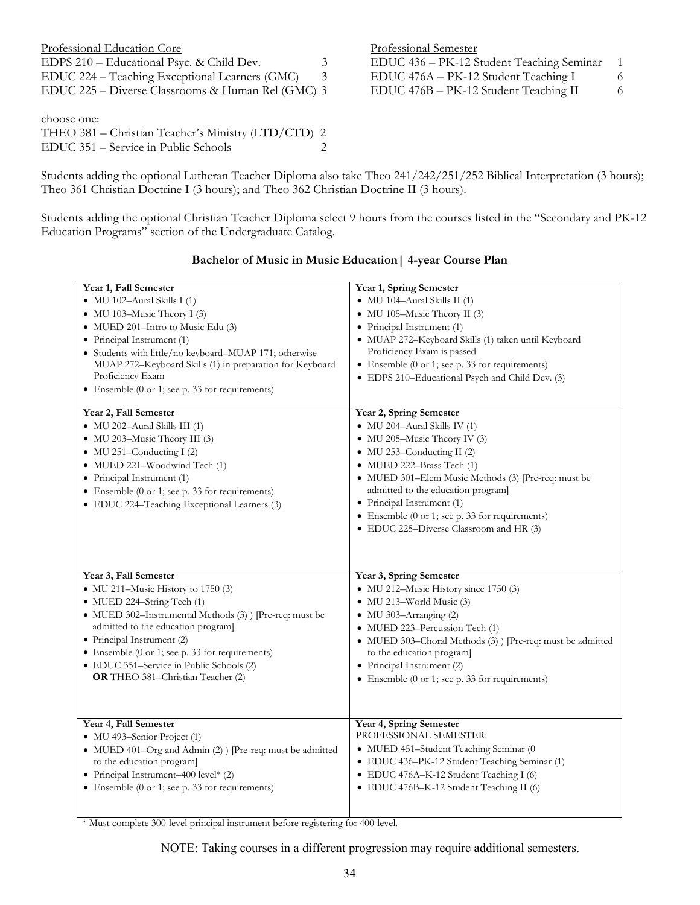Professional Education Core

| Course | Hours |
|---|---|
| EDPS 210 – Educational Psyc. & Child Dev. | 3 |
| EDUC 224 – Teaching Exceptional Learners (GMC) | 3 |
| EDUC 225 – Diverse Classrooms & Human Rel (GMC) | 3 |

choose one:

| Course | Hours |
|---|---|
| THEO 381 – Christian Teacher's Ministry (LTD/CTD) | 2 |
| EDUC 351 – Service in Public Schools | 2 |

Professional Semester

| Course | Hours |
|---|---|
| EDUC 436 – PK-12 Student Teaching Seminar | 1 |
| EDUC 476A – PK-12 Student Teaching I | 6 |
| EDUC 476B – PK-12 Student Teaching II | 6 |

Students adding the optional Lutheran Teacher Diploma also take Theo 241/242/251/252 Biblical Interpretation (3 hours); Theo 361 Christian Doctrine I (3 hours); and Theo 362 Christian Doctrine II (3 hours).

Students adding the optional Christian Teacher Diploma select 9 hours from the courses listed in the "Secondary and PK-12 Education Programs" section of the Undergraduate Catalog.

## Bachelor of Music in Music Education| 4-year Course Plan

| Fall Semester | Spring Semester |
|---|---|
| **Year 1, Fall Semester**<br>• MU 102–Aural Skills I (1)<br>• MU 103–Music Theory I (3)<br>• MUED 201–Intro to Music Edu (3)<br>• Principal Instrument (1)<br>• Students with little/no keyboard–MUAP 171; otherwise MUAP 272–Keyboard Skills (1) in preparation for Keyboard Proficiency Exam<br>• Ensemble (0 or 1; see p. 33 for requirements) | **Year 1, Spring Semester**<br>• MU 104–Aural Skills II (1)<br>• MU 105–Music Theory II (3)<br>• Principal Instrument (1)<br>• MUAP 272–Keyboard Skills (1) taken until Keyboard Proficiency Exam is passed<br>• Ensemble (0 or 1; see p. 33 for requirements)<br>• EDPS 210–Educational Psych and Child Dev. (3) |
| **Year 2, Fall Semester**<br>• MU 202–Aural Skills III (1)<br>• MU 203–Music Theory III (3)<br>• MU 251–Conducting I (2)<br>• MUED 221–Woodwind Tech (1)<br>• Principal Instrument (1)<br>• Ensemble (0 or 1; see p. 33 for requirements)<br>• EDUC 224–Teaching Exceptional Learners (3) | **Year 2, Spring Semester**<br>• MU 204–Aural Skills IV (1)<br>• MU 205–Music Theory IV (3)<br>• MU 253–Conducting II (2)<br>• MUED 222–Brass Tech (1)<br>• MUED 301–Elem Music Methods (3) [Pre-req: must be admitted to the education program]<br>• Principal Instrument (1)<br>• Ensemble (0 or 1; see p. 33 for requirements)<br>• EDUC 225–Diverse Classroom and HR (3) |
| **Year 3, Fall Semester**<br>• MU 211–Music History to 1750 (3)<br>• MUED 224–String Tech (1)<br>• MUED 302–Instrumental Methods (3) ) [Pre-req: must be admitted to the education program]<br>• Principal Instrument (2)<br>• Ensemble (0 or 1; see p. 33 for requirements)<br>• EDUC 351–Service in Public Schools (2)<br>**OR** THEO 381–Christian Teacher (2) | **Year 3, Spring Semester**<br>• MU 212–Music History since 1750 (3)<br>• MU 213–World Music (3)<br>• MU 303–Arranging (2)<br>• MUED 223–Percussion Tech (1)<br>• MUED 303–Choral Methods (3) ) [Pre-req: must be admitted to the education program]<br>• Principal Instrument (2)<br>• Ensemble (0 or 1; see p. 33 for requirements) |
| **Year 4, Fall Semester**<br>• MU 493–Senior Project (1)<br>• MUED 401–Org and Admin (2) ) [Pre-req: must be admitted to the education program]<br>• Principal Instrument–400 level* (2)<br>• Ensemble (0 or 1; see p. 33 for requirements) | **Year 4, Spring Semester**<br>PROFESSIONAL SEMESTER:<br>• MUED 451–Student Teaching Seminar (0<br>• EDUC 436–PK-12 Student Teaching Seminar (1)<br>• EDUC 476A–K-12 Student Teaching I (6)<br>• EDUC 476B–K-12 Student Teaching II (6) |

\* Must complete 300-level principal instrument before registering for 400-level.

NOTE: Taking courses in a different progression may require additional semesters.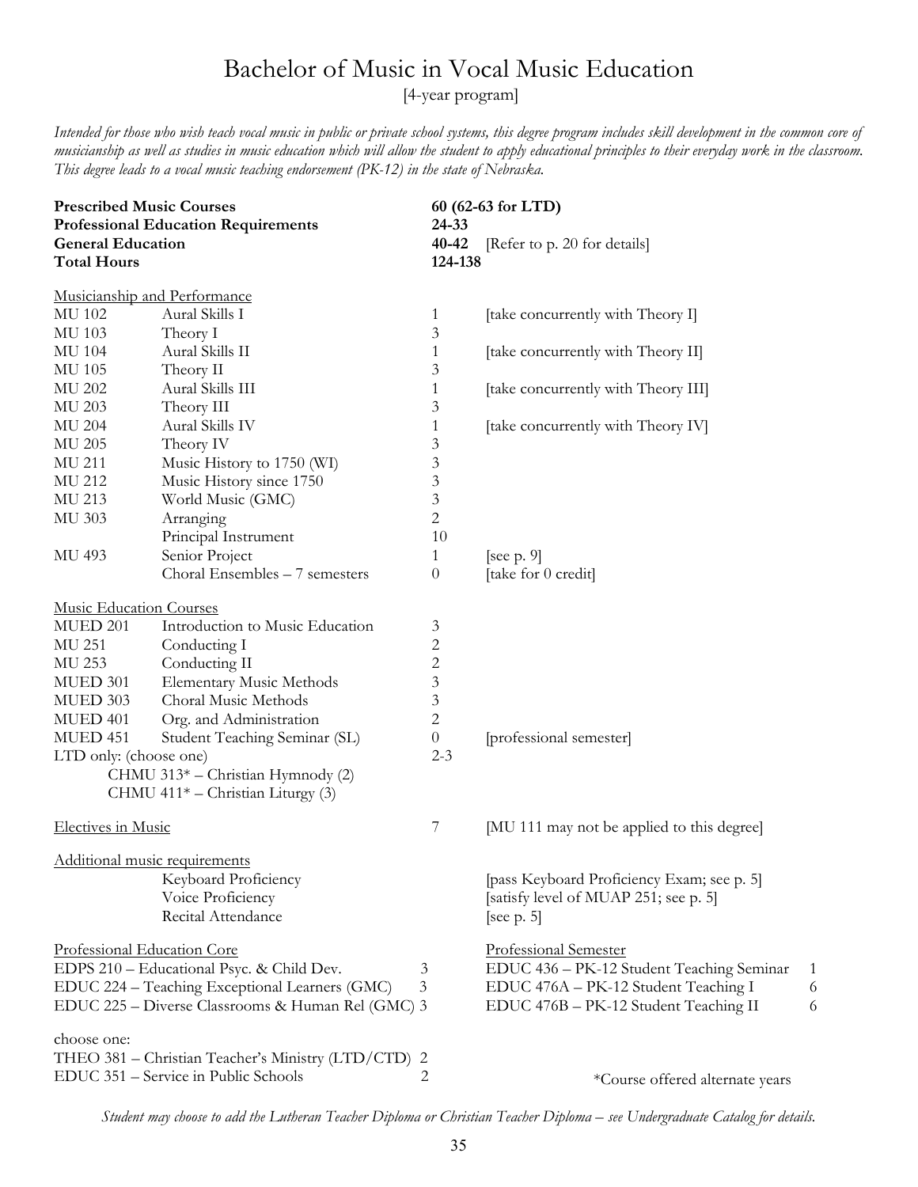# Bachelor of Music in Vocal Music Education

[4-year program]

*Intended for those who wish teach vocal music in public or private school systems, this degree program includes skill development in the common core of musicianship as well as studies in music education which will allow the student to apply educational principles to their everyday work in the classroom. This degree leads to a vocal music teaching endorsement (PK-12) in the state of Nebraska.*

| | | |
|---|---|---|
| **Prescribed Music Courses** | **60 (62-63 for LTD)** | |
| **Professional Education Requirements** | **24-33** | |
| **General Education** | **40-42** | [Refer to p. 20 for details] |
| **Total Hours** | **124-138** | |

<u>Musicianship and Performance</u>

| | | | |
|---|---|---|---|
| MU 102 | Aural Skills I | 1 | [take concurrently with Theory I] |
| MU 103 | Theory I | 3 | |
| MU 104 | Aural Skills II | 1 | [take concurrently with Theory II] |
| MU 105 | Theory II | 3 | |
| MU 202 | Aural Skills III | 1 | [take concurrently with Theory III] |
| MU 203 | Theory III | 3 | |
| MU 204 | Aural Skills IV | 1 | [take concurrently with Theory IV] |
| MU 205 | Theory IV | 3 | |
| MU 211 | Music History to 1750 (WI) | 3 | |
| MU 212 | Music History since 1750 | 3 | |
| MU 213 | World Music (GMC) | 3 | |
| MU 303 | Arranging | 2 | |
| | Principal Instrument | 10 | |
| MU 493 | Senior Project | 1 | [see p. 9] |
| | Choral Ensembles – 7 semesters | 0 | [take for 0 credit] |

<u>Music Education Courses</u>

| | | | |
|---|---|---|---|
| MUED 201 | Introduction to Music Education | 3 | |
| MU 251 | Conducting I | 2 | |
| MU 253 | Conducting II | 2 | |
| MUED 301 | Elementary Music Methods | 3 | |
| MUED 303 | Choral Music Methods | 3 | |
| MUED 401 | Org. and Administration | 2 | |
| MUED 451 | Student Teaching Seminar (SL) | 0 | [professional semester] |
| LTD only: (choose one) | | 2-3 | |
| | CHMU 313* – Christian Hymnody (2) | | |
| | CHMU 411* – Christian Liturgy (3) | | |

<u>Electives in Music</u> 7 [MU 111 may not be applied to this degree]

<u>Additional music requirements</u>

| | |
|---|---|
| Keyboard Proficiency | [pass Keyboard Proficiency Exam; see p. 5] |
| Voice Proficiency | [satisfy level of MUAP 251; see p. 5] |
| Recital Attendance | [see p. 5] |

<u>Professional Education Core</u>

| | |
|---|---|
| EDPS 210 – Educational Psyc. & Child Dev. | 3 |
| EDUC 224 – Teaching Exceptional Learners (GMC) | 3 |
| EDUC 225 – Diverse Classrooms & Human Rel (GMC) | 3 |

choose one:

| | |
|---|---|
| THEO 381 – Christian Teacher's Ministry (LTD/CTD) | 2 |
| EDUC 351 – Service in Public Schools | 2 |

<u>Professional Semester</u>

| | |
|---|---|
| EDUC 436 – PK-12 Student Teaching Seminar | 1 |
| EDUC 476A – PK-12 Student Teaching I | 6 |
| EDUC 476B – PK-12 Student Teaching II | 6 |

*Course offered alternate years

*Student may choose to add the Lutheran Teacher Diploma or Christian Teacher Diploma – see Undergraduate Catalog for details.*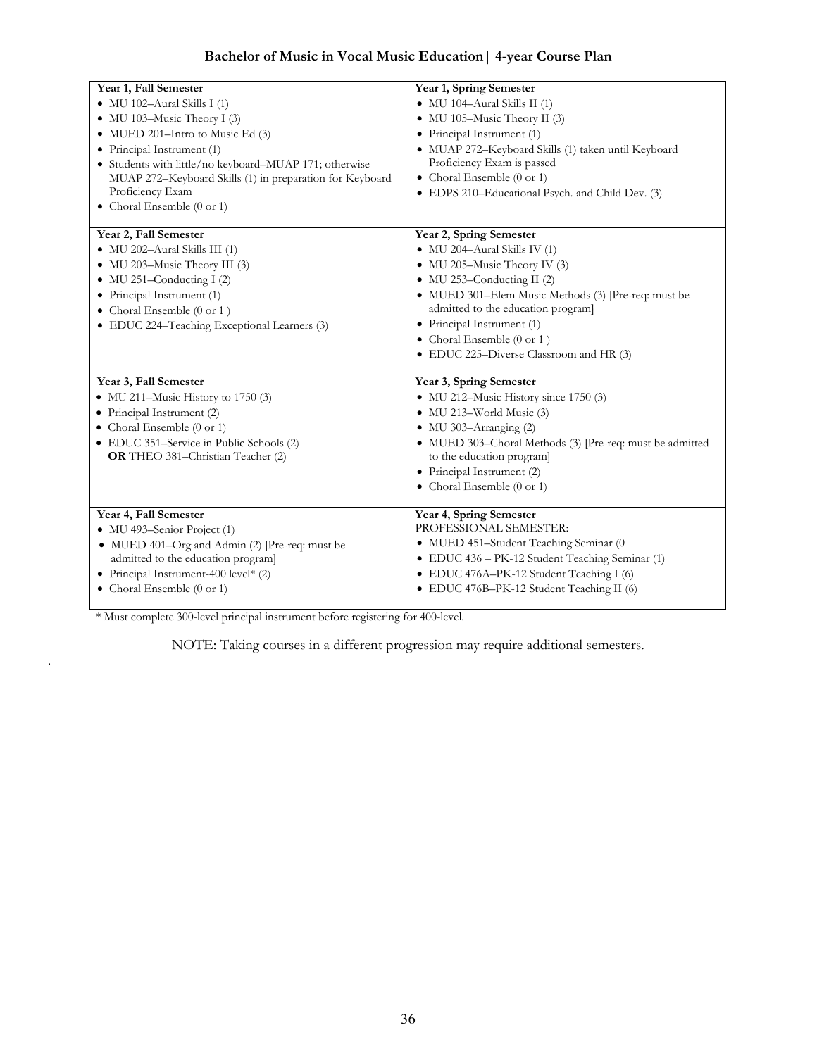## Bachelor of Music in Vocal Music Education | 4-year Course Plan

| Year 1, Fall Semester | Year 1, Spring Semester |
|---|---|
| • MU 102–Aural Skills I (1)<br>• MU 103–Music Theory I (3)<br>• MUED 201–Intro to Music Ed (3)<br>• Principal Instrument (1)<br>• Students with little/no keyboard–MUAP 171; otherwise MUAP 272–Keyboard Skills (1) in preparation for Keyboard Proficiency Exam<br>• Choral Ensemble (0 or 1) | • MU 104–Aural Skills II (1)<br>• MU 105–Music Theory II (3)<br>• Principal Instrument (1)<br>• MUAP 272–Keyboard Skills (1) taken until Keyboard Proficiency Exam is passed<br>• Choral Ensemble (0 or 1)<br>• EDPS 210–Educational Psych. and Child Dev. (3) |
| **Year 2, Fall Semester** | **Year 2, Spring Semester** |
| • MU 202–Aural Skills III (1)<br>• MU 203–Music Theory III (3)<br>• MU 251–Conducting I (2)<br>• Principal Instrument (1)<br>• Choral Ensemble (0 or 1 )<br>• EDUC 224–Teaching Exceptional Learners (3) | • MU 204–Aural Skills IV (1)<br>• MU 205–Music Theory IV (3)<br>• MU 253–Conducting II (2)<br>• MUED 301–Elem Music Methods (3) [Pre-req: must be admitted to the education program]<br>• Principal Instrument (1)<br>• Choral Ensemble (0 or 1 )<br>• EDUC 225–Diverse Classroom and HR (3) |
| **Year 3, Fall Semester** | **Year 3, Spring Semester** |
| • MU 211–Music History to 1750 (3)<br>• Principal Instrument (2)<br>• Choral Ensemble (0 or 1)<br>• EDUC 351–Service in Public Schools (2) **OR** THEO 381–Christian Teacher (2) | • MU 212–Music History since 1750 (3)<br>• MU 213–World Music (3)<br>• MU 303–Arranging (2)<br>• MUED 303–Choral Methods (3) [Pre-req: must be admitted to the education program]<br>• Principal Instrument (2)<br>• Choral Ensemble (0 or 1) |
| **Year 4, Fall Semester** | **Year 4, Spring Semester** |
| • MU 493–Senior Project (1)<br>• MUED 401–Org and Admin (2) [Pre-req: must be admitted to the education program]<br>• Principal Instrument-400 level* (2)<br>• Choral Ensemble (0 or 1) | PROFESSIONAL SEMESTER:<br>• MUED 451–Student Teaching Seminar (0<br>• EDUC 436 – PK-12 Student Teaching Seminar (1)<br>• EDUC 476A–PK-12 Student Teaching I (6)<br>• EDUC 476B–PK-12 Student Teaching II (6) |

* Must complete 300-level principal instrument before registering for 400-level.

NOTE: Taking courses in a different progression may require additional semesters.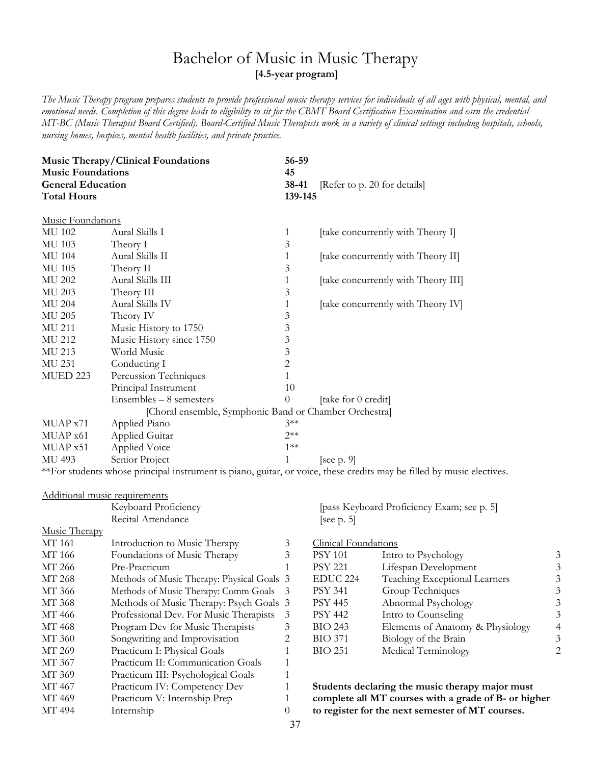# Bachelor of Music in Music Therapy

**[4.5-year program]**

*The Music Therapy program prepares students to provide professional music therapy services for individuals of all ages with physical, mental, and emotional needs. Completion of this degree leads to eligibility to sit for the CBMT Board Certification Examination and earn the credential MT-BC (Music Therapist Board Certified). Board-Certified Music Therapists work in a variety of clinical settings including hospitals, schools, nursing homes, hospices, mental health facilities, and private practice.*

| | | |
|---|---|---|
| **Music Therapy/Clinical Foundations** | **56-59** | |
| **Music Foundations** | **45** | |
| **General Education** | **38-41** | [Refer to p. 20 for details] |
| **Total Hours** | **139-145** | |

Music Foundations

| | | | |
|---|---|---|---|
| MU 102 | Aural Skills I | 1 | [take concurrently with Theory I] |
| MU 103 | Theory I | 3 | |
| MU 104 | Aural Skills II | 1 | [take concurrently with Theory II] |
| MU 105 | Theory II | 3 | |
| MU 202 | Aural Skills III | 1 | [take concurrently with Theory III] |
| MU 203 | Theory III | 3 | |
| MU 204 | Aural Skills IV | 1 | [take concurrently with Theory IV] |
| MU 205 | Theory IV | 3 | |
| MU 211 | Music History to 1750 | 3 | |
| MU 212 | Music History since 1750 | 3 | |
| MU 213 | World Music | 3 | |
| MU 251 | Conducting I | 2 | |
| MUED 223 | Percussion Techniques | 1 | |
| | Principal Instrument | 10 | |
| | Ensembles – 8 semesters [Choral ensemble, Symphonic Band or Chamber Orchestra] | 0 | [take for 0 credit] |
| MUAP x71 | Applied Piano | 3** | |
| MUAP x61 | Applied Guitar | 2** | |
| MUAP x51 | Applied Voice | 1** | |
| MU 493 | Senior Project | 1 | [see p. 9] |

**For students whose principal instrument is piano, guitar, or voice, these credits may be filled by music electives.

Additional music requirements

| | |
|---|---|
| Keyboard Proficiency | [pass Keyboard Proficiency Exam; see p. 5] |
| Recital Attendance | [see p. 5] |

Music Therapy

| | | |
|---|---|---|
| MT 161 | Introduction to Music Therapy | 3 |
| MT 166 | Foundations of Music Therapy | 3 |
| MT 266 | Pre-Practicum | 1 |
| MT 268 | Methods of Music Therapy: Physical Goals | 3 |
| MT 366 | Methods of Music Therapy: Comm Goals | 3 |
| MT 368 | Methods of Music Therapy: Psych Goals | 3 |
| MT 466 | Professional Dev. For Music Therapists | 3 |
| MT 468 | Program Dev for Music Therapists | 3 |
| MT 360 | Songwriting and Improvisation | 2 |
| MT 269 | Practicum I: Physical Goals | 1 |
| MT 367 | Practicum II: Communication Goals | 1 |
| MT 369 | Practicum III: Psychological Goals | 1 |
| MT 467 | Practicum IV: Competency Dev | 1 |
| MT 469 | Practicum V: Internship Prep | 1 |
| MT 494 | Internship | 0 |

Clinical Foundations

| | | |
|---|---|---|
| PSY 101 | Intro to Psychology | 3 |
| PSY 221 | Lifespan Development | 3 |
| EDUC 224 | Teaching Exceptional Learners | 3 |
| PSY 341 | Group Techniques | 3 |
| PSY 445 | Abnormal Psychology | 3 |
| PSY 442 | Intro to Counseling | 3 |
| BIO 243 | Elements of Anatomy & Physiology | 4 |
| BIO 371 | Biology of the Brain | 3 |
| BIO 251 | Medical Terminology | 2 |

**Students declaring the music therapy major must complete all MT courses with a grade of B- or higher to register for the next semester of MT courses.**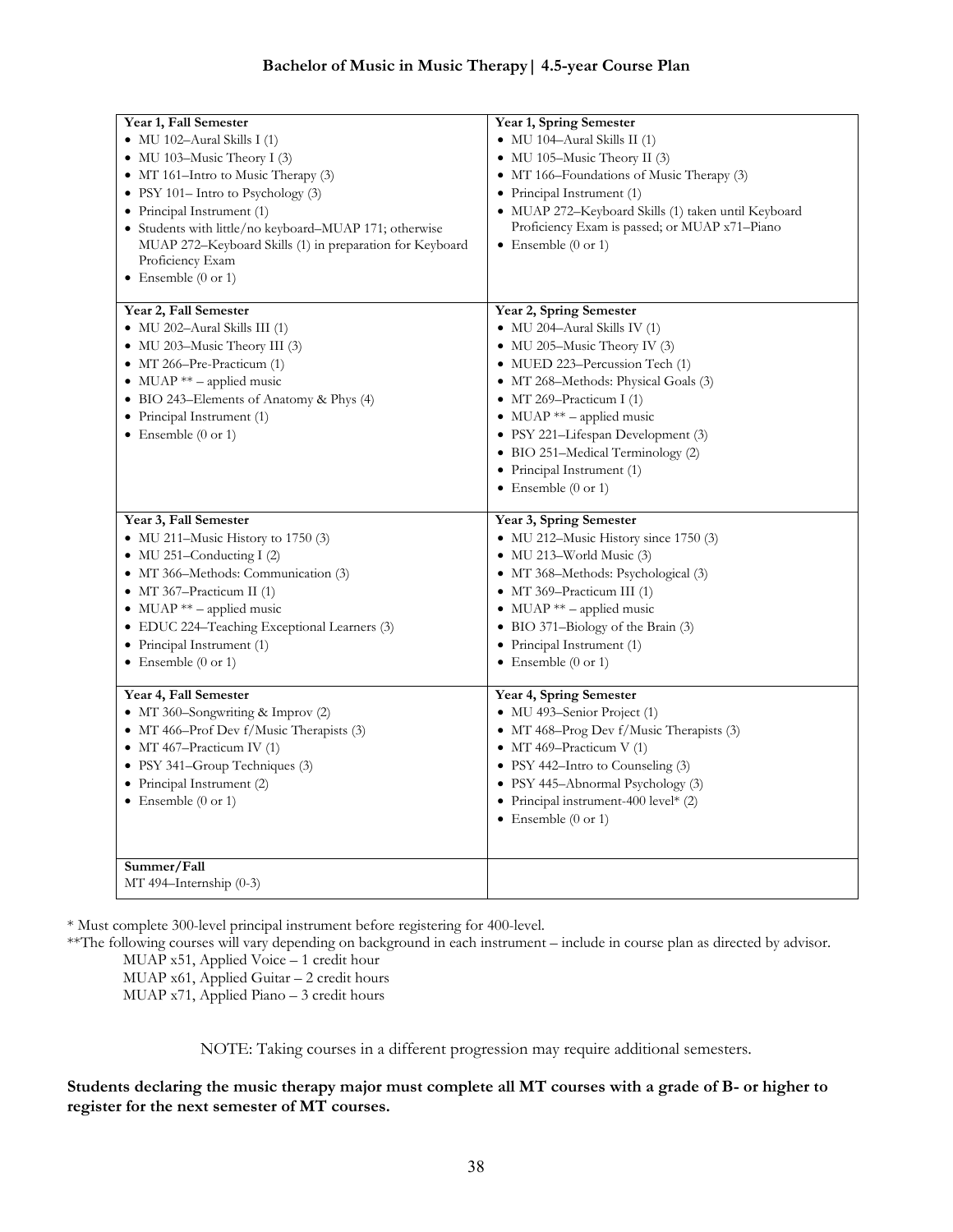## Bachelor of Music in Music Therapy | 4.5-year Course Plan

| Year 1, Fall Semester | Year 1, Spring Semester |
|---|---|
| • MU 102–Aural Skills I (1)<br>• MU 103–Music Theory I (3)<br>• MT 161–Intro to Music Therapy (3)<br>• PSY 101– Intro to Psychology (3)<br>• Principal Instrument (1)<br>• Students with little/no keyboard–MUAP 171; otherwise MUAP 272–Keyboard Skills (1) in preparation for Keyboard Proficiency Exam<br>• Ensemble (0 or 1) | • MU 104–Aural Skills II (1)<br>• MU 105–Music Theory II (3)<br>• MT 166–Foundations of Music Therapy (3)<br>• Principal Instrument (1)<br>• MUAP 272–Keyboard Skills (1) taken until Keyboard Proficiency Exam is passed; or MUAP x71–Piano<br>• Ensemble (0 or 1) |
| **Year 2, Fall Semester** | **Year 2, Spring Semester** |
| • MU 202–Aural Skills III (1)<br>• MU 203–Music Theory III (3)<br>• MT 266–Pre-Practicum (1)<br>• MUAP ** – applied music<br>• BIO 243–Elements of Anatomy & Phys (4)<br>• Principal Instrument (1)<br>• Ensemble (0 or 1) | • MU 204–Aural Skills IV (1)<br>• MU 205–Music Theory IV (3)<br>• MUED 223–Percussion Tech (1)<br>• MT 268–Methods: Physical Goals (3)<br>• MT 269–Practicum I (1)<br>• MUAP ** – applied music<br>• PSY 221–Lifespan Development (3)<br>• BIO 251–Medical Terminology (2)<br>• Principal Instrument (1)<br>• Ensemble (0 or 1) |
| **Year 3, Fall Semester** | **Year 3, Spring Semester** |
| • MU 211–Music History to 1750 (3)<br>• MU 251–Conducting I (2)<br>• MT 366–Methods: Communication (3)<br>• MT 367–Practicum II (1)<br>• MUAP ** – applied music<br>• EDUC 224–Teaching Exceptional Learners (3)<br>• Principal Instrument (1)<br>• Ensemble (0 or 1) | • MU 212–Music History since 1750 (3)<br>• MU 213–World Music (3)<br>• MT 368–Methods: Psychological (3)<br>• MT 369–Practicum III (1)<br>• MUAP ** – applied music<br>• BIO 371–Biology of the Brain (3)<br>• Principal Instrument (1)<br>• Ensemble (0 or 1) |
| **Year 4, Fall Semester** | **Year 4, Spring Semester** |
| • MT 360–Songwriting & Improv (2)<br>• MT 466–Prof Dev f/Music Therapists (3)<br>• MT 467–Practicum IV (1)<br>• PSY 341–Group Techniques (3)<br>• Principal Instrument (2)<br>• Ensemble (0 or 1) | • MU 493–Senior Project (1)<br>• MT 468–Prog Dev f/Music Therapists (3)<br>• MT 469–Practicum V (1)<br>• PSY 442–Intro to Counseling (3)<br>• PSY 445–Abnormal Psychology (3)<br>• Principal instrument-400 level* (2)<br>• Ensemble (0 or 1) |
| **Summer/Fall**<br>MT 494–Internship (0-3) | |

\* Must complete 300-level principal instrument before registering for 400-level.

**The following courses will vary depending on background in each instrument – include in course plan as directed by advisor.

MUAP x51, Applied Voice – 1 credit hour
MUAP x61, Applied Guitar – 2 credit hours
MUAP x71, Applied Piano – 3 credit hours

NOTE: Taking courses in a different progression may require additional semesters.

**Students declaring the music therapy major must complete all MT courses with a grade of B- or higher to register for the next semester of MT courses.**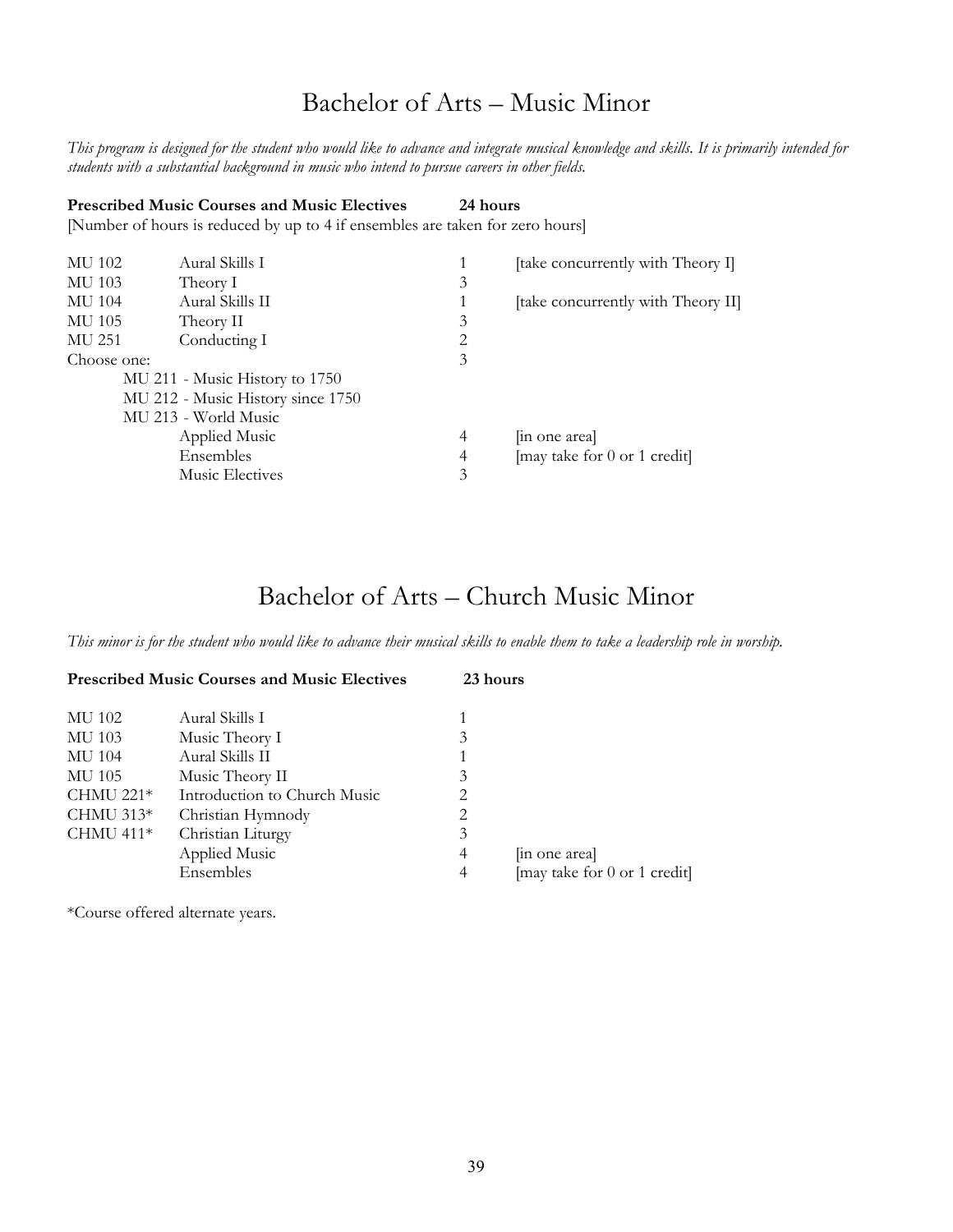# Bachelor of Arts – Music Minor

*This program is designed for the student who would like to advance and integrate musical knowledge and skills. It is primarily intended for students with a substantial background in music who intend to pursue careers in other fields.*

**Prescribed Music Courses and Music Electives 24 hours**

[Number of hours is reduced by up to 4 if ensembles are taken for zero hours]

| | | | |
|---|---|---|---|
| MU 102 | Aural Skills I | 1 | [take concurrently with Theory I] |
| MU 103 | Theory I | 3 | |
| MU 104 | Aural Skills II | 1 | [take concurrently with Theory II] |
| MU 105 | Theory II | 3 | |
| MU 251 | Conducting I | 2 | |
| Choose one: | | 3 | |
| | MU 211 - Music History to 1750 | | |
| | MU 212 - Music History since 1750 | | |
| | MU 213 - World Music | | |
| | Applied Music | 4 | [in one area] |
| | Ensembles | 4 | [may take for 0 or 1 credit] |
| | Music Electives | 3 | |

# Bachelor of Arts – Church Music Minor

*This minor is for the student who would like to advance their musical skills to enable them to take a leadership role in worship.*

**Prescribed Music Courses and Music Electives 23 hours**

| | | | |
|---|---|---|---|
| MU 102 | Aural Skills I | 1 | |
| MU 103 | Music Theory I | 3 | |
| MU 104 | Aural Skills II | 1 | |
| MU 105 | Music Theory II | 3 | |
| CHMU 221* | Introduction to Church Music | 2 | |
| CHMU 313* | Christian Hymnody | 2 | |
| CHMU 411* | Christian Liturgy | 3 | |
| | Applied Music | 4 | [in one area] |
| | Ensembles | 4 | [may take for 0 or 1 credit] |

*Course offered alternate years.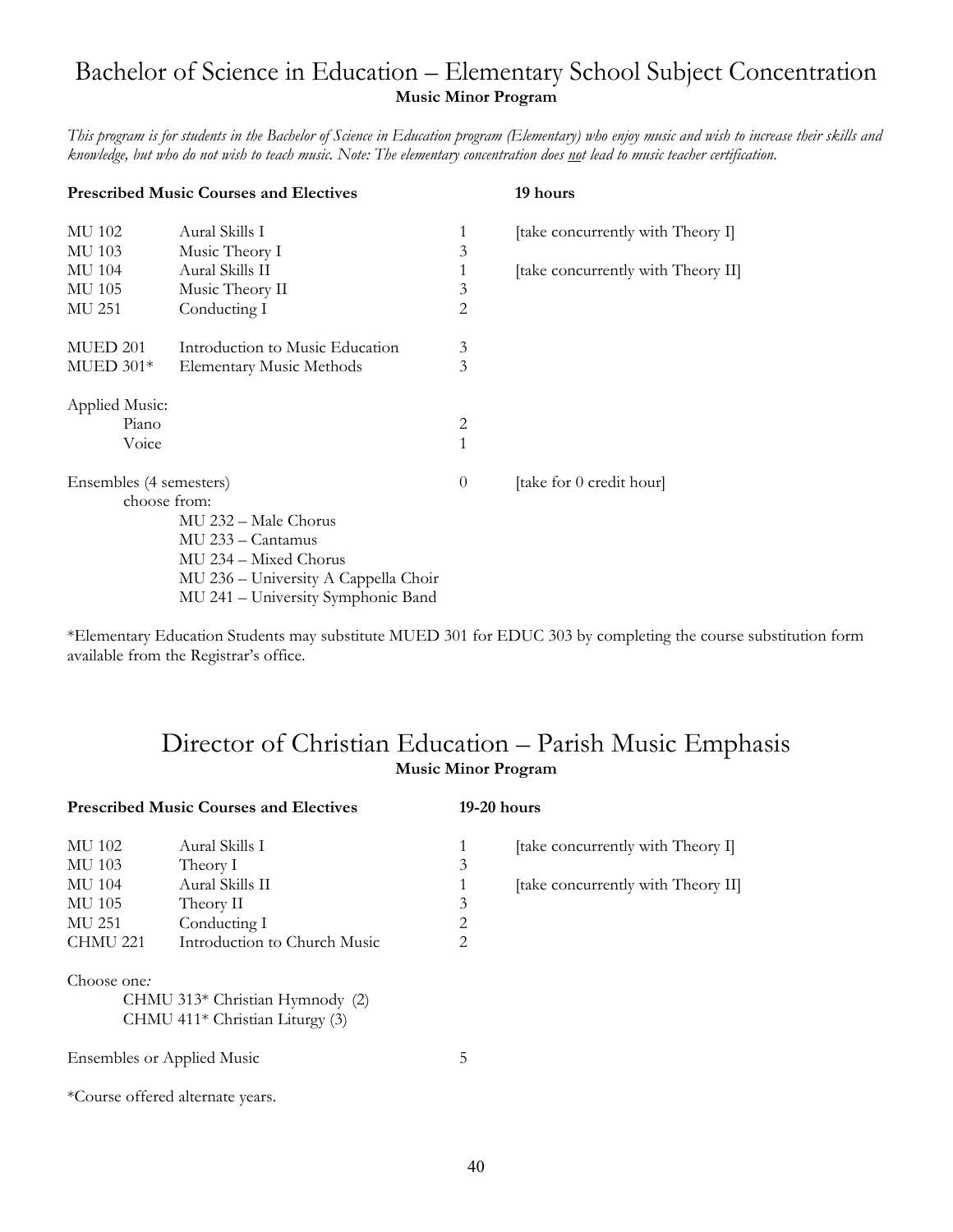# Bachelor of Science in Education – Elementary School Subject Concentration

**Music Minor Program**

*This program is for students in the Bachelor of Science in Education program (Elementary) who enjoy music and wish to increase their skills and knowledge, but who do not wish to teach music. Note: The elementary concentration does not lead to music teacher certification.*

| **Prescribed Music Courses and Electives** | | | **19 hours** |
|---|---|---|---|
| MU 102 | Aural Skills I | 1 | [take concurrently with Theory I] |
| MU 103 | Music Theory I | 3 | |
| MU 104 | Aural Skills II | 1 | [take concurrently with Theory II] |
| MU 105 | Music Theory II | 3 | |
| MU 251 | Conducting I | 2 | |
| MUED 201 | Introduction to Music Education | 3 | |
| MUED 301* | Elementary Music Methods | 3 | |
| Applied Music: | | | |
| Piano | | 2 | |
| Voice | | 1 | |
| Ensembles (4 semesters) | | 0 | [take for 0 credit hour] |

choose from:

- MU 232 – Male Chorus
- MU 233 – Cantamus
- MU 234 – Mixed Chorus
- MU 236 – University A Cappella Choir
- MU 241 – University Symphonic Band

*Elementary Education Students may substitute MUED 301 for EDUC 303 by completing the course substitution form available from the Registrar's office.

# Director of Christian Education – Parish Music Emphasis

**Music Minor Program**

| **Prescribed Music Courses and Electives** | | | **19-20 hours** |
|---|---|---|---|
| MU 102 | Aural Skills I | 1 | [take concurrently with Theory I] |
| MU 103 | Theory I | 3 | |
| MU 104 | Aural Skills II | 1 | [take concurrently with Theory II] |
| MU 105 | Theory II | 3 | |
| MU 251 | Conducting I | 2 | |
| CHMU 221 | Introduction to Church Music | 2 | |

Choose one*:*

- CHMU 313* Christian Hymnody (2)
- CHMU 411* Christian Liturgy (3)

| | |
|---|---|
| Ensembles or Applied Music | 5 |

*Course offered alternate years.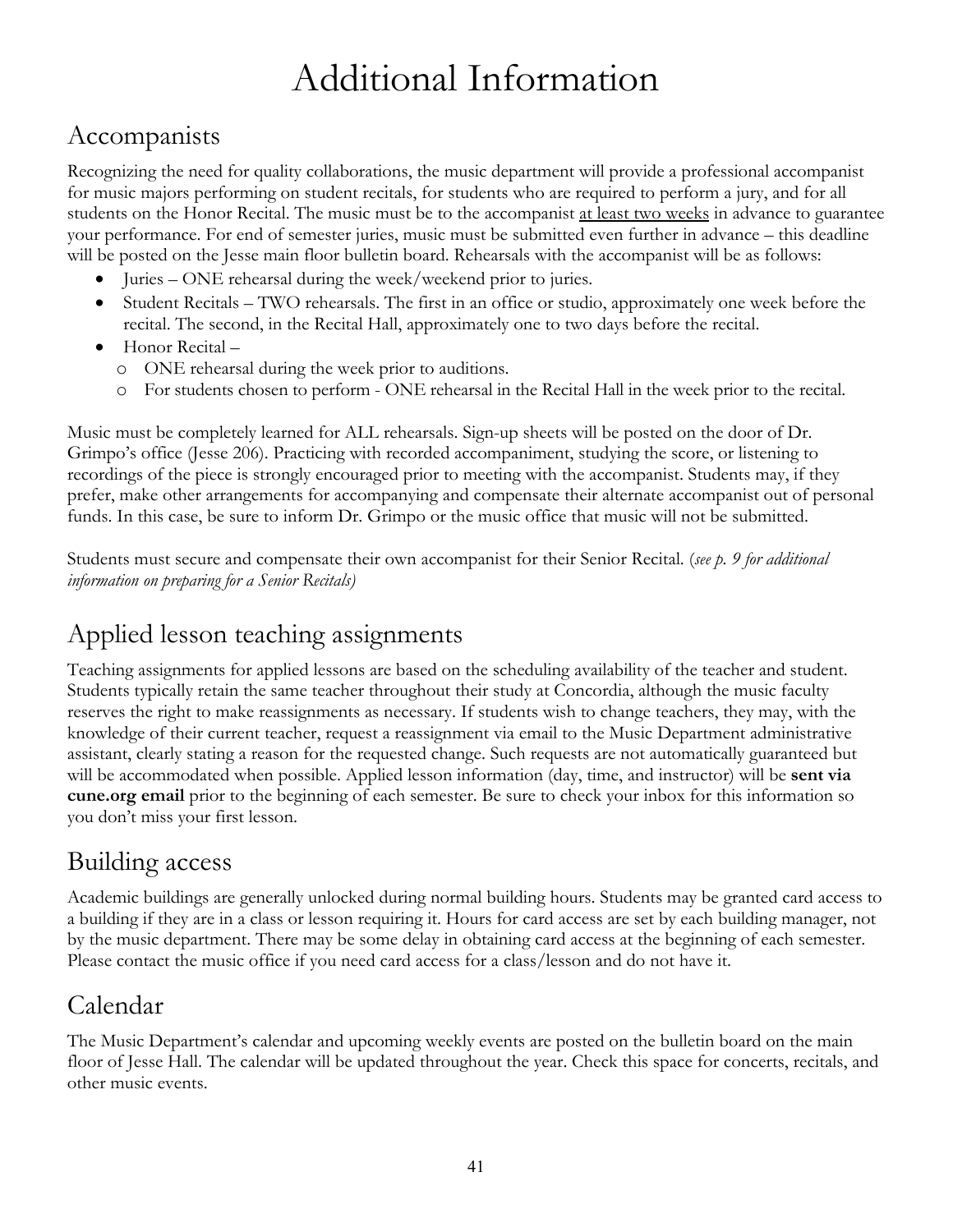# Additional Information

## Accompanists

Recognizing the need for quality collaborations, the music department will provide a professional accompanist for music majors performing on student recitals, for students who are required to perform a jury, and for all students on the Honor Recital. The music must be to the accompanist <u>at least two weeks</u> in advance to guarantee your performance. For end of semester juries, music must be submitted even further in advance – this deadline will be posted on the Jesse main floor bulletin board. Rehearsals with the accompanist will be as follows:

- Juries – ONE rehearsal during the week/weekend prior to juries.
- Student Recitals – TWO rehearsals. The first in an office or studio, approximately one week before the recital. The second, in the Recital Hall, approximately one to two days before the recital.
- Honor Recital –
  - ONE rehearsal during the week prior to auditions.
  - For students chosen to perform - ONE rehearsal in the Recital Hall in the week prior to the recital.

Music must be completely learned for ALL rehearsals. Sign-up sheets will be posted on the door of Dr. Grimpo's office (Jesse 206). Practicing with recorded accompaniment, studying the score, or listening to recordings of the piece is strongly encouraged prior to meeting with the accompanist. Students may, if they prefer, make other arrangements for accompanying and compensate their alternate accompanist out of personal funds. In this case, be sure to inform Dr. Grimpo or the music office that music will not be submitted.

Students must secure and compensate their own accompanist for their Senior Recital. (*see p. 9 for additional information on preparing for a Senior Recitals)*

## Applied lesson teaching assignments

Teaching assignments for applied lessons are based on the scheduling availability of the teacher and student. Students typically retain the same teacher throughout their study at Concordia, although the music faculty reserves the right to make reassignments as necessary. If students wish to change teachers, they may, with the knowledge of their current teacher, request a reassignment via email to the Music Department administrative assistant, clearly stating a reason for the requested change. Such requests are not automatically guaranteed but will be accommodated when possible. Applied lesson information (day, time, and instructor) will be **sent via cune.org email** prior to the beginning of each semester. Be sure to check your inbox for this information so you don't miss your first lesson.

## Building access

Academic buildings are generally unlocked during normal building hours. Students may be granted card access to a building if they are in a class or lesson requiring it. Hours for card access are set by each building manager, not by the music department. There may be some delay in obtaining card access at the beginning of each semester. Please contact the music office if you need card access for a class/lesson and do not have it.

## Calendar

The Music Department's calendar and upcoming weekly events are posted on the bulletin board on the main floor of Jesse Hall. The calendar will be updated throughout the year. Check this space for concerts, recitals, and other music events.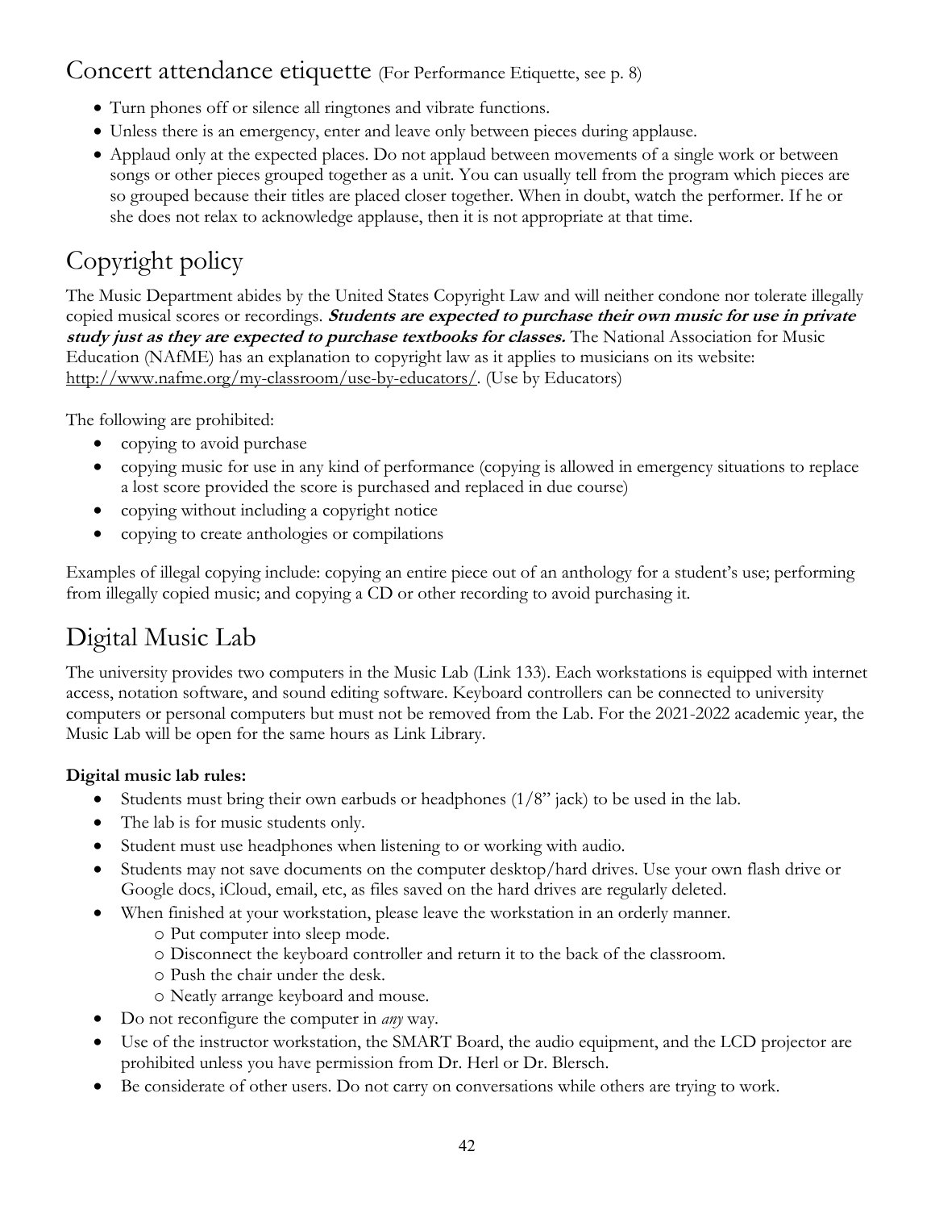## Concert attendance etiquette (For Performance Etiquette, see p. 8)

- Turn phones off or silence all ringtones and vibrate functions.
- Unless there is an emergency, enter and leave only between pieces during applause.
- Applaud only at the expected places. Do not applaud between movements of a single work or between songs or other pieces grouped together as a unit. You can usually tell from the program which pieces are so grouped because their titles are placed closer together. When in doubt, watch the performer. If he or she does not relax to acknowledge applause, then it is not appropriate at that time.

## Copyright policy

The Music Department abides by the United States Copyright Law and will neither condone nor tolerate illegally copied musical scores or recordings. ***Students are expected to purchase their own music for use in private study just as they are expected to purchase textbooks for classes.*** The National Association for Music Education (NAfME) has an explanation to copyright law as it applies to musicians on its website: http://www.nafme.org/my-classroom/use-by-educators/. (Use by Educators)

The following are prohibited:

- copying to avoid purchase
- copying music for use in any kind of performance (copying is allowed in emergency situations to replace a lost score provided the score is purchased and replaced in due course)
- copying without including a copyright notice
- copying to create anthologies or compilations

Examples of illegal copying include: copying an entire piece out of an anthology for a student's use; performing from illegally copied music; and copying a CD or other recording to avoid purchasing it.

## Digital Music Lab

The university provides two computers in the Music Lab (Link 133). Each workstations is equipped with internet access, notation software, and sound editing software. Keyboard controllers can be connected to university computers or personal computers but must not be removed from the Lab. For the 2021-2022 academic year, the Music Lab will be open for the same hours as Link Library.

**Digital music lab rules:**

- Students must bring their own earbuds or headphones (1/8" jack) to be used in the lab.
- The lab is for music students only.
- Student must use headphones when listening to or working with audio.
- Students may not save documents on the computer desktop/hard drives. Use your own flash drive or Google docs, iCloud, email, etc, as files saved on the hard drives are regularly deleted.
- When finished at your workstation, please leave the workstation in an orderly manner.
  - Put computer into sleep mode.
  - Disconnect the keyboard controller and return it to the back of the classroom.
  - Push the chair under the desk.
  - Neatly arrange keyboard and mouse.
- Do not reconfigure the computer in *any* way.
- Use of the instructor workstation, the SMART Board, the audio equipment, and the LCD projector are prohibited unless you have permission from Dr. Herl or Dr. Blersch.
- Be considerate of other users. Do not carry on conversations while others are trying to work.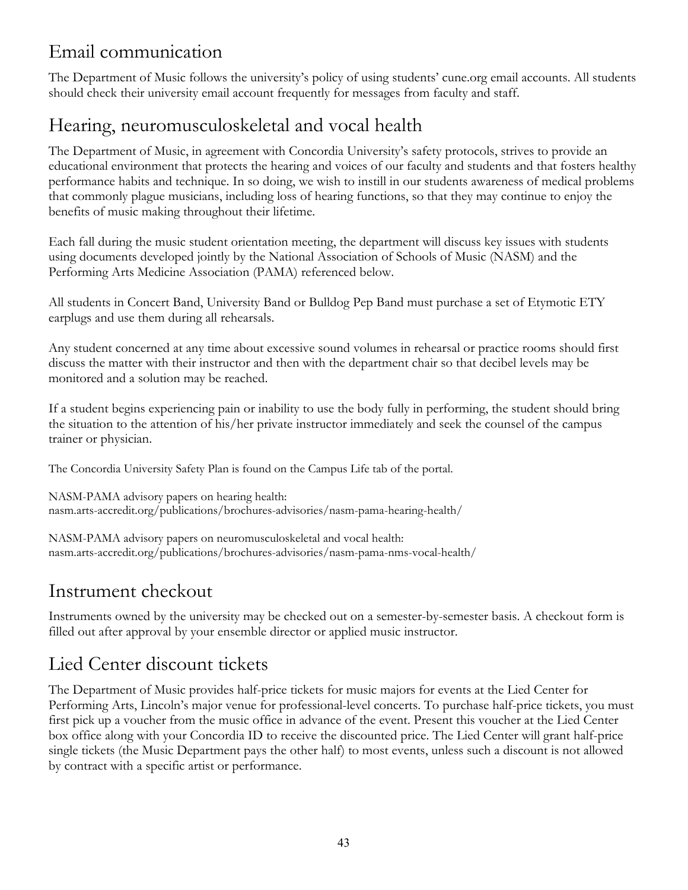## Email communication

The Department of Music follows the university's policy of using students' cune.org email accounts. All students should check their university email account frequently for messages from faculty and staff.

## Hearing, neuromusculoskeletal and vocal health

The Department of Music, in agreement with Concordia University's safety protocols, strives to provide an educational environment that protects the hearing and voices of our faculty and students and that fosters healthy performance habits and technique. In so doing, we wish to instill in our students awareness of medical problems that commonly plague musicians, including loss of hearing functions, so that they may continue to enjoy the benefits of music making throughout their lifetime.

Each fall during the music student orientation meeting, the department will discuss key issues with students using documents developed jointly by the National Association of Schools of Music (NASM) and the Performing Arts Medicine Association (PAMA) referenced below.

All students in Concert Band, University Band or Bulldog Pep Band must purchase a set of Etymotic ETY earplugs and use them during all rehearsals.

Any student concerned at any time about excessive sound volumes in rehearsal or practice rooms should first discuss the matter with their instructor and then with the department chair so that decibel levels may be monitored and a solution may be reached.

If a student begins experiencing pain or inability to use the body fully in performing, the student should bring the situation to the attention of his/her private instructor immediately and seek the counsel of the campus trainer or physician.

The Concordia University Safety Plan is found on the Campus Life tab of the portal.

NASM-PAMA advisory papers on hearing health:
nasm.arts-accredit.org/publications/brochures-advisories/nasm-pama-hearing-health/

NASM-PAMA advisory papers on neuromusculoskeletal and vocal health:
nasm.arts-accredit.org/publications/brochures-advisories/nasm-pama-nms-vocal-health/

## Instrument checkout

Instruments owned by the university may be checked out on a semester-by-semester basis. A checkout form is filled out after approval by your ensemble director or applied music instructor.

## Lied Center discount tickets

The Department of Music provides half-price tickets for music majors for events at the Lied Center for Performing Arts, Lincoln's major venue for professional-level concerts. To purchase half-price tickets, you must first pick up a voucher from the music office in advance of the event. Present this voucher at the Lied Center box office along with your Concordia ID to receive the discounted price. The Lied Center will grant half-price single tickets (the Music Department pays the other half) to most events, unless such a discount is not allowed by contract with a specific artist or performance.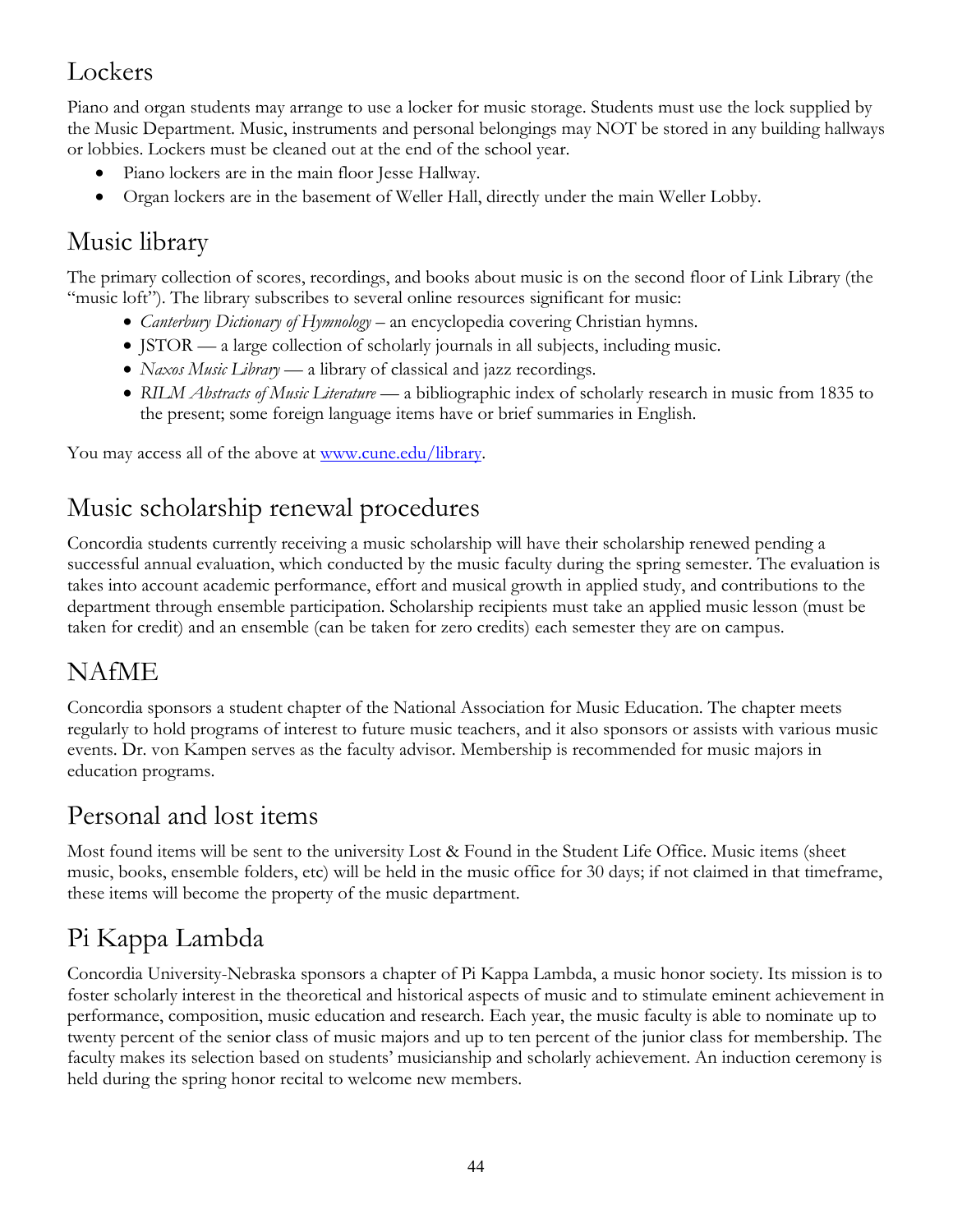## Lockers

Piano and organ students may arrange to use a locker for music storage. Students must use the lock supplied by the Music Department. Music, instruments and personal belongings may NOT be stored in any building hallways or lobbies. Lockers must be cleaned out at the end of the school year.

- Piano lockers are in the main floor Jesse Hallway.
- Organ lockers are in the basement of Weller Hall, directly under the main Weller Lobby.

## Music library

The primary collection of scores, recordings, and books about music is on the second floor of Link Library (the "music loft"). The library subscribes to several online resources significant for music:

- *Canterbury Dictionary of Hymnology* – an encyclopedia covering Christian hymns.
- JSTOR — a large collection of scholarly journals in all subjects, including music.
- *Naxos Music Library* — a library of classical and jazz recordings.
- *RILM Abstracts of Music Literature* — a bibliographic index of scholarly research in music from 1835 to the present; some foreign language items have or brief summaries in English.

You may access all of the above at www.cune.edu/library.

## Music scholarship renewal procedures

Concordia students currently receiving a music scholarship will have their scholarship renewed pending a successful annual evaluation, which conducted by the music faculty during the spring semester. The evaluation is takes into account academic performance, effort and musical growth in applied study, and contributions to the department through ensemble participation. Scholarship recipients must take an applied music lesson (must be taken for credit) and an ensemble (can be taken for zero credits) each semester they are on campus.

## NAfME

Concordia sponsors a student chapter of the National Association for Music Education. The chapter meets regularly to hold programs of interest to future music teachers, and it also sponsors or assists with various music events. Dr. von Kampen serves as the faculty advisor. Membership is recommended for music majors in education programs.

## Personal and lost items

Most found items will be sent to the university Lost & Found in the Student Life Office. Music items (sheet music, books, ensemble folders, etc) will be held in the music office for 30 days; if not claimed in that timeframe, these items will become the property of the music department.

## Pi Kappa Lambda

Concordia University-Nebraska sponsors a chapter of Pi Kappa Lambda, a music honor society. Its mission is to foster scholarly interest in the theoretical and historical aspects of music and to stimulate eminent achievement in performance, composition, music education and research. Each year, the music faculty is able to nominate up to twenty percent of the senior class of music majors and up to ten percent of the junior class for membership. The faculty makes its selection based on students' musicianship and scholarly achievement. An induction ceremony is held during the spring honor recital to welcome new members.